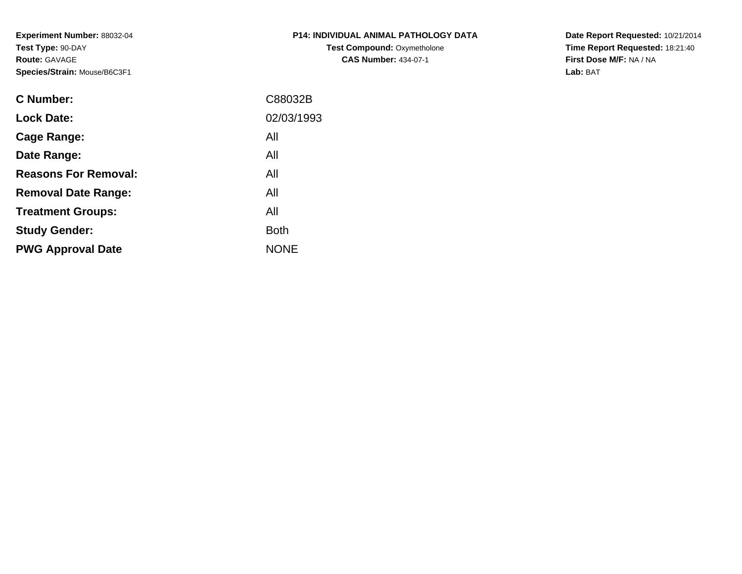**Experiment Number:** 88032-04
**Test Type:** 90-DAY
**Route:** GAVAGE
**Species/Strain:** Mouse/B6C3F1

**P14: INDIVIDUAL ANIMAL PATHOLOGY DATA**
**Test Compound:** Oxymetholone
**CAS Number:** 434-07-1

**Date Report Requested:** 10/21/2014
**Time Report Requested:** 18:21:40
**First Dose M/F:** NA / NA
**Lab:** BAT

| | |
|---|---|
| **C Number:** | C88032B |
| **Lock Date:** | 02/03/1993 |
| **Cage Range:** | All |
| **Date Range:** | All |
| **Reasons For Removal:** | All |
| **Removal Date Range:** | All |
| **Treatment Groups:** | All |
| **Study Gender:** | Both |
| **PWG Approval Date** | NONE |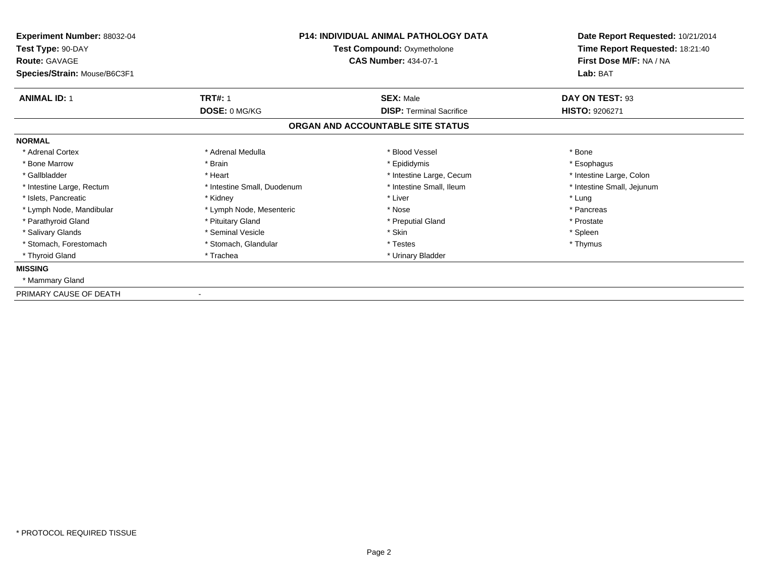**Experiment Number:** 88032-04
**Test Type:** 90-DAY
**Route:** GAVAGE
**Species/Strain:** Mouse/B6C3F1

**P14: INDIVIDUAL ANIMAL PATHOLOGY DATA**
**Test Compound:** Oxymetholone
**CAS Number:** 434-07-1

**Date Report Requested:** 10/21/2014
**Time Report Requested:** 18:21:40
**First Dose M/F:** NA / NA
**Lab:** BAT

| **ANIMAL ID:** 1 | **TRT#:** 1 | **SEX:** Male | **DAY ON TEST:** 93 |
|---|---|---|---|
| | **DOSE:** 0 MG/KG | **DISP:** Terminal Sacrifice | **HISTO:** 9206271 |

## ORGAN AND ACCOUNTABLE SITE STATUS

**NORMAL**

| | | | |
|---|---|---|---|
| * Adrenal Cortex | * Adrenal Medulla | * Blood Vessel | * Bone |
| * Bone Marrow | * Brain | * Epididymis | * Esophagus |
| * Gallbladder | * Heart | * Intestine Large, Cecum | * Intestine Large, Colon |
| * Intestine Large, Rectum | * Intestine Small, Duodenum | * Intestine Small, Ileum | * Intestine Small, Jejunum |
| * Islets, Pancreatic | * Kidney | * Liver | * Lung |
| * Lymph Node, Mandibular | * Lymph Node, Mesenteric | * Nose | * Pancreas |
| * Parathyroid Gland | * Pituitary Gland | * Preputial Gland | * Prostate |
| * Salivary Glands | * Seminal Vesicle | * Skin | * Spleen |
| * Stomach, Forestomach | * Stomach, Glandular | * Testes | * Thymus |
| * Thyroid Gland | * Trachea | * Urinary Bladder | |

**MISSING**

* Mammary Gland

PRIMARY CAUSE OF DEATH -

* PROTOCOL REQUIRED TISSUE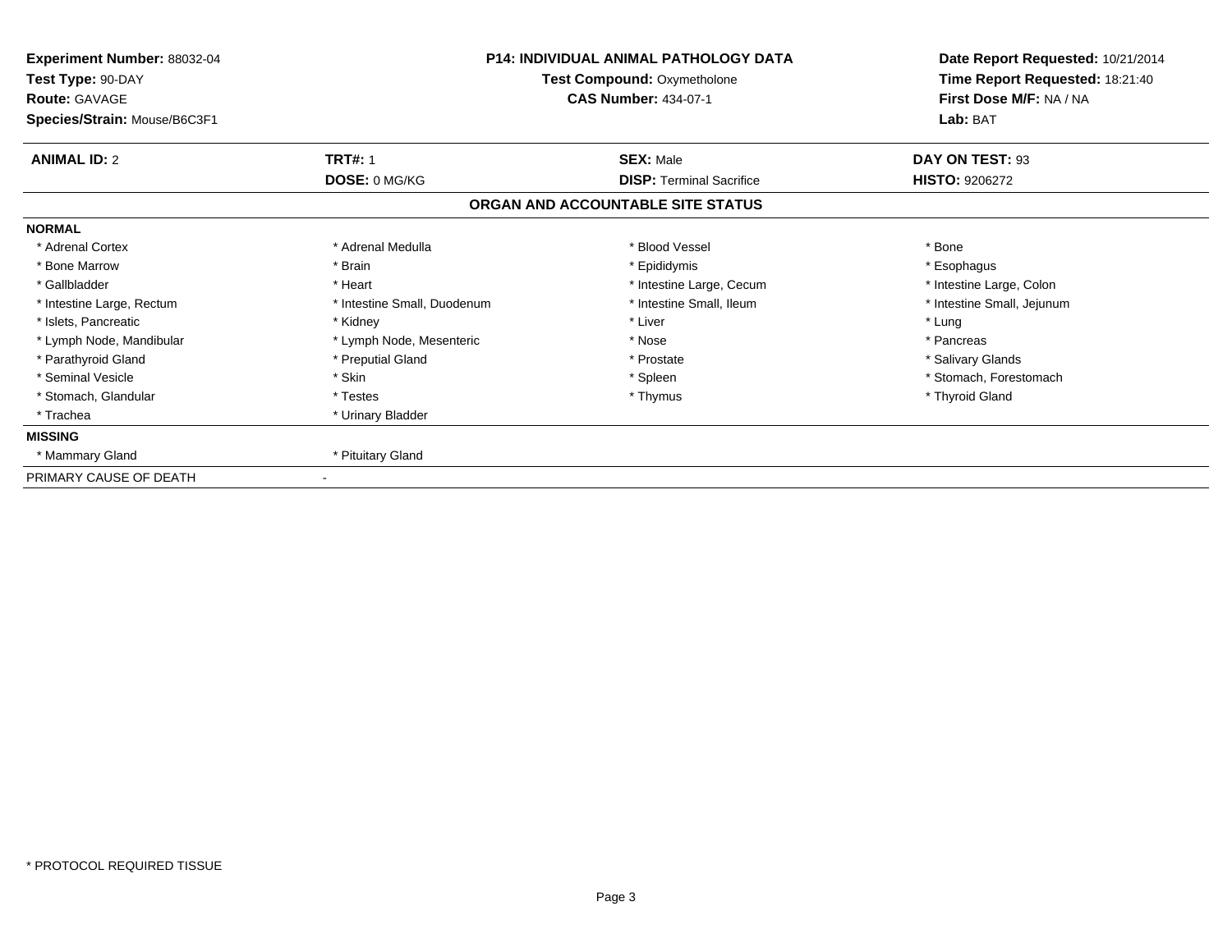**Experiment Number:** 88032-04
**Test Type:** 90-DAY
**Route:** GAVAGE
**Species/Strain:** Mouse/B6C3F1

**P14: INDIVIDUAL ANIMAL PATHOLOGY DATA**
**Test Compound:** Oxymetholone
**CAS Number:** 434-07-1

**Date Report Requested:** 10/21/2014
**Time Report Requested:** 18:21:40
**First Dose M/F:** NA / NA
**Lab:** BAT

| **ANIMAL ID:** 2 | **TRT#:** 1 | **SEX:** Male | **DAY ON TEST:** 93 |
|---|---|---|---|
| | **DOSE:** 0 MG/KG | **DISP:** Terminal Sacrifice | **HISTO:** 9206272 |

## ORGAN AND ACCOUNTABLE SITE STATUS

**NORMAL**

| | | | |
|---|---|---|---|
| * Adrenal Cortex | * Adrenal Medulla | * Blood Vessel | * Bone |
| * Bone Marrow | * Brain | * Epididymis | * Esophagus |
| * Gallbladder | * Heart | * Intestine Large, Cecum | * Intestine Large, Colon |
| * Intestine Large, Rectum | * Intestine Small, Duodenum | * Intestine Small, Ileum | * Intestine Small, Jejunum |
| * Islets, Pancreatic | * Kidney | * Liver | * Lung |
| * Lymph Node, Mandibular | * Lymph Node, Mesenteric | * Nose | * Pancreas |
| * Parathyroid Gland | * Preputial Gland | * Prostate | * Salivary Glands |
| * Seminal Vesicle | * Skin | * Spleen | * Stomach, Forestomach |
| * Stomach, Glandular | * Testes | * Thymus | * Thyroid Gland |
| * Trachea | * Urinary Bladder | | |

**MISSING**

| | |
|---|---|
| * Mammary Gland | * Pituitary Gland |

PRIMARY CAUSE OF DEATH -

* PROTOCOL REQUIRED TISSUE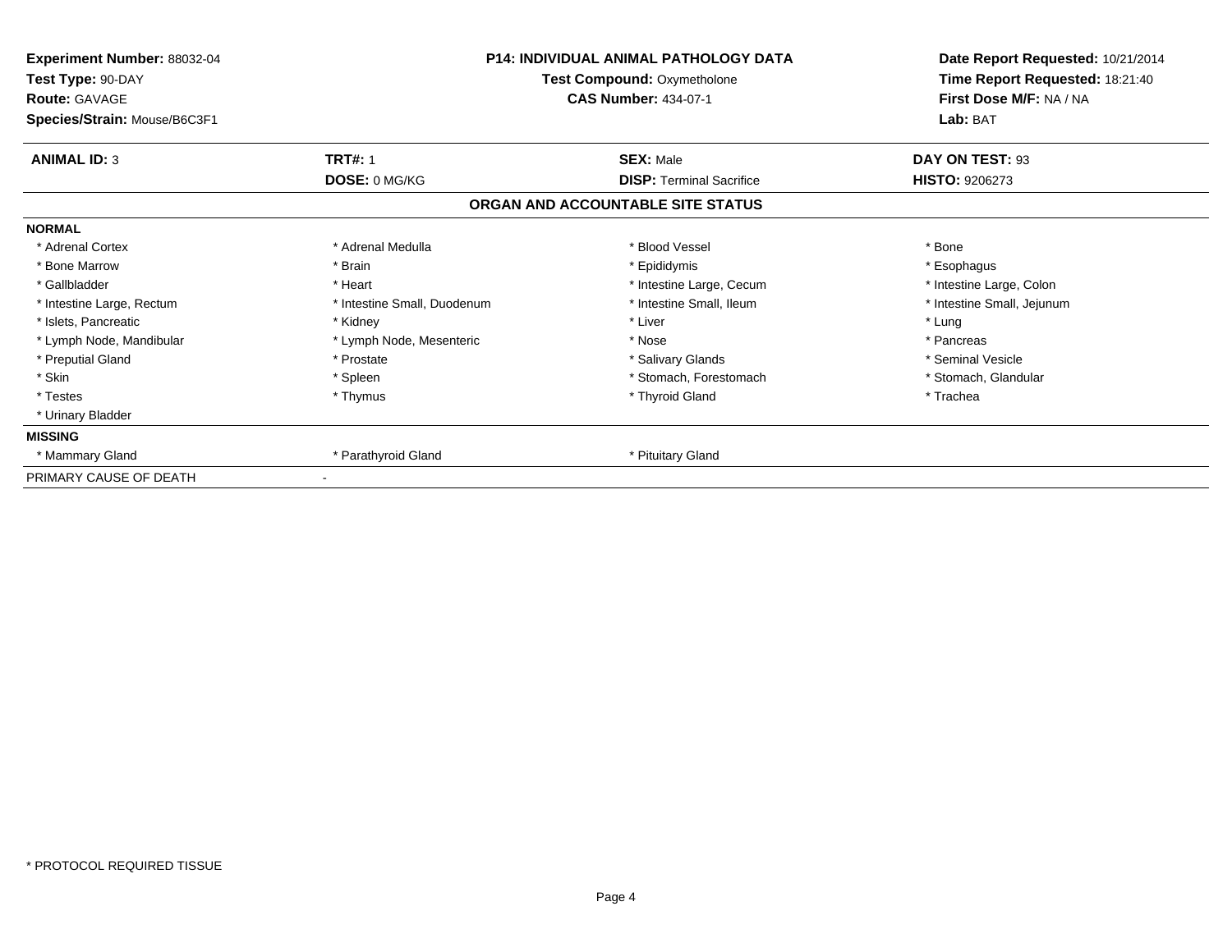**Experiment Number:** 88032-04
**Test Type:** 90-DAY
**Route:** GAVAGE
**Species/Strain:** Mouse/B6C3F1

**P14: INDIVIDUAL ANIMAL PATHOLOGY DATA**
**Test Compound:** Oxymetholone
**CAS Number:** 434-07-1

**Date Report Requested:** 10/21/2014
**Time Report Requested:** 18:21:40
**First Dose M/F:** NA / NA
**Lab:** BAT

| **ANIMAL ID:** 3 | **TRT#:** 1 | **SEX:** Male | **DAY ON TEST:** 93 |
|---|---|---|---|
| | **DOSE:** 0 MG/KG | **DISP:** Terminal Sacrifice | **HISTO:** 9206273 |

## ORGAN AND ACCOUNTABLE SITE STATUS

**NORMAL**

| | | | |
|---|---|---|---|
| * Adrenal Cortex | * Adrenal Medulla | * Blood Vessel | * Bone |
| * Bone Marrow | * Brain | * Epididymis | * Esophagus |
| * Gallbladder | * Heart | * Intestine Large, Cecum | * Intestine Large, Colon |
| * Intestine Large, Rectum | * Intestine Small, Duodenum | * Intestine Small, Ileum | * Intestine Small, Jejunum |
| * Islets, Pancreatic | * Kidney | * Liver | * Lung |
| * Lymph Node, Mandibular | * Lymph Node, Mesenteric | * Nose | * Pancreas |
| * Preputial Gland | * Prostate | * Salivary Glands | * Seminal Vesicle |
| * Skin | * Spleen | * Stomach, Forestomach | * Stomach, Glandular |
| * Testes | * Thymus | * Thyroid Gland | * Trachea |
| * Urinary Bladder | | | |

**MISSING**

| | | |
|---|---|---|
| * Mammary Gland | * Parathyroid Gland | * Pituitary Gland |

PRIMARY CAUSE OF DEATH -

* PROTOCOL REQUIRED TISSUE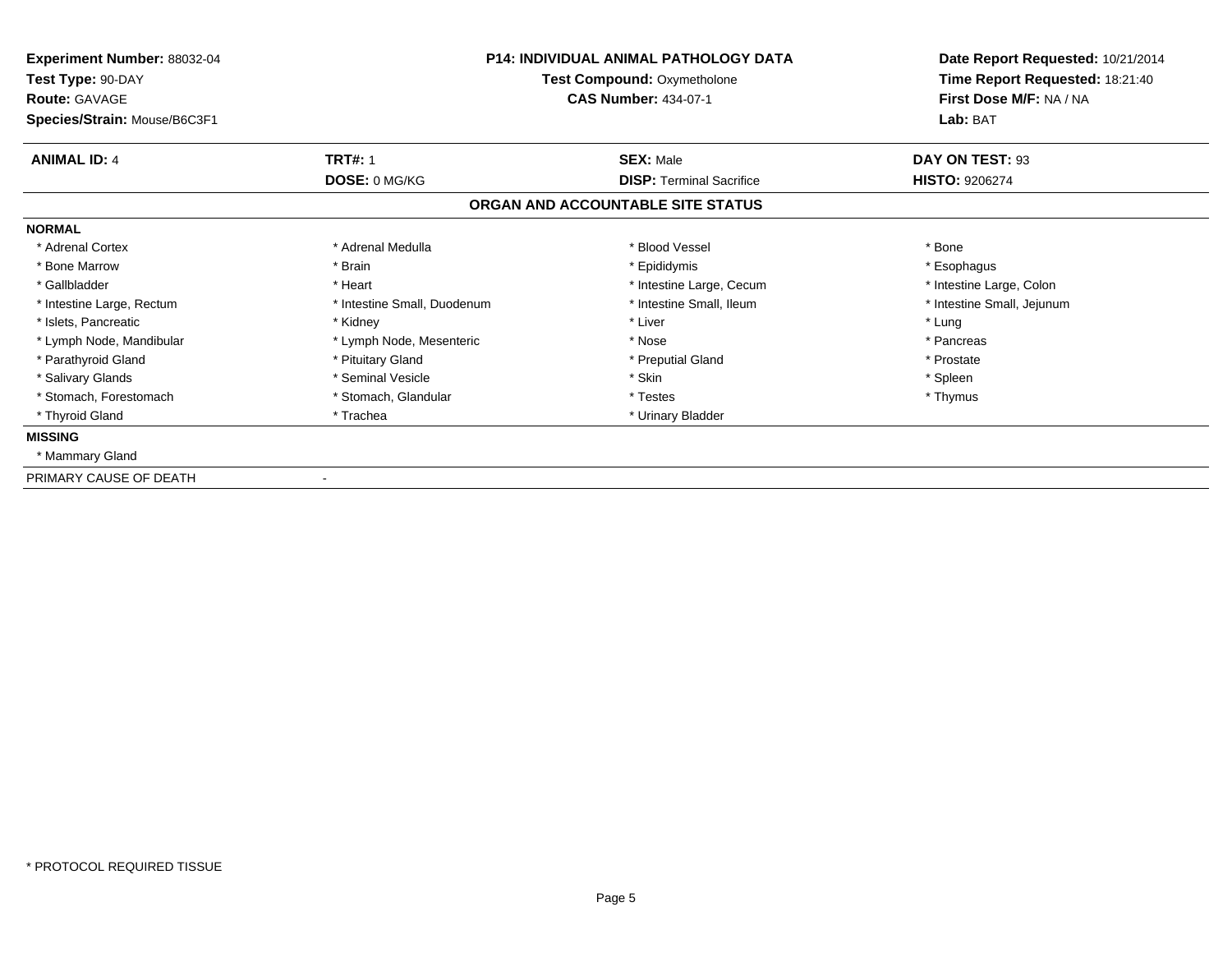**Experiment Number:** 88032-04
**Test Type:** 90-DAY
**Route:** GAVAGE
**Species/Strain:** Mouse/B6C3F1

**P14: INDIVIDUAL ANIMAL PATHOLOGY DATA**
**Test Compound:** Oxymetholone
**CAS Number:** 434-07-1

**Date Report Requested:** 10/21/2014
**Time Report Requested:** 18:21:40
**First Dose M/F:** NA / NA
**Lab:** BAT

| **ANIMAL ID:** 4 | **TRT#:** 1 | **SEX:** Male | **DAY ON TEST:** 93 |
|---|---|---|---|
| | **DOSE:** 0 MG/KG | **DISP:** Terminal Sacrifice | **HISTO:** 9206274 |

## ORGAN AND ACCOUNTABLE SITE STATUS

**NORMAL**

| | | | |
|---|---|---|---|
| * Adrenal Cortex | * Adrenal Medulla | * Blood Vessel | * Bone |
| * Bone Marrow | * Brain | * Epididymis | * Esophagus |
| * Gallbladder | * Heart | * Intestine Large, Cecum | * Intestine Large, Colon |
| * Intestine Large, Rectum | * Intestine Small, Duodenum | * Intestine Small, Ileum | * Intestine Small, Jejunum |
| * Islets, Pancreatic | * Kidney | * Liver | * Lung |
| * Lymph Node, Mandibular | * Lymph Node, Mesenteric | * Nose | * Pancreas |
| * Parathyroid Gland | * Pituitary Gland | * Preputial Gland | * Prostate |
| * Salivary Glands | * Seminal Vesicle | * Skin | * Spleen |
| * Stomach, Forestomach | * Stomach, Glandular | * Testes | * Thymus |
| * Thyroid Gland | * Trachea | * Urinary Bladder | |

**MISSING**

* Mammary Gland

PRIMARY CAUSE OF DEATH -

* PROTOCOL REQUIRED TISSUE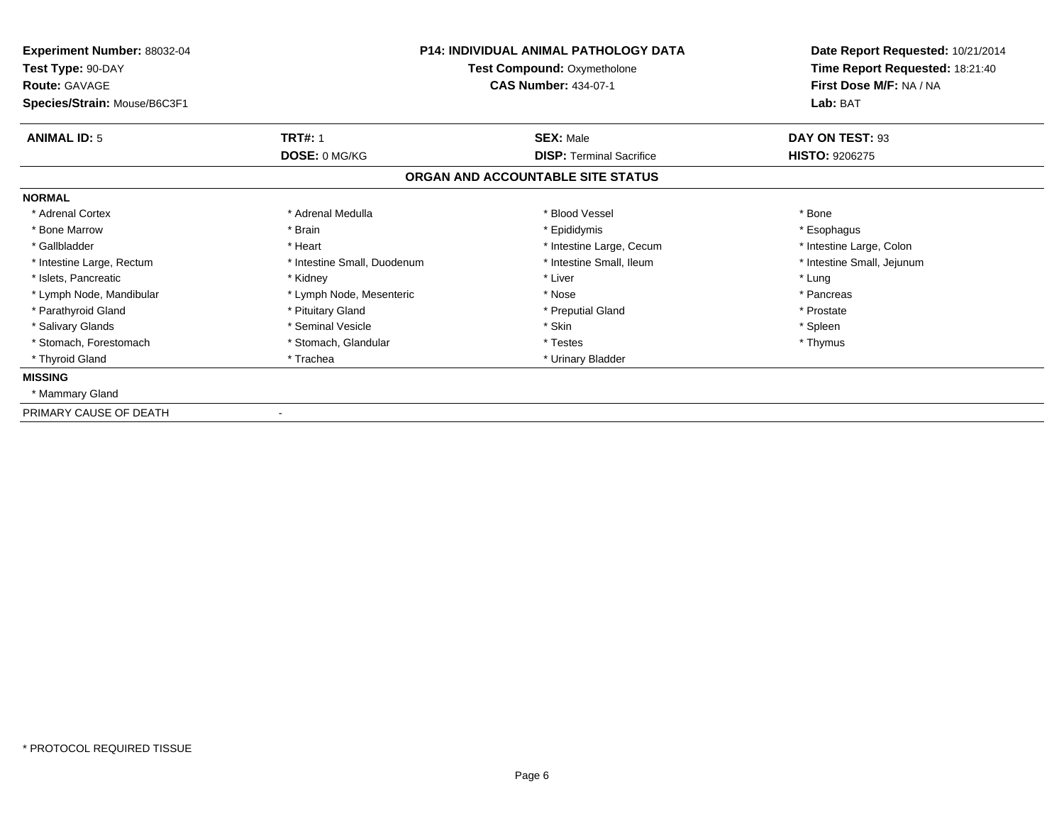**Experiment Number:** 88032-04
**Test Type:** 90-DAY
**Route:** GAVAGE
**Species/Strain:** Mouse/B6C3F1

**P14: INDIVIDUAL ANIMAL PATHOLOGY DATA**
**Test Compound:** Oxymetholone
**CAS Number:** 434-07-1

**Date Report Requested:** 10/21/2014
**Time Report Requested:** 18:21:40
**First Dose M/F:** NA / NA
**Lab:** BAT

| **ANIMAL ID:** 5 | **TRT#:** 1 | **SEX:** Male | **DAY ON TEST:** 93 |
|---|---|---|---|
| | **DOSE:** 0 MG/KG | **DISP:** Terminal Sacrifice | **HISTO:** 9206275 |

## ORGAN AND ACCOUNTABLE SITE STATUS

**NORMAL**

| | | | |
|---|---|---|---|
| * Adrenal Cortex | * Adrenal Medulla | * Blood Vessel | * Bone |
| * Bone Marrow | * Brain | * Epididymis | * Esophagus |
| * Gallbladder | * Heart | * Intestine Large, Cecum | * Intestine Large, Colon |
| * Intestine Large, Rectum | * Intestine Small, Duodenum | * Intestine Small, Ileum | * Intestine Small, Jejunum |
| * Islets, Pancreatic | * Kidney | * Liver | * Lung |
| * Lymph Node, Mandibular | * Lymph Node, Mesenteric | * Nose | * Pancreas |
| * Parathyroid Gland | * Pituitary Gland | * Preputial Gland | * Prostate |
| * Salivary Glands | * Seminal Vesicle | * Skin | * Spleen |
| * Stomach, Forestomach | * Stomach, Glandular | * Testes | * Thymus |
| * Thyroid Gland | * Trachea | * Urinary Bladder | |

**MISSING**

* Mammary Gland

PRIMARY CAUSE OF DEATH -

* PROTOCOL REQUIRED TISSUE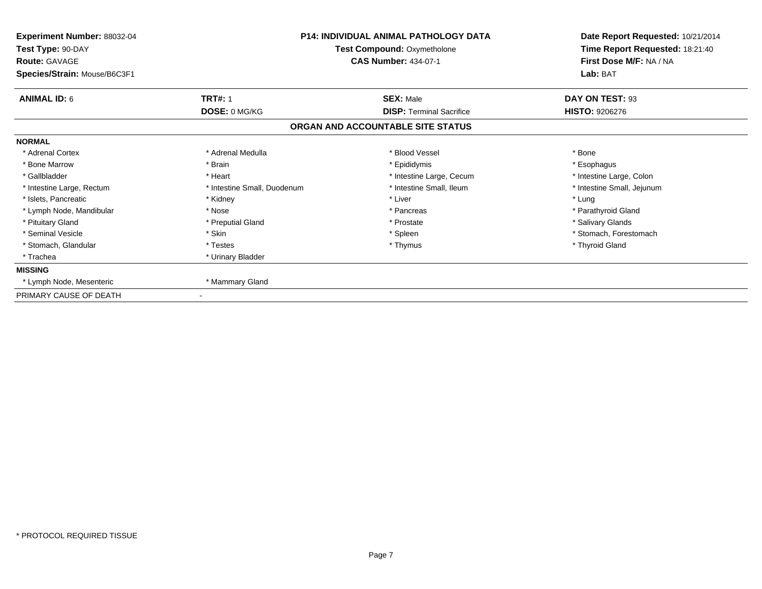**Experiment Number:** 88032-04
**Test Type:** 90-DAY
**Route:** GAVAGE
**Species/Strain:** Mouse/B6C3F1

**P14: INDIVIDUAL ANIMAL PATHOLOGY DATA**
**Test Compound:** Oxymetholone
**CAS Number:** 434-07-1

**Date Report Requested:** 10/21/2014
**Time Report Requested:** 18:21:40
**First Dose M/F:** NA / NA
**Lab:** BAT

| **ANIMAL ID:** 6 | **TRT#:** 1 | **SEX:** Male | **DAY ON TEST:** 93 |
|---|---|---|---|
| | **DOSE:** 0 MG/KG | **DISP:** Terminal Sacrifice | **HISTO:** 9206276 |

**ORGAN AND ACCOUNTABLE SITE STATUS**

**NORMAL**

| | | | |
|---|---|---|---|
| * Adrenal Cortex | * Adrenal Medulla | * Blood Vessel | * Bone |
| * Bone Marrow | * Brain | * Epididymis | * Esophagus |
| * Gallbladder | * Heart | * Intestine Large, Cecum | * Intestine Large, Colon |
| * Intestine Large, Rectum | * Intestine Small, Duodenum | * Intestine Small, Ileum | * Intestine Small, Jejunum |
| * Islets, Pancreatic | * Kidney | * Liver | * Lung |
| * Lymph Node, Mandibular | * Nose | * Pancreas | * Parathyroid Gland |
| * Pituitary Gland | * Preputial Gland | * Prostate | * Salivary Glands |
| * Seminal Vesicle | * Skin | * Spleen | * Stomach, Forestomach |
| * Stomach, Glandular | * Testes | * Thymus | * Thyroid Gland |
| * Trachea | * Urinary Bladder | | |

**MISSING**

| | |
|---|---|
| * Lymph Node, Mesenteric | * Mammary Gland |

PRIMARY CAUSE OF DEATH -

* PROTOCOL REQUIRED TISSUE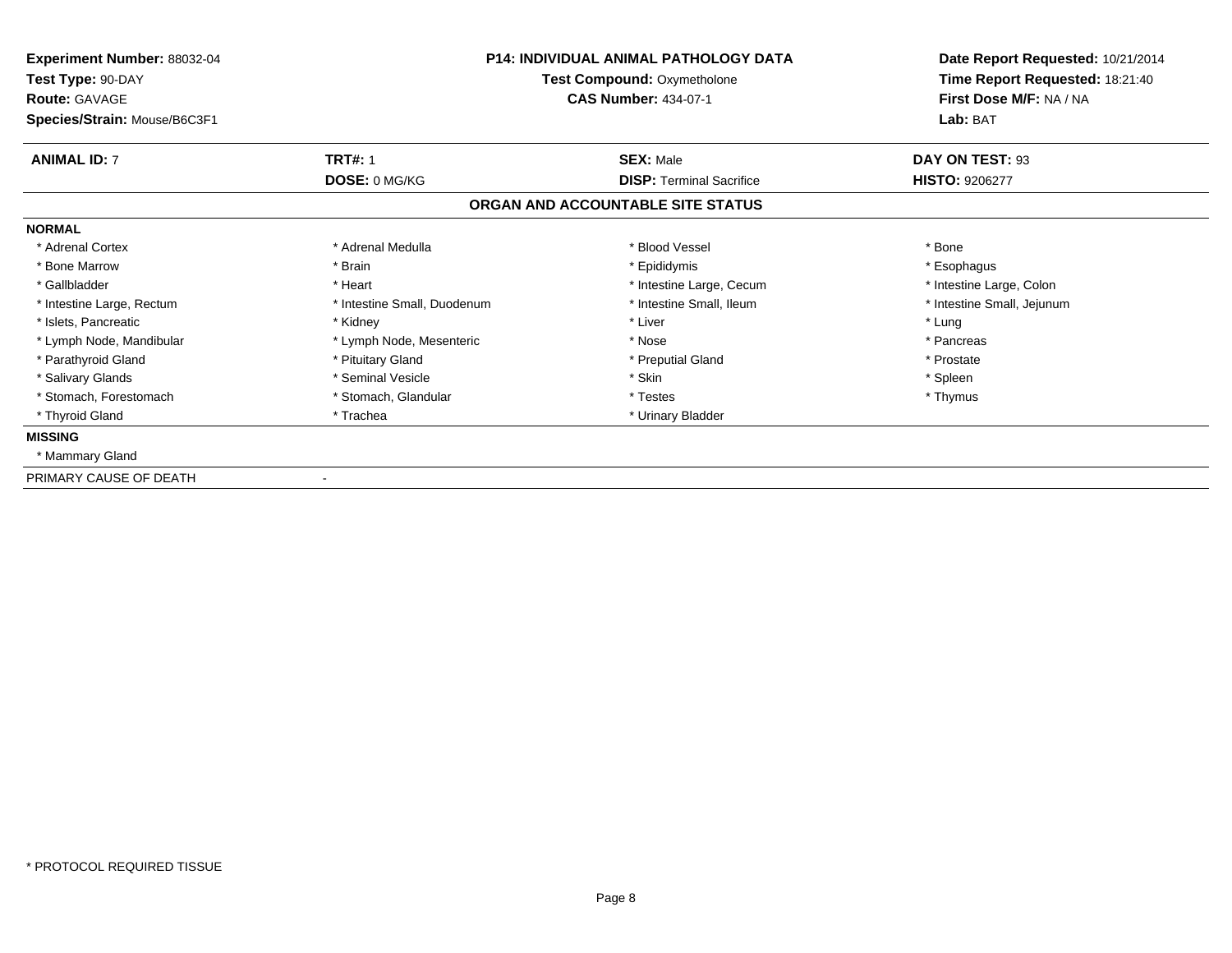**Experiment Number:** 88032-04
**Test Type:** 90-DAY
**Route:** GAVAGE
**Species/Strain:** Mouse/B6C3F1

**P14: INDIVIDUAL ANIMAL PATHOLOGY DATA**
**Test Compound:** Oxymetholone
**CAS Number:** 434-07-1

**Date Report Requested:** 10/21/2014
**Time Report Requested:** 18:21:40
**First Dose M/F:** NA / NA
**Lab:** BAT

| **ANIMAL ID:** 7 | **TRT#:** 1 | **SEX:** Male | **DAY ON TEST:** 93 |
|---|---|---|---|
| | **DOSE:** 0 MG/KG | **DISP:** Terminal Sacrifice | **HISTO:** 9206277 |

## ORGAN AND ACCOUNTABLE SITE STATUS

**NORMAL**

| | | | |
|---|---|---|---|
| * Adrenal Cortex | * Adrenal Medulla | * Blood Vessel | * Bone |
| * Bone Marrow | * Brain | * Epididymis | * Esophagus |
| * Gallbladder | * Heart | * Intestine Large, Cecum | * Intestine Large, Colon |
| * Intestine Large, Rectum | * Intestine Small, Duodenum | * Intestine Small, Ileum | * Intestine Small, Jejunum |
| * Islets, Pancreatic | * Kidney | * Liver | * Lung |
| * Lymph Node, Mandibular | * Lymph Node, Mesenteric | * Nose | * Pancreas |
| * Parathyroid Gland | * Pituitary Gland | * Preputial Gland | * Prostate |
| * Salivary Glands | * Seminal Vesicle | * Skin | * Spleen |
| * Stomach, Forestomach | * Stomach, Glandular | * Testes | * Thymus |
| * Thyroid Gland | * Trachea | * Urinary Bladder | |

**MISSING**

* Mammary Gland

PRIMARY CAUSE OF DEATH -

* PROTOCOL REQUIRED TISSUE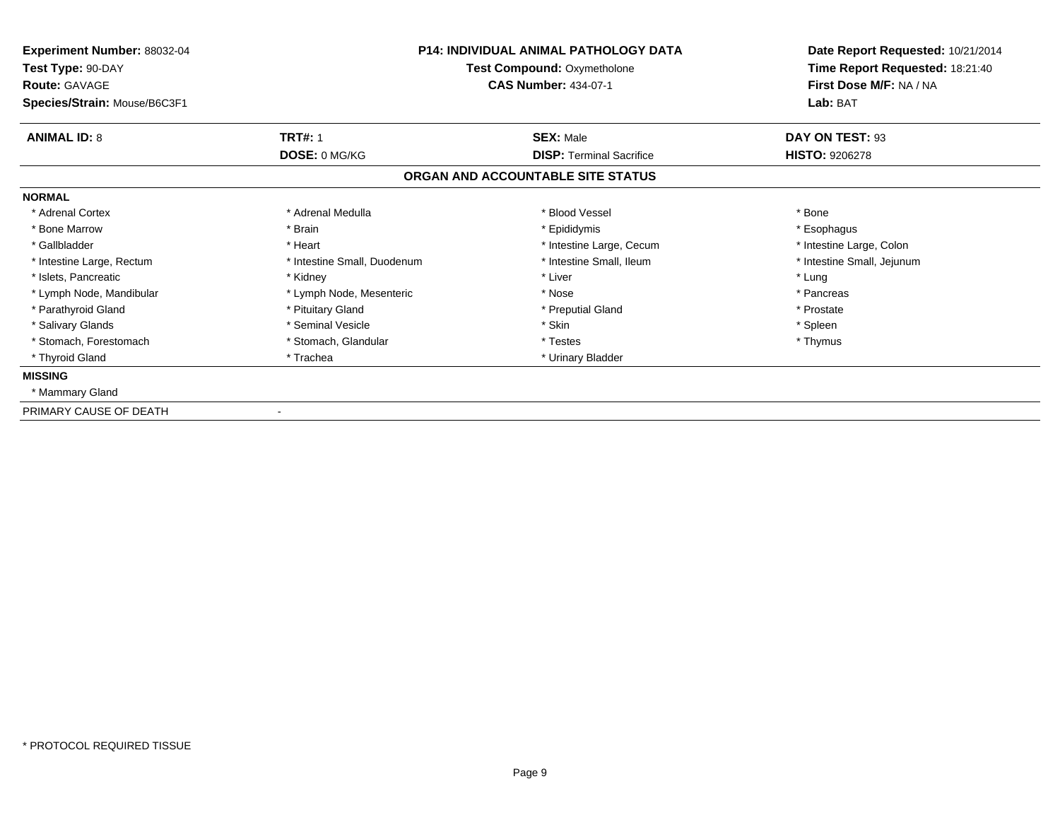**Experiment Number:** 88032-04
**Test Type:** 90-DAY
**Route:** GAVAGE
**Species/Strain:** Mouse/B6C3F1

**P14: INDIVIDUAL ANIMAL PATHOLOGY DATA**
**Test Compound:** Oxymetholone
**CAS Number:** 434-07-1

**Date Report Requested:** 10/21/2014
**Time Report Requested:** 18:21:40
**First Dose M/F:** NA / NA
**Lab:** BAT

| **ANIMAL ID:** 8 | **TRT#:** 1 | **SEX:** Male | **DAY ON TEST:** 93 |
|---|---|---|---|
| | **DOSE:** 0 MG/KG | **DISP:** Terminal Sacrifice | **HISTO:** 9206278 |

## ORGAN AND ACCOUNTABLE SITE STATUS

**NORMAL**

| | | | |
|---|---|---|---|
| * Adrenal Cortex | * Adrenal Medulla | * Blood Vessel | * Bone |
| * Bone Marrow | * Brain | * Epididymis | * Esophagus |
| * Gallbladder | * Heart | * Intestine Large, Cecum | * Intestine Large, Colon |
| * Intestine Large, Rectum | * Intestine Small, Duodenum | * Intestine Small, Ileum | * Intestine Small, Jejunum |
| * Islets, Pancreatic | * Kidney | * Liver | * Lung |
| * Lymph Node, Mandibular | * Lymph Node, Mesenteric | * Nose | * Pancreas |
| * Parathyroid Gland | * Pituitary Gland | * Preputial Gland | * Prostate |
| * Salivary Glands | * Seminal Vesicle | * Skin | * Spleen |
| * Stomach, Forestomach | * Stomach, Glandular | * Testes | * Thymus |
| * Thyroid Gland | * Trachea | * Urinary Bladder | |

**MISSING**

* Mammary Gland

PRIMARY CAUSE OF DEATH -

* PROTOCOL REQUIRED TISSUE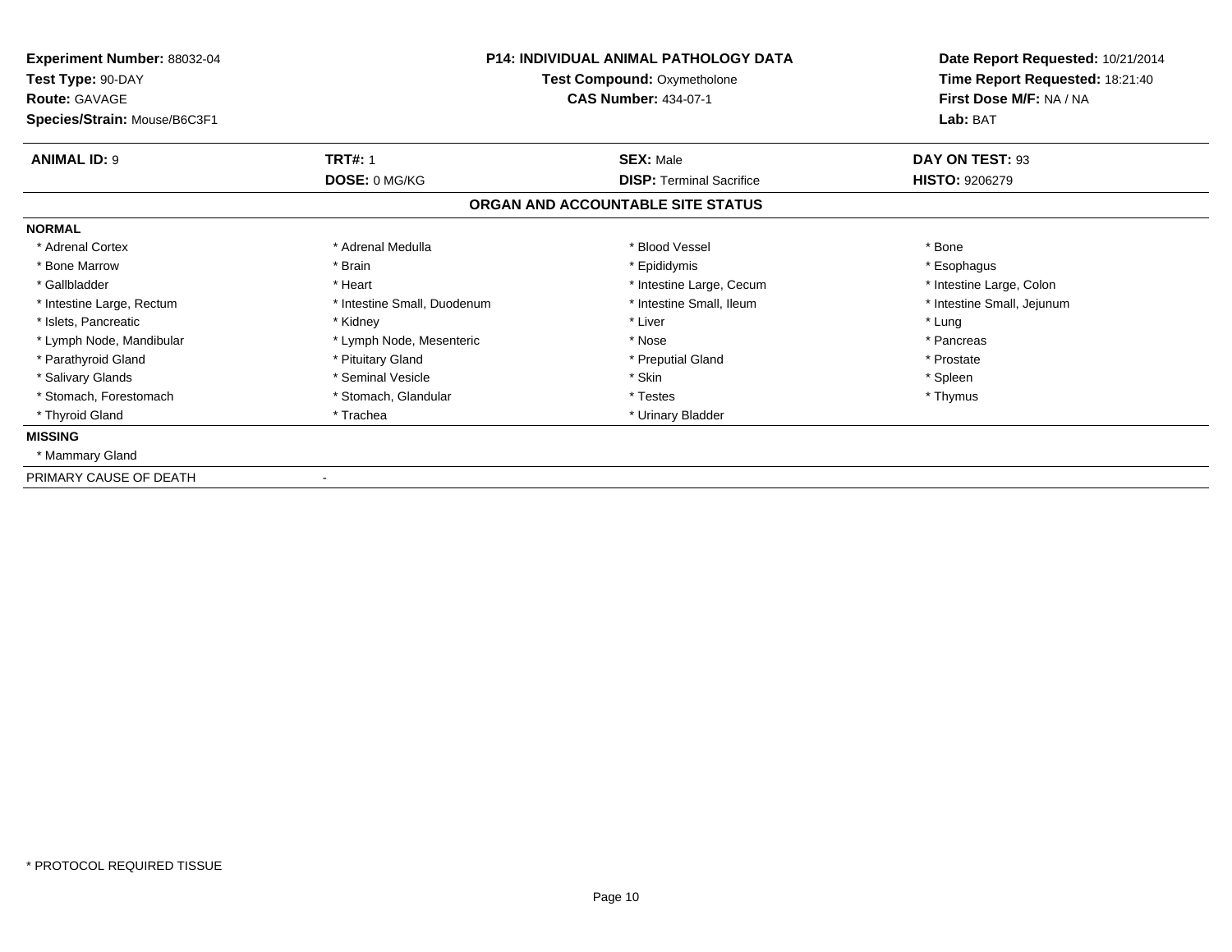**Experiment Number:** 88032-04
**Test Type:** 90-DAY
**Route:** GAVAGE
**Species/Strain:** Mouse/B6C3F1

**P14: INDIVIDUAL ANIMAL PATHOLOGY DATA**
**Test Compound:** Oxymetholone
**CAS Number:** 434-07-1

**Date Report Requested:** 10/21/2014
**Time Report Requested:** 18:21:40
**First Dose M/F:** NA / NA
**Lab:** BAT

| **ANIMAL ID:** 9 | **TRT#:** 1 | **SEX:** Male | **DAY ON TEST:** 93 |
|---|---|---|---|
| | **DOSE:** 0 MG/KG | **DISP:** Terminal Sacrifice | **HISTO:** 9206279 |

## ORGAN AND ACCOUNTABLE SITE STATUS

**NORMAL**

| | | | |
|---|---|---|---|
| * Adrenal Cortex | * Adrenal Medulla | * Blood Vessel | * Bone |
| * Bone Marrow | * Brain | * Epididymis | * Esophagus |
| * Gallbladder | * Heart | * Intestine Large, Cecum | * Intestine Large, Colon |
| * Intestine Large, Rectum | * Intestine Small, Duodenum | * Intestine Small, Ileum | * Intestine Small, Jejunum |
| * Islets, Pancreatic | * Kidney | * Liver | * Lung |
| * Lymph Node, Mandibular | * Lymph Node, Mesenteric | * Nose | * Pancreas |
| * Parathyroid Gland | * Pituitary Gland | * Preputial Gland | * Prostate |
| * Salivary Glands | * Seminal Vesicle | * Skin | * Spleen |
| * Stomach, Forestomach | * Stomach, Glandular | * Testes | * Thymus |
| * Thyroid Gland | * Trachea | * Urinary Bladder | |

**MISSING**

* Mammary Gland

PRIMARY CAUSE OF DEATH -

* PROTOCOL REQUIRED TISSUE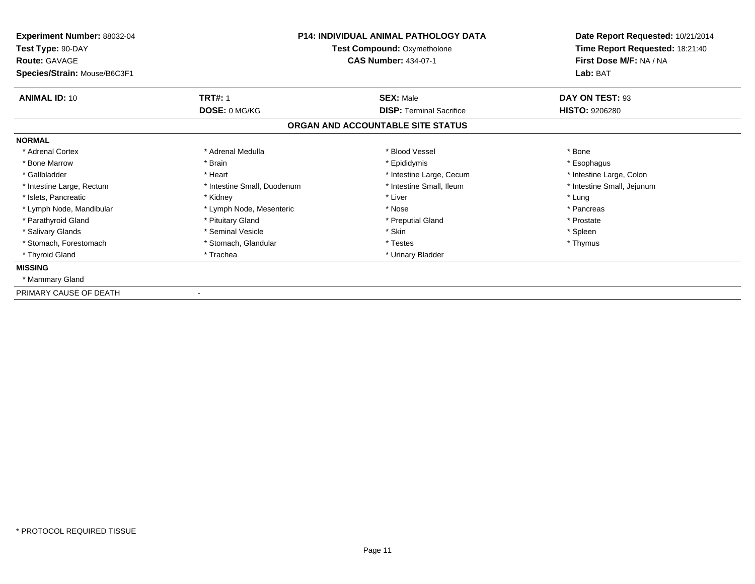**Experiment Number:** 88032-04
**Test Type:** 90-DAY
**Route:** GAVAGE
**Species/Strain:** Mouse/B6C3F1

**P14: INDIVIDUAL ANIMAL PATHOLOGY DATA**
**Test Compound:** Oxymetholone
**CAS Number:** 434-07-1

**Date Report Requested:** 10/21/2014
**Time Report Requested:** 18:21:40
**First Dose M/F:** NA / NA
**Lab:** BAT

| **ANIMAL ID:** 10 | **TRT#:** 1 | **SEX:** Male | **DAY ON TEST:** 93 |
|---|---|---|---|
| | **DOSE:** 0 MG/KG | **DISP:** Terminal Sacrifice | **HISTO:** 9206280 |

## ORGAN AND ACCOUNTABLE SITE STATUS

**NORMAL**

| | | | |
|---|---|---|---|
| * Adrenal Cortex | * Adrenal Medulla | * Blood Vessel | * Bone |
| * Bone Marrow | * Brain | * Epididymis | * Esophagus |
| * Gallbladder | * Heart | * Intestine Large, Cecum | * Intestine Large, Colon |
| * Intestine Large, Rectum | * Intestine Small, Duodenum | * Intestine Small, Ileum | * Intestine Small, Jejunum |
| * Islets, Pancreatic | * Kidney | * Liver | * Lung |
| * Lymph Node, Mandibular | * Lymph Node, Mesenteric | * Nose | * Pancreas |
| * Parathyroid Gland | * Pituitary Gland | * Preputial Gland | * Prostate |
| * Salivary Glands | * Seminal Vesicle | * Skin | * Spleen |
| * Stomach, Forestomach | * Stomach, Glandular | * Testes | * Thymus |
| * Thyroid Gland | * Trachea | * Urinary Bladder | |

**MISSING**

* Mammary Gland

PRIMARY CAUSE OF DEATH -

* PROTOCOL REQUIRED TISSUE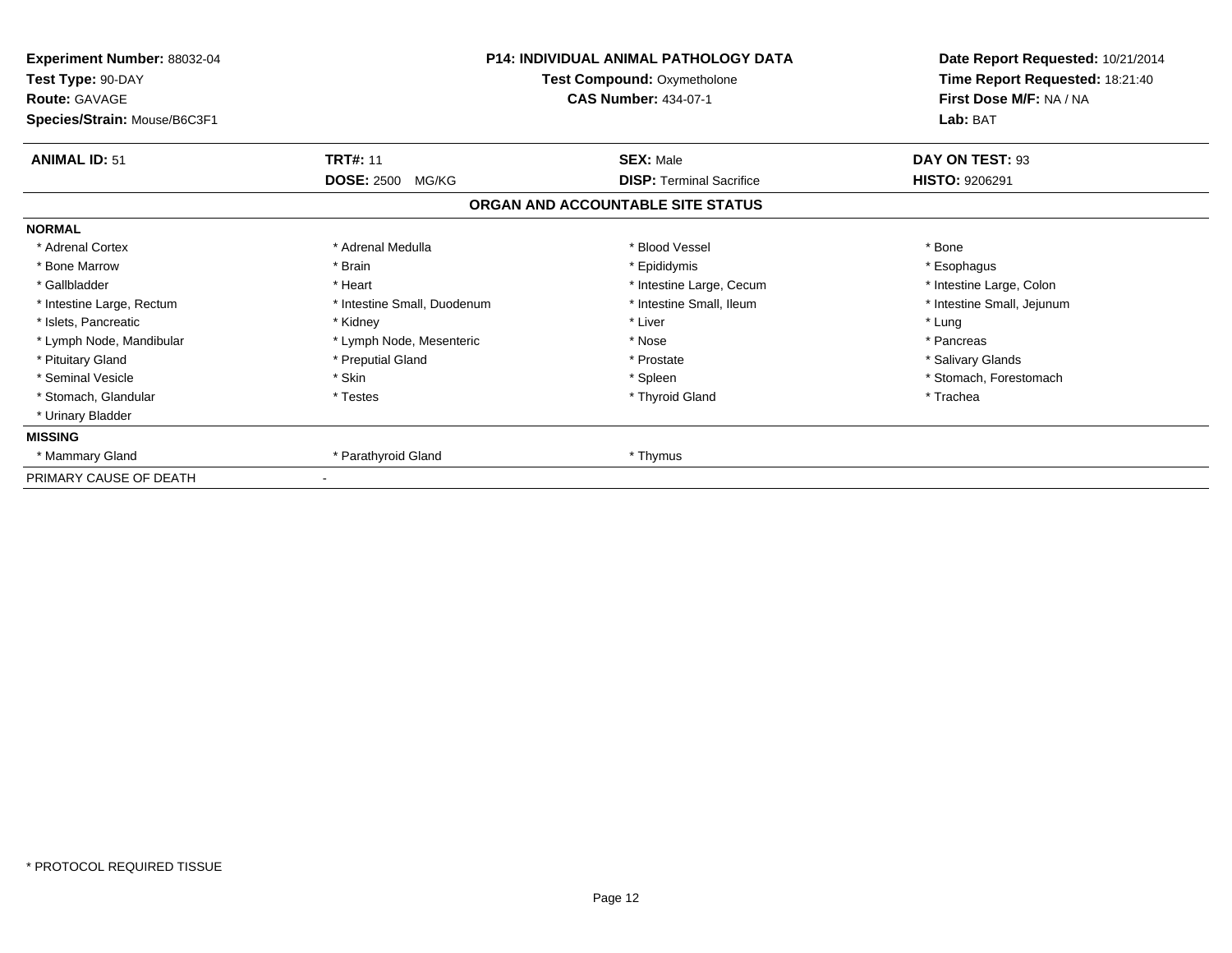**Experiment Number:** 88032-04
**Test Type:** 90-DAY
**Route:** GAVAGE
**Species/Strain:** Mouse/B6C3F1

**P14: INDIVIDUAL ANIMAL PATHOLOGY DATA**
**Test Compound:** Oxymetholone
**CAS Number:** 434-07-1

**Date Report Requested:** 10/21/2014
**Time Report Requested:** 18:21:40
**First Dose M/F:** NA / NA
**Lab:** BAT

| **ANIMAL ID:** 51 | **TRT#:** 11 | **SEX:** Male | **DAY ON TEST:** 93 |
|---|---|---|---|
| | **DOSE:** 2500 MG/KG | **DISP:** Terminal Sacrifice | **HISTO:** 9206291 |

## ORGAN AND ACCOUNTABLE SITE STATUS

| | | | |
|---|---|---|---|
| **NORMAL** | | | |
| * Adrenal Cortex | * Adrenal Medulla | * Blood Vessel | * Bone |
| * Bone Marrow | * Brain | * Epididymis | * Esophagus |
| * Gallbladder | * Heart | * Intestine Large, Cecum | * Intestine Large, Colon |
| * Intestine Large, Rectum | * Intestine Small, Duodenum | * Intestine Small, Ileum | * Intestine Small, Jejunum |
| * Islets, Pancreatic | * Kidney | * Liver | * Lung |
| * Lymph Node, Mandibular | * Lymph Node, Mesenteric | * Nose | * Pancreas |
| * Pituitary Gland | * Preputial Gland | * Prostate | * Salivary Glands |
| * Seminal Vesicle | * Skin | * Spleen | * Stomach, Forestomach |
| * Stomach, Glandular | * Testes | * Thyroid Gland | * Trachea |
| * Urinary Bladder | | | |
| **MISSING** | | | |
| * Mammary Gland | * Parathyroid Gland | * Thymus | |
| PRIMARY CAUSE OF DEATH | - | | |

* PROTOCOL REQUIRED TISSUE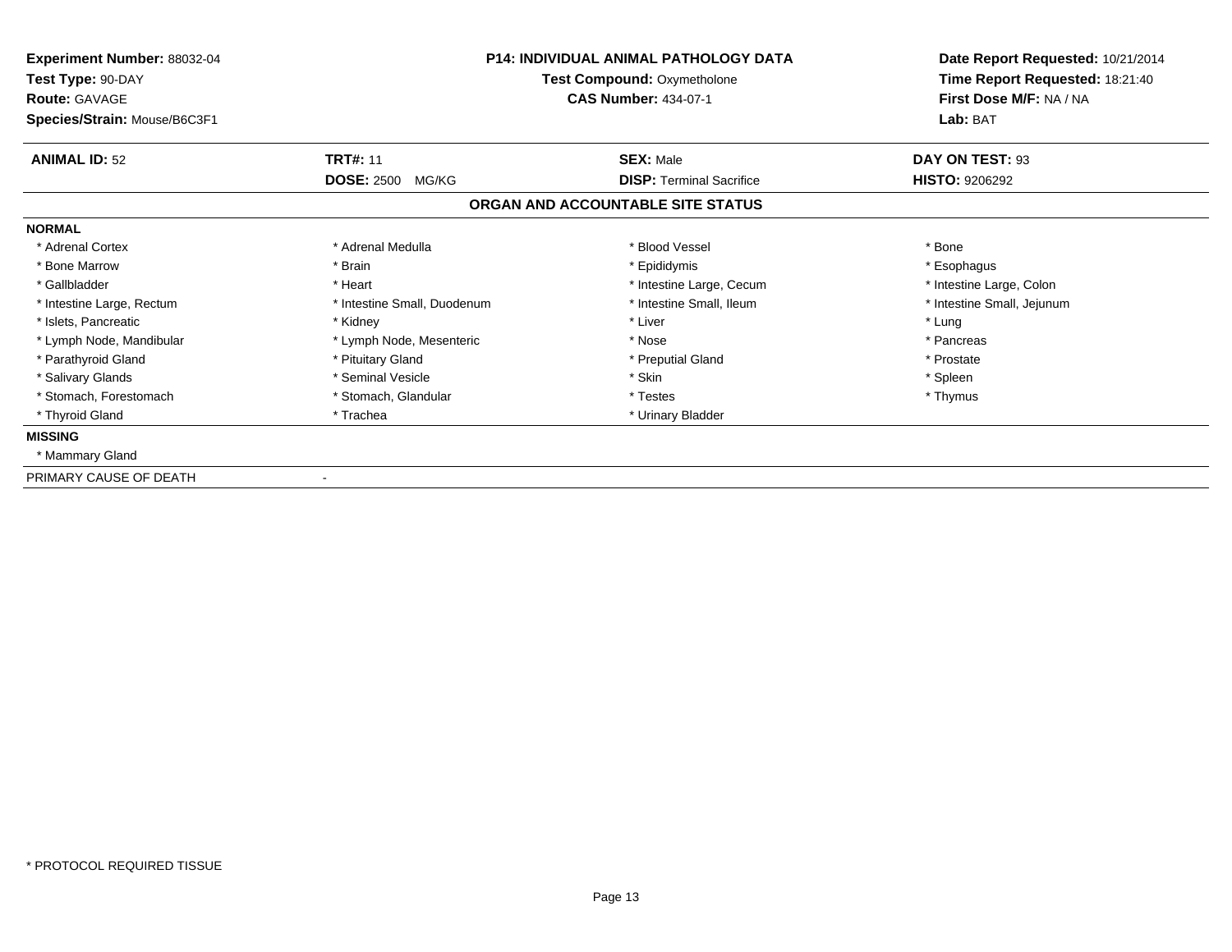**Experiment Number:** 88032-04
**Test Type:** 90-DAY
**Route:** GAVAGE
**Species/Strain:** Mouse/B6C3F1

**P14: INDIVIDUAL ANIMAL PATHOLOGY DATA**
**Test Compound:** Oxymetholone
**CAS Number:** 434-07-1

**Date Report Requested:** 10/21/2014
**Time Report Requested:** 18:21:40
**First Dose M/F:** NA / NA
**Lab:** BAT

| **ANIMAL ID:** 52 | **TRT#:** 11 | **SEX:** Male | **DAY ON TEST:** 93 |
|---|---|---|---|
| | **DOSE:** 2500 MG/KG | **DISP:** Terminal Sacrifice | **HISTO:** 9206292 |

## ORGAN AND ACCOUNTABLE SITE STATUS

**NORMAL**

| | | | |
|---|---|---|---|
| * Adrenal Cortex | * Adrenal Medulla | * Blood Vessel | * Bone |
| * Bone Marrow | * Brain | * Epididymis | * Esophagus |
| * Gallbladder | * Heart | * Intestine Large, Cecum | * Intestine Large, Colon |
| * Intestine Large, Rectum | * Intestine Small, Duodenum | * Intestine Small, Ileum | * Intestine Small, Jejunum |
| * Islets, Pancreatic | * Kidney | * Liver | * Lung |
| * Lymph Node, Mandibular | * Lymph Node, Mesenteric | * Nose | * Pancreas |
| * Parathyroid Gland | * Pituitary Gland | * Preputial Gland | * Prostate |
| * Salivary Glands | * Seminal Vesicle | * Skin | * Spleen |
| * Stomach, Forestomach | * Stomach, Glandular | * Testes | * Thymus |
| * Thyroid Gland | * Trachea | * Urinary Bladder | |

**MISSING**

* Mammary Gland

PRIMARY CAUSE OF DEATH -

\* PROTOCOL REQUIRED TISSUE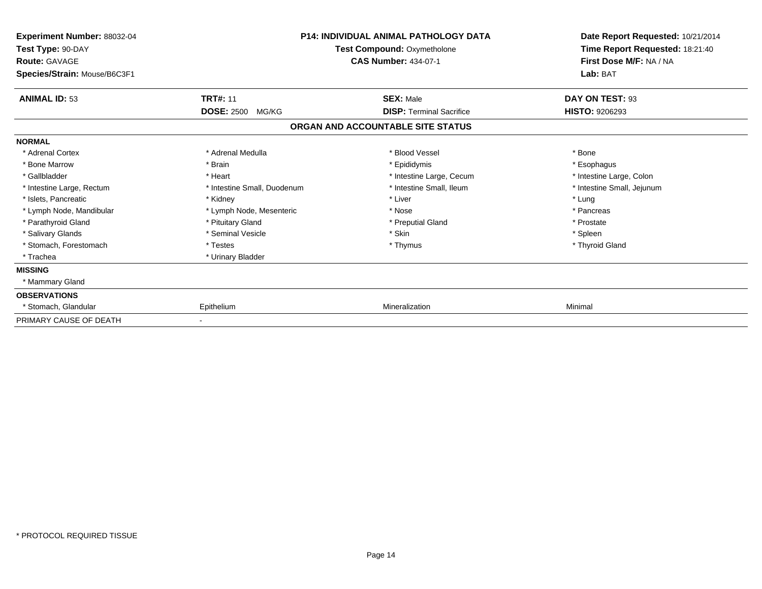**Experiment Number:** 88032-04
**Test Type:** 90-DAY
**Route:** GAVAGE
**Species/Strain:** Mouse/B6C3F1

**P14: INDIVIDUAL ANIMAL PATHOLOGY DATA**
**Test Compound:** Oxymetholone
**CAS Number:** 434-07-1

**Date Report Requested:** 10/21/2014
**Time Report Requested:** 18:21:40
**First Dose M/F:** NA / NA
**Lab:** BAT

| **ANIMAL ID:** 53 | **TRT#:** 11 | **SEX:** Male | **DAY ON TEST:** 93 |
|---|---|---|---|
| | **DOSE:** 2500 MG/KG | **DISP:** Terminal Sacrifice | **HISTO:** 9206293 |

## ORGAN AND ACCOUNTABLE SITE STATUS

| | | | |
|---|---|---|---|
| **NORMAL** | | | |
| * Adrenal Cortex | * Adrenal Medulla | * Blood Vessel | * Bone |
| * Bone Marrow | * Brain | * Epididymis | * Esophagus |
| * Gallbladder | * Heart | * Intestine Large, Cecum | * Intestine Large, Colon |
| * Intestine Large, Rectum | * Intestine Small, Duodenum | * Intestine Small, Ileum | * Intestine Small, Jejunum |
| * Islets, Pancreatic | * Kidney | * Liver | * Lung |
| * Lymph Node, Mandibular | * Lymph Node, Mesenteric | * Nose | * Pancreas |
| * Parathyroid Gland | * Pituitary Gland | * Preputial Gland | * Prostate |
| * Salivary Glands | * Seminal Vesicle | * Skin | * Spleen |
| * Stomach, Forestomach | * Testes | * Thymus | * Thyroid Gland |
| * Trachea | * Urinary Bladder | | |
| **MISSING** | | | |
| * Mammary Gland | | | |
| **OBSERVATIONS** | | | |
| * Stomach, Glandular | Epithelium | Mineralization | Minimal |
| PRIMARY CAUSE OF DEATH | - | | |

* PROTOCOL REQUIRED TISSUE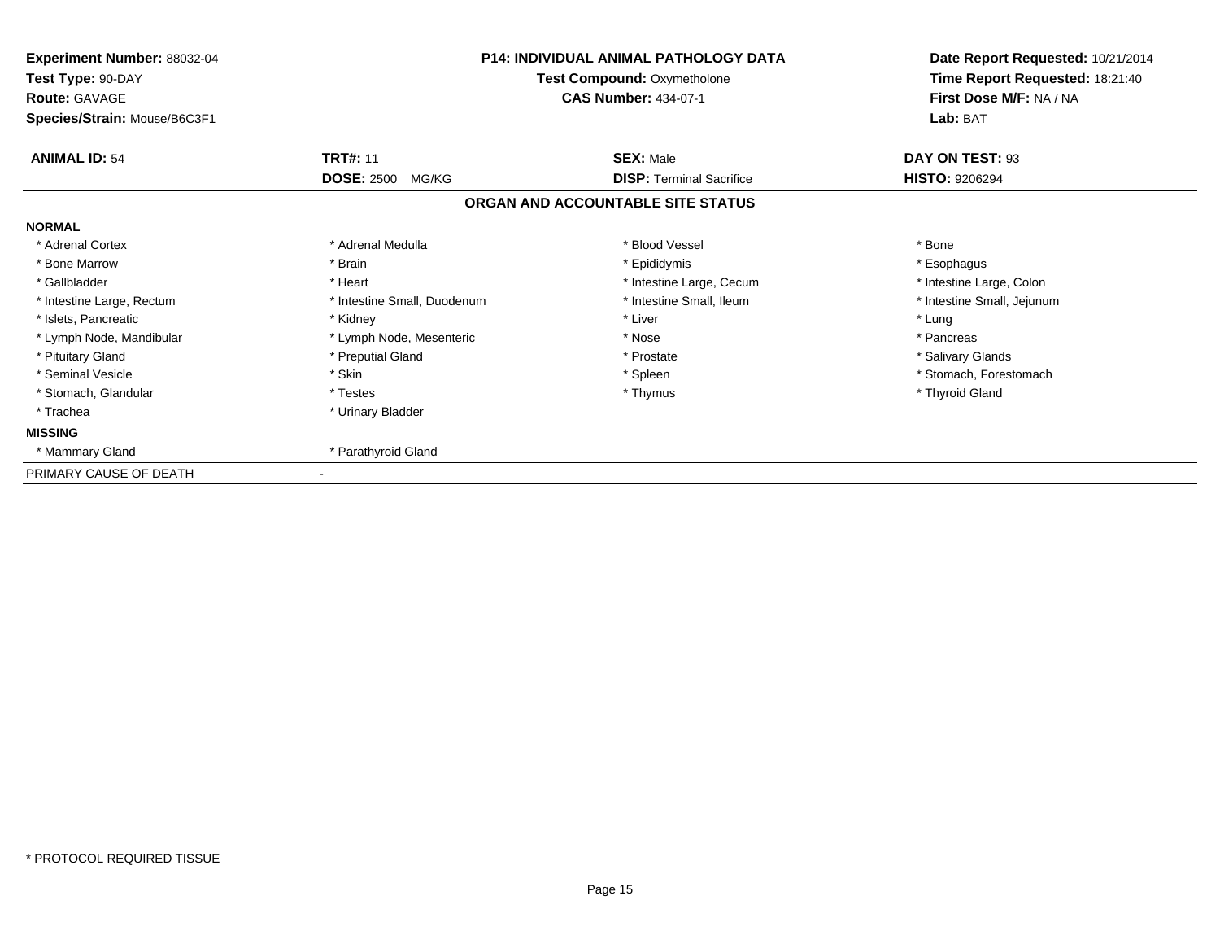**Experiment Number:** 88032-04
**Test Type:** 90-DAY
**Route:** GAVAGE
**Species/Strain:** Mouse/B6C3F1

**P14: INDIVIDUAL ANIMAL PATHOLOGY DATA**
**Test Compound:** Oxymetholone
**CAS Number:** 434-07-1

**Date Report Requested:** 10/21/2014
**Time Report Requested:** 18:21:40
**First Dose M/F:** NA / NA
**Lab:** BAT

| **ANIMAL ID:** 54 | **TRT#:** 11 | **SEX:** Male | **DAY ON TEST:** 93 |
|---|---|---|---|
| | **DOSE:** 2500 MG/KG | **DISP:** Terminal Sacrifice | **HISTO:** 9206294 |

## ORGAN AND ACCOUNTABLE SITE STATUS

**NORMAL**

| | | | |
|---|---|---|---|
| * Adrenal Cortex | * Adrenal Medulla | * Blood Vessel | * Bone |
| * Bone Marrow | * Brain | * Epididymis | * Esophagus |
| * Gallbladder | * Heart | * Intestine Large, Cecum | * Intestine Large, Colon |
| * Intestine Large, Rectum | * Intestine Small, Duodenum | * Intestine Small, Ileum | * Intestine Small, Jejunum |
| * Islets, Pancreatic | * Kidney | * Liver | * Lung |
| * Lymph Node, Mandibular | * Lymph Node, Mesenteric | * Nose | * Pancreas |
| * Pituitary Gland | * Preputial Gland | * Prostate | * Salivary Glands |
| * Seminal Vesicle | * Skin | * Spleen | * Stomach, Forestomach |
| * Stomach, Glandular | * Testes | * Thymus | * Thyroid Gland |
| * Trachea | * Urinary Bladder | | |

**MISSING**

| | |
|---|---|
| * Mammary Gland | * Parathyroid Gland |

PRIMARY CAUSE OF DEATH -

* PROTOCOL REQUIRED TISSUE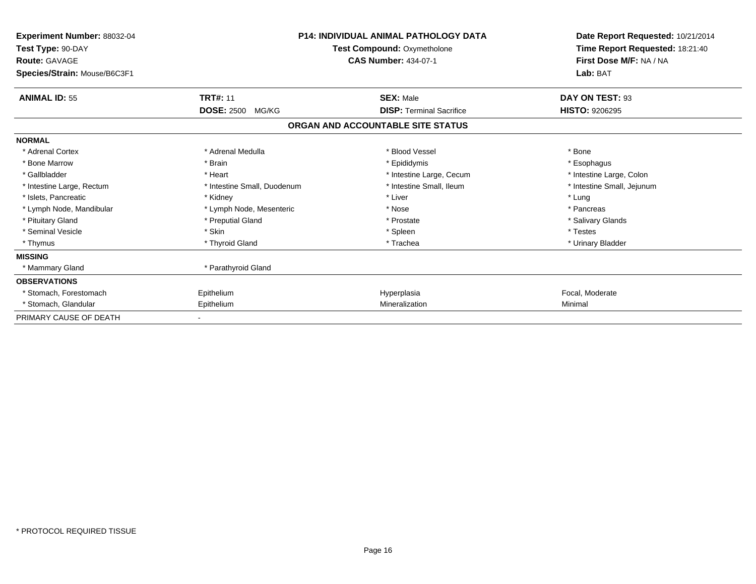**Experiment Number:** 88032-04
**Test Type:** 90-DAY
**Route:** GAVAGE
**Species/Strain:** Mouse/B6C3F1

**P14: INDIVIDUAL ANIMAL PATHOLOGY DATA**
**Test Compound:** Oxymetholone
**CAS Number:** 434-07-1

**Date Report Requested:** 10/21/2014
**Time Report Requested:** 18:21:40
**First Dose M/F:** NA / NA
**Lab:** BAT

| **ANIMAL ID:** 55 | **TRT#:** 11 | **SEX:** Male | **DAY ON TEST:** 93 |
|---|---|---|---|
| | **DOSE:** 2500 MG/KG | **DISP:** Terminal Sacrifice | **HISTO:** 9206295 |

## ORGAN AND ACCOUNTABLE SITE STATUS

| | | | |
|---|---|---|---|
| **NORMAL** | | | |
| * Adrenal Cortex | * Adrenal Medulla | * Blood Vessel | * Bone |
| * Bone Marrow | * Brain | * Epididymis | * Esophagus |
| * Gallbladder | * Heart | * Intestine Large, Cecum | * Intestine Large, Colon |
| * Intestine Large, Rectum | * Intestine Small, Duodenum | * Intestine Small, Ileum | * Intestine Small, Jejunum |
| * Islets, Pancreatic | * Kidney | * Liver | * Lung |
| * Lymph Node, Mandibular | * Lymph Node, Mesenteric | * Nose | * Pancreas |
| * Pituitary Gland | * Preputial Gland | * Prostate | * Salivary Glands |
| * Seminal Vesicle | * Skin | * Spleen | * Testes |
| * Thymus | * Thyroid Gland | * Trachea | * Urinary Bladder |
| **MISSING** | | | |
| * Mammary Gland | * Parathyroid Gland | | |
| **OBSERVATIONS** | | | |
| * Stomach, Forestomach | Epithelium | Hyperplasia | Focal, Moderate |
| * Stomach, Glandular | Epithelium | Mineralization | Minimal |
| PRIMARY CAUSE OF DEATH | - | | |

* PROTOCOL REQUIRED TISSUE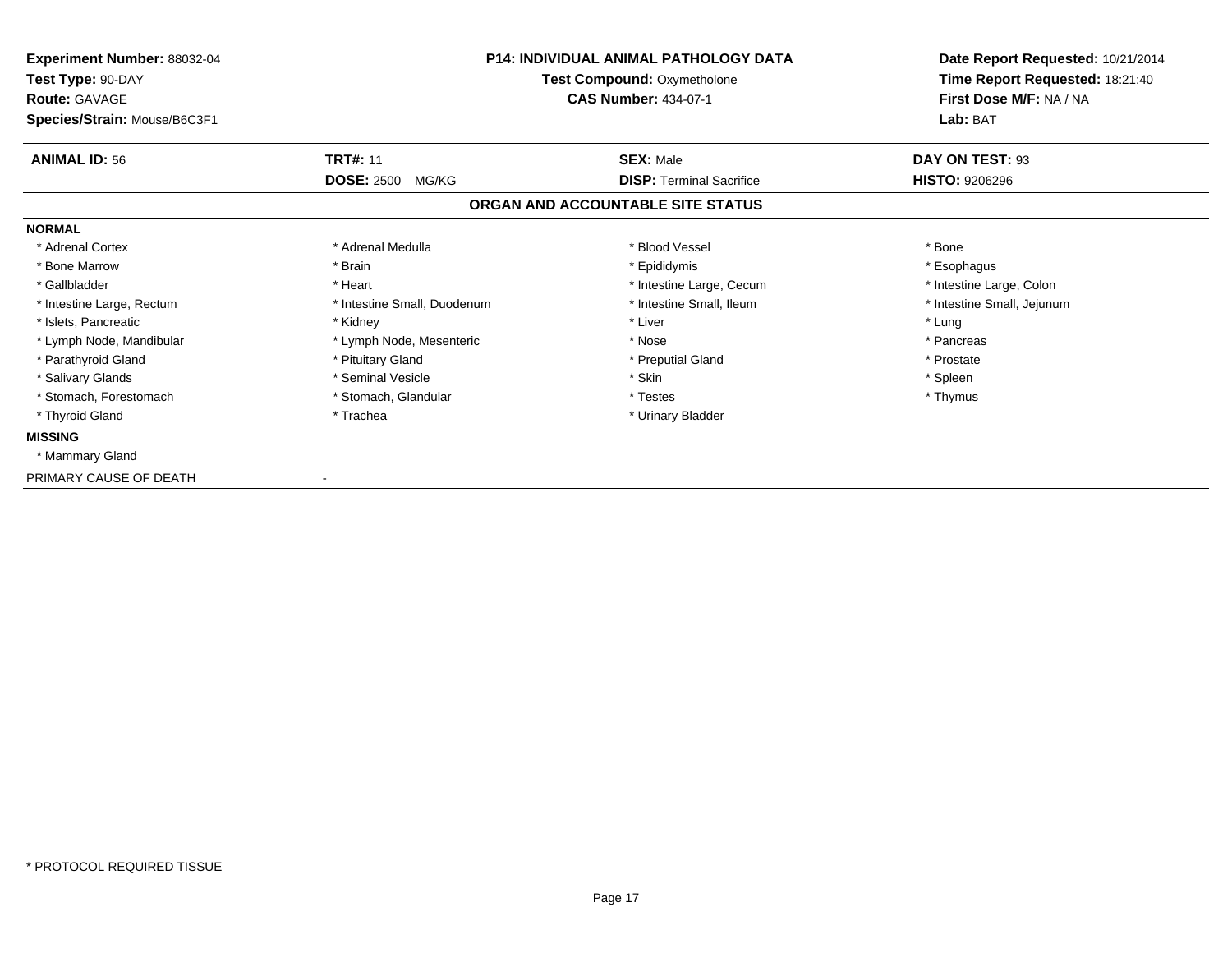**Experiment Number:** 88032-04
**Test Type:** 90-DAY
**Route:** GAVAGE
**Species/Strain:** Mouse/B6C3F1

**P14: INDIVIDUAL ANIMAL PATHOLOGY DATA**
**Test Compound:** Oxymetholone
**CAS Number:** 434-07-1

**Date Report Requested:** 10/21/2014
**Time Report Requested:** 18:21:40
**First Dose M/F:** NA / NA
**Lab:** BAT

| **ANIMAL ID:** 56 | **TRT#:** 11 | **SEX:** Male | **DAY ON TEST:** 93 |
|---|---|---|---|
| | **DOSE:** 2500 MG/KG | **DISP:** Terminal Sacrifice | **HISTO:** 9206296 |

## ORGAN AND ACCOUNTABLE SITE STATUS

**NORMAL**

| | | | |
|---|---|---|---|
| * Adrenal Cortex | * Adrenal Medulla | * Blood Vessel | * Bone |
| * Bone Marrow | * Brain | * Epididymis | * Esophagus |
| * Gallbladder | * Heart | * Intestine Large, Cecum | * Intestine Large, Colon |
| * Intestine Large, Rectum | * Intestine Small, Duodenum | * Intestine Small, Ileum | * Intestine Small, Jejunum |
| * Islets, Pancreatic | * Kidney | * Liver | * Lung |
| * Lymph Node, Mandibular | * Lymph Node, Mesenteric | * Nose | * Pancreas |
| * Parathyroid Gland | * Pituitary Gland | * Preputial Gland | * Prostate |
| * Salivary Glands | * Seminal Vesicle | * Skin | * Spleen |
| * Stomach, Forestomach | * Stomach, Glandular | * Testes | * Thymus |
| * Thyroid Gland | * Trachea | * Urinary Bladder | |

**MISSING**

* Mammary Gland

PRIMARY CAUSE OF DEATH -

* PROTOCOL REQUIRED TISSUE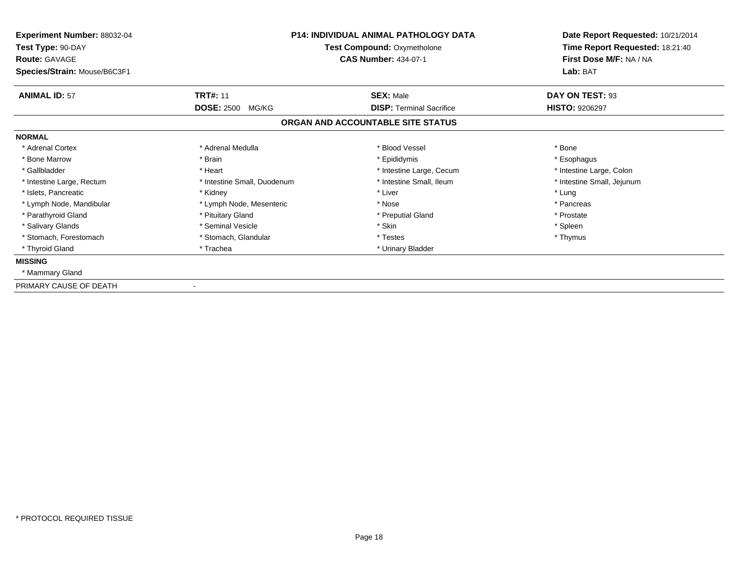**Experiment Number:** 88032-04
**Test Type:** 90-DAY
**Route:** GAVAGE
**Species/Strain:** Mouse/B6C3F1

**P14: INDIVIDUAL ANIMAL PATHOLOGY DATA**
**Test Compound:** Oxymetholone
**CAS Number:** 434-07-1

**Date Report Requested:** 10/21/2014
**Time Report Requested:** 18:21:40
**First Dose M/F:** NA / NA
**Lab:** BAT

| **ANIMAL ID:** 57 | **TRT#:** 11 | **SEX:** Male | **DAY ON TEST:** 93 |
|---|---|---|---|
| | **DOSE:** 2500 MG/KG | **DISP:** Terminal Sacrifice | **HISTO:** 9206297 |

## ORGAN AND ACCOUNTABLE SITE STATUS

**NORMAL**

| | | | |
|---|---|---|---|
| * Adrenal Cortex | * Adrenal Medulla | * Blood Vessel | * Bone |
| * Bone Marrow | * Brain | * Epididymis | * Esophagus |
| * Gallbladder | * Heart | * Intestine Large, Cecum | * Intestine Large, Colon |
| * Intestine Large, Rectum | * Intestine Small, Duodenum | * Intestine Small, Ileum | * Intestine Small, Jejunum |
| * Islets, Pancreatic | * Kidney | * Liver | * Lung |
| * Lymph Node, Mandibular | * Lymph Node, Mesenteric | * Nose | * Pancreas |
| * Parathyroid Gland | * Pituitary Gland | * Preputial Gland | * Prostate |
| * Salivary Glands | * Seminal Vesicle | * Skin | * Spleen |
| * Stomach, Forestomach | * Stomach, Glandular | * Testes | * Thymus |
| * Thyroid Gland | * Trachea | * Urinary Bladder | |

**MISSING**

* Mammary Gland

PRIMARY CAUSE OF DEATH -

* PROTOCOL REQUIRED TISSUE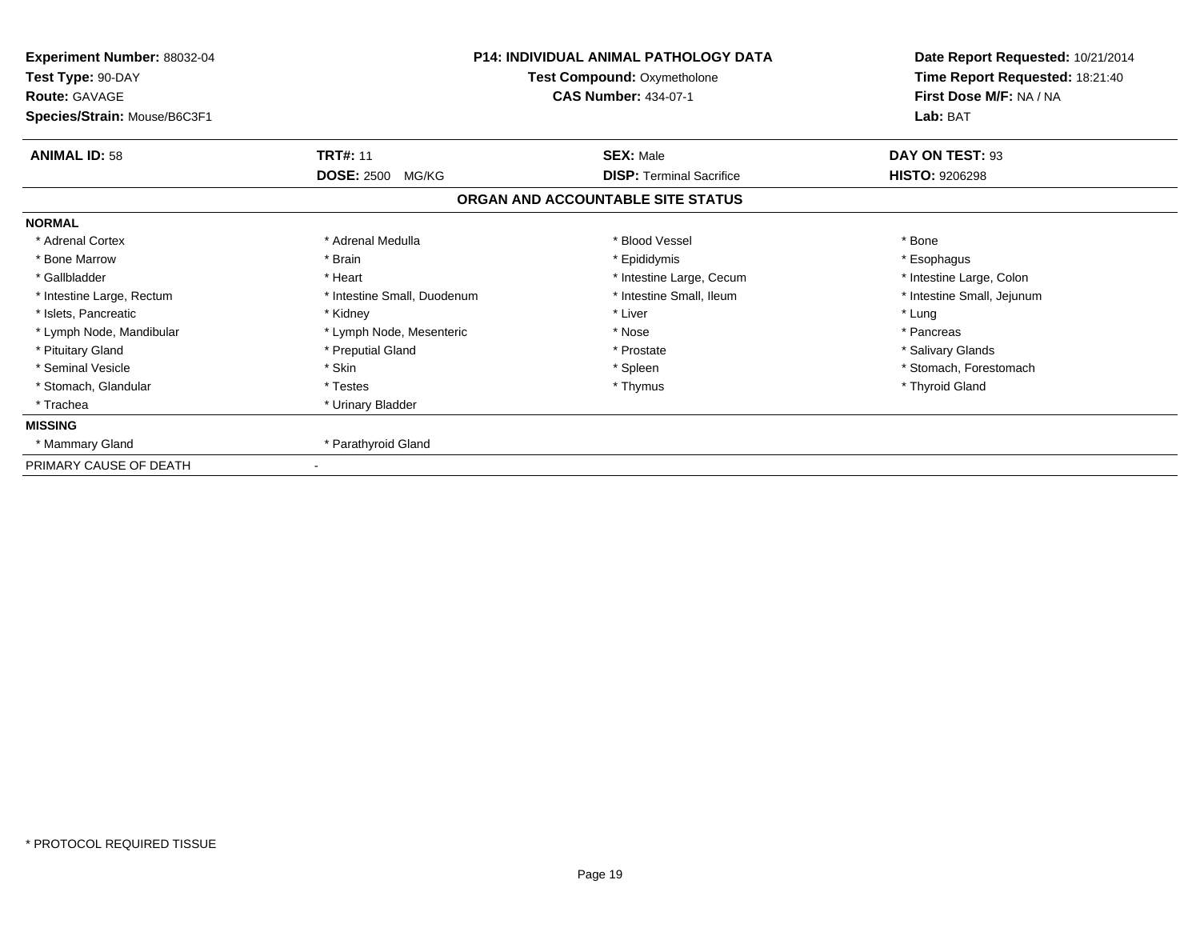**Experiment Number:** 88032-04
**Test Type:** 90-DAY
**Route:** GAVAGE
**Species/Strain:** Mouse/B6C3F1

**P14: INDIVIDUAL ANIMAL PATHOLOGY DATA**
**Test Compound:** Oxymetholone
**CAS Number:** 434-07-1

**Date Report Requested:** 10/21/2014
**Time Report Requested:** 18:21:40
**First Dose M/F:** NA / NA
**Lab:** BAT

| **ANIMAL ID:** 58 | **TRT#:** 11 | **SEX:** Male | **DAY ON TEST:** 93 |
|---|---|---|---|
| | **DOSE:** 2500 MG/KG | **DISP:** Terminal Sacrifice | **HISTO:** 9206298 |

## ORGAN AND ACCOUNTABLE SITE STATUS

**NORMAL**

| | | | |
|---|---|---|---|
| * Adrenal Cortex | * Adrenal Medulla | * Blood Vessel | * Bone |
| * Bone Marrow | * Brain | * Epididymis | * Esophagus |
| * Gallbladder | * Heart | * Intestine Large, Cecum | * Intestine Large, Colon |
| * Intestine Large, Rectum | * Intestine Small, Duodenum | * Intestine Small, Ileum | * Intestine Small, Jejunum |
| * Islets, Pancreatic | * Kidney | * Liver | * Lung |
| * Lymph Node, Mandibular | * Lymph Node, Mesenteric | * Nose | * Pancreas |
| * Pituitary Gland | * Preputial Gland | * Prostate | * Salivary Glands |
| * Seminal Vesicle | * Skin | * Spleen | * Stomach, Forestomach |
| * Stomach, Glandular | * Testes | * Thymus | * Thyroid Gland |
| * Trachea | * Urinary Bladder | | |

**MISSING**

| | |
|---|---|
| * Mammary Gland | * Parathyroid Gland |

PRIMARY CAUSE OF DEATH -

* PROTOCOL REQUIRED TISSUE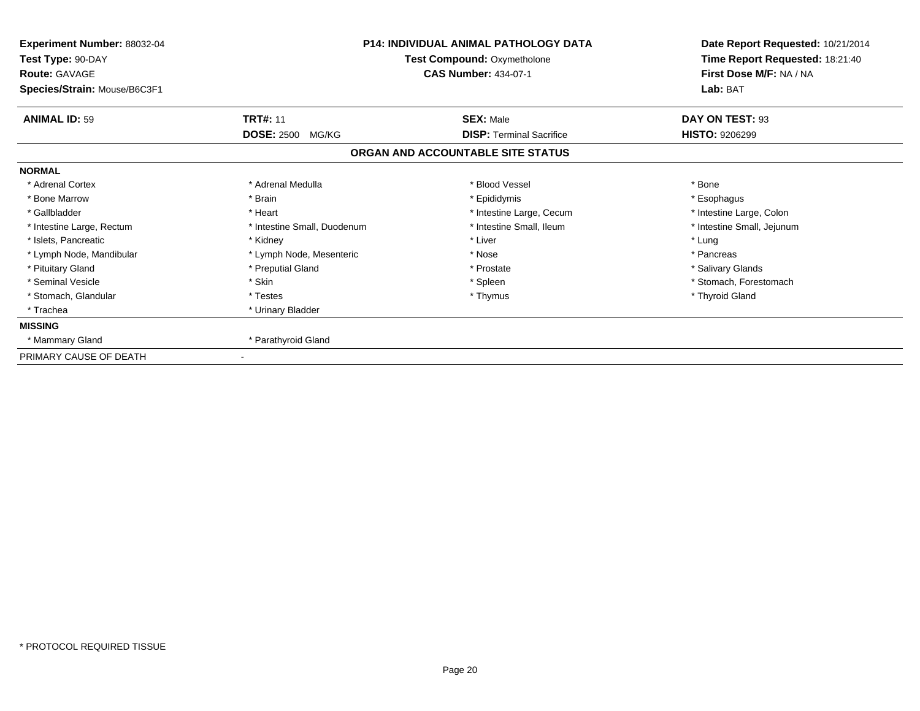**Experiment Number:** 88032-04
**Test Type:** 90-DAY
**Route:** GAVAGE
**Species/Strain:** Mouse/B6C3F1

**P14: INDIVIDUAL ANIMAL PATHOLOGY DATA**
**Test Compound:** Oxymetholone
**CAS Number:** 434-07-1

**Date Report Requested:** 10/21/2014
**Time Report Requested:** 18:21:40
**First Dose M/F:** NA / NA
**Lab:** BAT

| **ANIMAL ID:** 59 | **TRT#:** 11 | **SEX:** Male | **DAY ON TEST:** 93 |
|---|---|---|---|
| | **DOSE:** 2500 MG/KG | **DISP:** Terminal Sacrifice | **HISTO:** 9206299 |

## ORGAN AND ACCOUNTABLE SITE STATUS

**NORMAL**

| | | | |
|---|---|---|---|
| * Adrenal Cortex | * Adrenal Medulla | * Blood Vessel | * Bone |
| * Bone Marrow | * Brain | * Epididymis | * Esophagus |
| * Gallbladder | * Heart | * Intestine Large, Cecum | * Intestine Large, Colon |
| * Intestine Large, Rectum | * Intestine Small, Duodenum | * Intestine Small, Ileum | * Intestine Small, Jejunum |
| * Islets, Pancreatic | * Kidney | * Liver | * Lung |
| * Lymph Node, Mandibular | * Lymph Node, Mesenteric | * Nose | * Pancreas |
| * Pituitary Gland | * Preputial Gland | * Prostate | * Salivary Glands |
| * Seminal Vesicle | * Skin | * Spleen | * Stomach, Forestomach |
| * Stomach, Glandular | * Testes | * Thymus | * Thyroid Gland |
| * Trachea | * Urinary Bladder | | |

**MISSING**

| | |
|---|---|
| * Mammary Gland | * Parathyroid Gland |

PRIMARY CAUSE OF DEATH -

* PROTOCOL REQUIRED TISSUE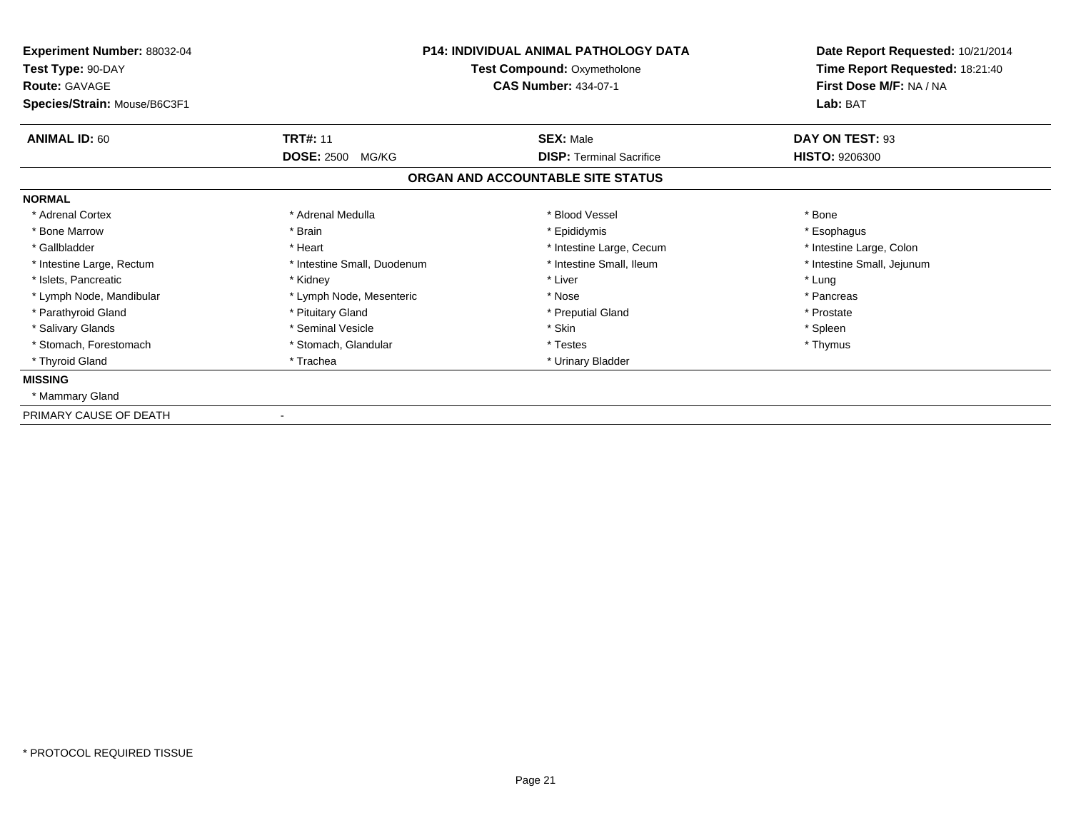**Experiment Number:** 88032-04
**Test Type:** 90-DAY
**Route:** GAVAGE
**Species/Strain:** Mouse/B6C3F1

**P14: INDIVIDUAL ANIMAL PATHOLOGY DATA**
**Test Compound:** Oxymetholone
**CAS Number:** 434-07-1

**Date Report Requested:** 10/21/2014
**Time Report Requested:** 18:21:40
**First Dose M/F:** NA / NA
**Lab:** BAT

| **ANIMAL ID:** 60 | **TRT#:** 11 | **SEX:** Male | **DAY ON TEST:** 93 |
|---|---|---|---|
| | **DOSE:** 2500 MG/KG | **DISP:** Terminal Sacrifice | **HISTO:** 9206300 |

## ORGAN AND ACCOUNTABLE SITE STATUS

**NORMAL**

| | | | |
|---|---|---|---|
| * Adrenal Cortex | * Adrenal Medulla | * Blood Vessel | * Bone |
| * Bone Marrow | * Brain | * Epididymis | * Esophagus |
| * Gallbladder | * Heart | * Intestine Large, Cecum | * Intestine Large, Colon |
| * Intestine Large, Rectum | * Intestine Small, Duodenum | * Intestine Small, Ileum | * Intestine Small, Jejunum |
| * Islets, Pancreatic | * Kidney | * Liver | * Lung |
| * Lymph Node, Mandibular | * Lymph Node, Mesenteric | * Nose | * Pancreas |
| * Parathyroid Gland | * Pituitary Gland | * Preputial Gland | * Prostate |
| * Salivary Glands | * Seminal Vesicle | * Skin | * Spleen |
| * Stomach, Forestomach | * Stomach, Glandular | * Testes | * Thymus |
| * Thyroid Gland | * Trachea | * Urinary Bladder | |

**MISSING**

* Mammary Gland

PRIMARY CAUSE OF DEATH -

* PROTOCOL REQUIRED TISSUE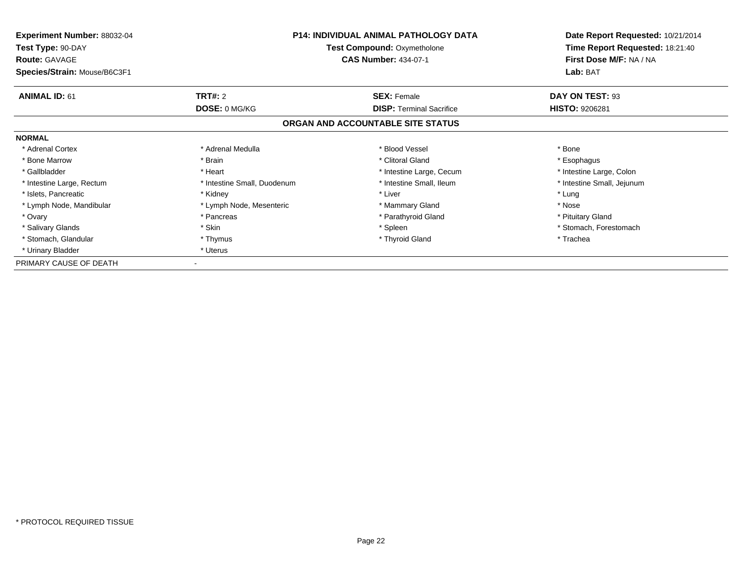**Experiment Number:** 88032-04
**Test Type:** 90-DAY
**Route:** GAVAGE
**Species/Strain:** Mouse/B6C3F1

**P14: INDIVIDUAL ANIMAL PATHOLOGY DATA**
**Test Compound:** Oxymetholone
**CAS Number:** 434-07-1

**Date Report Requested:** 10/21/2014
**Time Report Requested:** 18:21:40
**First Dose M/F:** NA / NA
**Lab:** BAT

| **ANIMAL ID:** 61 | **TRT#:** 2 | **SEX:** Female | **DAY ON TEST:** 93 |
|---|---|---|---|
| | **DOSE:** 0 MG/KG | **DISP:** Terminal Sacrifice | **HISTO:** 9206281 |

**ORGAN AND ACCOUNTABLE SITE STATUS**

**NORMAL**

| | | | |
|---|---|---|---|
| * Adrenal Cortex | * Adrenal Medulla | * Blood Vessel | * Bone |
| * Bone Marrow | * Brain | * Clitoral Gland | * Esophagus |
| * Gallbladder | * Heart | * Intestine Large, Cecum | * Intestine Large, Colon |
| * Intestine Large, Rectum | * Intestine Small, Duodenum | * Intestine Small, Ileum | * Intestine Small, Jejunum |
| * Islets, Pancreatic | * Kidney | * Liver | * Lung |
| * Lymph Node, Mandibular | * Lymph Node, Mesenteric | * Mammary Gland | * Nose |
| * Ovary | * Pancreas | * Parathyroid Gland | * Pituitary Gland |
| * Salivary Glands | * Skin | * Spleen | * Stomach, Forestomach |
| * Stomach, Glandular | * Thymus | * Thyroid Gland | * Trachea |
| * Urinary Bladder | * Uterus | | |

PRIMARY CAUSE OF DEATH -

* PROTOCOL REQUIRED TISSUE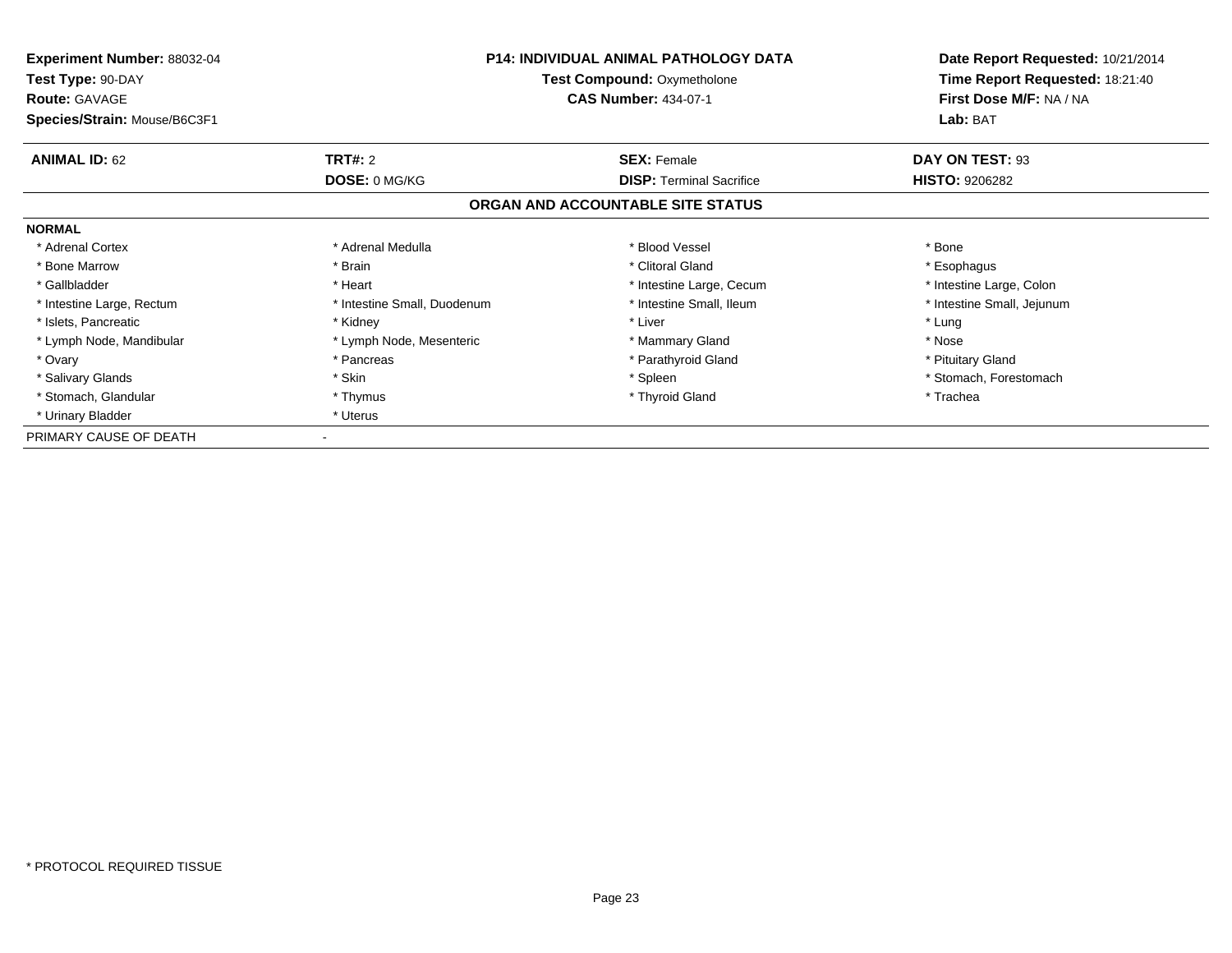| | | | |
|---|---|---|---|
| **Experiment Number:** 88032-04 | **P14: INDIVIDUAL ANIMAL PATHOLOGY DATA** | | **Date Report Requested:** 10/21/2014 |
| **Test Type:** 90-DAY | **Test Compound:** Oxymetholone | | **Time Report Requested:** 18:21:40 |
| **Route:** GAVAGE | **CAS Number:** 434-07-1 | | **First Dose M/F:** NA / NA |
| **Species/Strain:** Mouse/B6C3F1 | | | **Lab:** BAT |

| **ANIMAL ID:** 62 | **TRT#:** 2 | **SEX:** Female | **DAY ON TEST:** 93 |
|---|---|---|---|
| | **DOSE:** 0 MG/KG | **DISP:** Terminal Sacrifice | **HISTO:** 9206282 |

## ORGAN AND ACCOUNTABLE SITE STATUS

**NORMAL**

| | | | |
|---|---|---|---|
| * Adrenal Cortex | * Adrenal Medulla | * Blood Vessel | * Bone |
| * Bone Marrow | * Brain | * Clitoral Gland | * Esophagus |
| * Gallbladder | * Heart | * Intestine Large, Cecum | * Intestine Large, Colon |
| * Intestine Large, Rectum | * Intestine Small, Duodenum | * Intestine Small, Ileum | * Intestine Small, Jejunum |
| * Islets, Pancreatic | * Kidney | * Liver | * Lung |
| * Lymph Node, Mandibular | * Lymph Node, Mesenteric | * Mammary Gland | * Nose |
| * Ovary | * Pancreas | * Parathyroid Gland | * Pituitary Gland |
| * Salivary Glands | * Skin | * Spleen | * Stomach, Forestomach |
| * Stomach, Glandular | * Thymus | * Thyroid Gland | * Trachea |
| * Urinary Bladder | * Uterus | | |

PRIMARY CAUSE OF DEATH -

* PROTOCOL REQUIRED TISSUE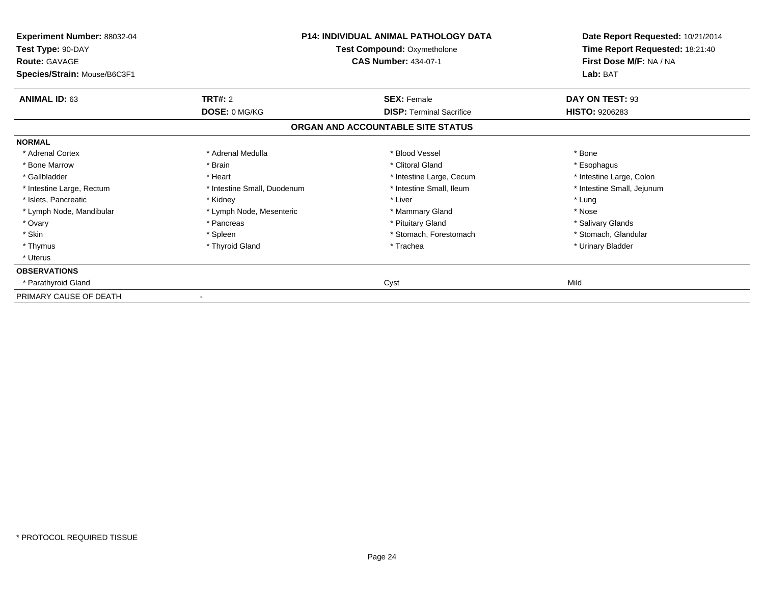**Experiment Number:** 88032-04
**Test Type:** 90-DAY
**Route:** GAVAGE
**Species/Strain:** Mouse/B6C3F1

**P14: INDIVIDUAL ANIMAL PATHOLOGY DATA**
**Test Compound:** Oxymetholone
**CAS Number:** 434-07-1

**Date Report Requested:** 10/21/2014
**Time Report Requested:** 18:21:40
**First Dose M/F:** NA / NA
**Lab:** BAT

| **ANIMAL ID:** 63 | **TRT#:** 2 | **SEX:** Female | **DAY ON TEST:** 93 |
|---|---|---|---|
| | **DOSE:** 0 MG/KG | **DISP:** Terminal Sacrifice | **HISTO:** 9206283 |

## ORGAN AND ACCOUNTABLE SITE STATUS

**NORMAL**

| | | | |
|---|---|---|---|
| * Adrenal Cortex | * Adrenal Medulla | * Blood Vessel | * Bone |
| * Bone Marrow | * Brain | * Clitoral Gland | * Esophagus |
| * Gallbladder | * Heart | * Intestine Large, Cecum | * Intestine Large, Colon |
| * Intestine Large, Rectum | * Intestine Small, Duodenum | * Intestine Small, Ileum | * Intestine Small, Jejunum |
| * Islets, Pancreatic | * Kidney | * Liver | * Lung |
| * Lymph Node, Mandibular | * Lymph Node, Mesenteric | * Mammary Gland | * Nose |
| * Ovary | * Pancreas | * Pituitary Gland | * Salivary Glands |
| * Skin | * Spleen | * Stomach, Forestomach | * Stomach, Glandular |
| * Thymus | * Thyroid Gland | * Trachea | * Urinary Bladder |
| * Uterus | | | |

**OBSERVATIONS**

| | | | |
|---|---|---|---|
| * Parathyroid Gland | | Cyst | Mild |

PRIMARY CAUSE OF DEATH -

* PROTOCOL REQUIRED TISSUE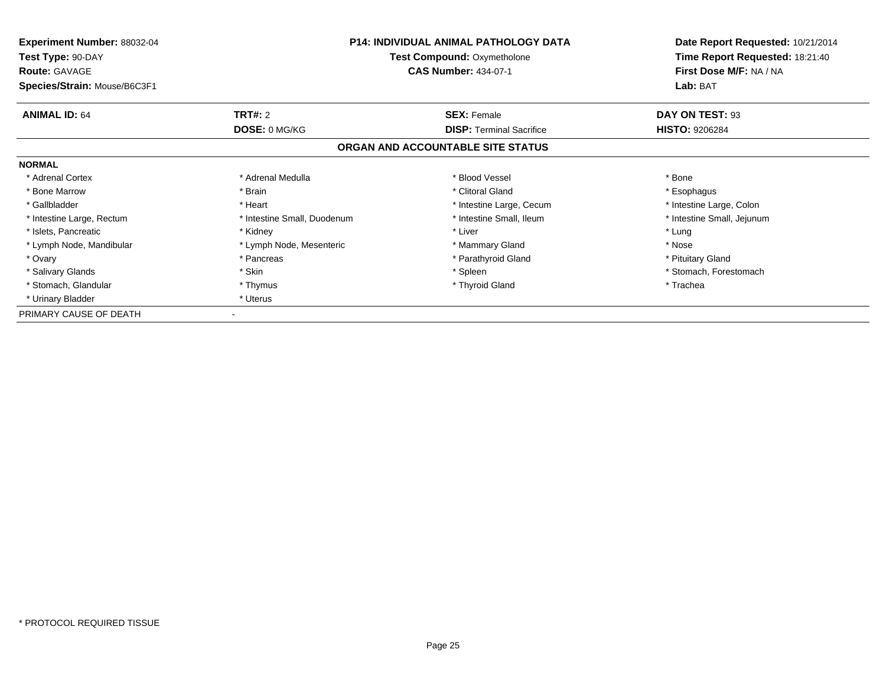**Experiment Number:** 88032-04
**Test Type:** 90-DAY
**Route:** GAVAGE
**Species/Strain:** Mouse/B6C3F1

**P14: INDIVIDUAL ANIMAL PATHOLOGY DATA**
**Test Compound:** Oxymetholone
**CAS Number:** 434-07-1

**Date Report Requested:** 10/21/2014
**Time Report Requested:** 18:21:40
**First Dose M/F:** NA / NA
**Lab:** BAT

| **ANIMAL ID:** 64 | **TRT#:** 2 | **SEX:** Female | **DAY ON TEST:** 93 |
|---|---|---|---|
| | **DOSE:** 0 MG/KG | **DISP:** Terminal Sacrifice | **HISTO:** 9206284 |

## ORGAN AND ACCOUNTABLE SITE STATUS

**NORMAL**

| | | | |
|---|---|---|---|
| * Adrenal Cortex | * Adrenal Medulla | * Blood Vessel | * Bone |
| * Bone Marrow | * Brain | * Clitoral Gland | * Esophagus |
| * Gallbladder | * Heart | * Intestine Large, Cecum | * Intestine Large, Colon |
| * Intestine Large, Rectum | * Intestine Small, Duodenum | * Intestine Small, Ileum | * Intestine Small, Jejunum |
| * Islets, Pancreatic | * Kidney | * Liver | * Lung |
| * Lymph Node, Mandibular | * Lymph Node, Mesenteric | * Mammary Gland | * Nose |
| * Ovary | * Pancreas | * Parathyroid Gland | * Pituitary Gland |
| * Salivary Glands | * Skin | * Spleen | * Stomach, Forestomach |
| * Stomach, Glandular | * Thymus | * Thyroid Gland | * Trachea |
| * Urinary Bladder | * Uterus | | |

PRIMARY CAUSE OF DEATH -

* PROTOCOL REQUIRED TISSUE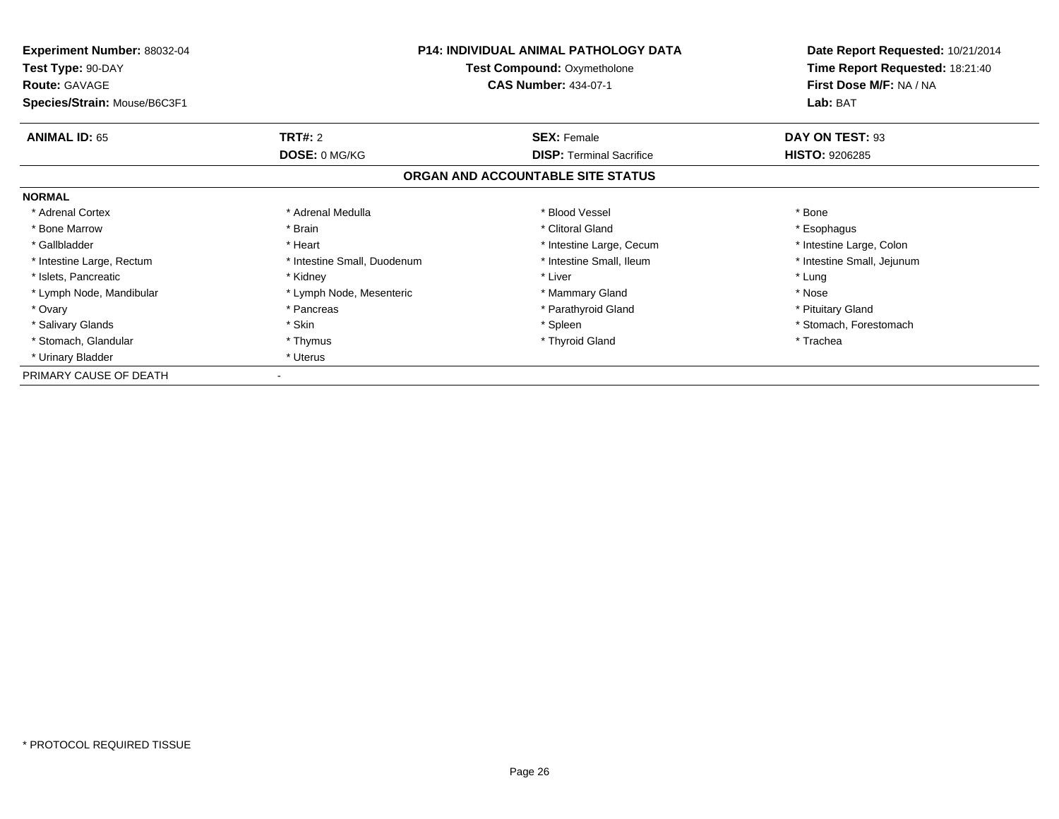**Experiment Number:** 88032-04
**Test Type:** 90-DAY
**Route:** GAVAGE
**Species/Strain:** Mouse/B6C3F1

**P14: INDIVIDUAL ANIMAL PATHOLOGY DATA**
**Test Compound:** Oxymetholone
**CAS Number:** 434-07-1

**Date Report Requested:** 10/21/2014
**Time Report Requested:** 18:21:40
**First Dose M/F:** NA / NA
**Lab:** BAT

| **ANIMAL ID:** 65 | **TRT#:** 2 | **SEX:** Female | **DAY ON TEST:** 93 |
|---|---|---|---|
| | **DOSE:** 0 MG/KG | **DISP:** Terminal Sacrifice | **HISTO:** 9206285 |

## ORGAN AND ACCOUNTABLE SITE STATUS

**NORMAL**

| | | | |
|---|---|---|---|
| * Adrenal Cortex | * Adrenal Medulla | * Blood Vessel | * Bone |
| * Bone Marrow | * Brain | * Clitoral Gland | * Esophagus |
| * Gallbladder | * Heart | * Intestine Large, Cecum | * Intestine Large, Colon |
| * Intestine Large, Rectum | * Intestine Small, Duodenum | * Intestine Small, Ileum | * Intestine Small, Jejunum |
| * Islets, Pancreatic | * Kidney | * Liver | * Lung |
| * Lymph Node, Mandibular | * Lymph Node, Mesenteric | * Mammary Gland | * Nose |
| * Ovary | * Pancreas | * Parathyroid Gland | * Pituitary Gland |
| * Salivary Glands | * Skin | * Spleen | * Stomach, Forestomach |
| * Stomach, Glandular | * Thymus | * Thyroid Gland | * Trachea |
| * Urinary Bladder | * Uterus | | |

PRIMARY CAUSE OF DEATH -

\* PROTOCOL REQUIRED TISSUE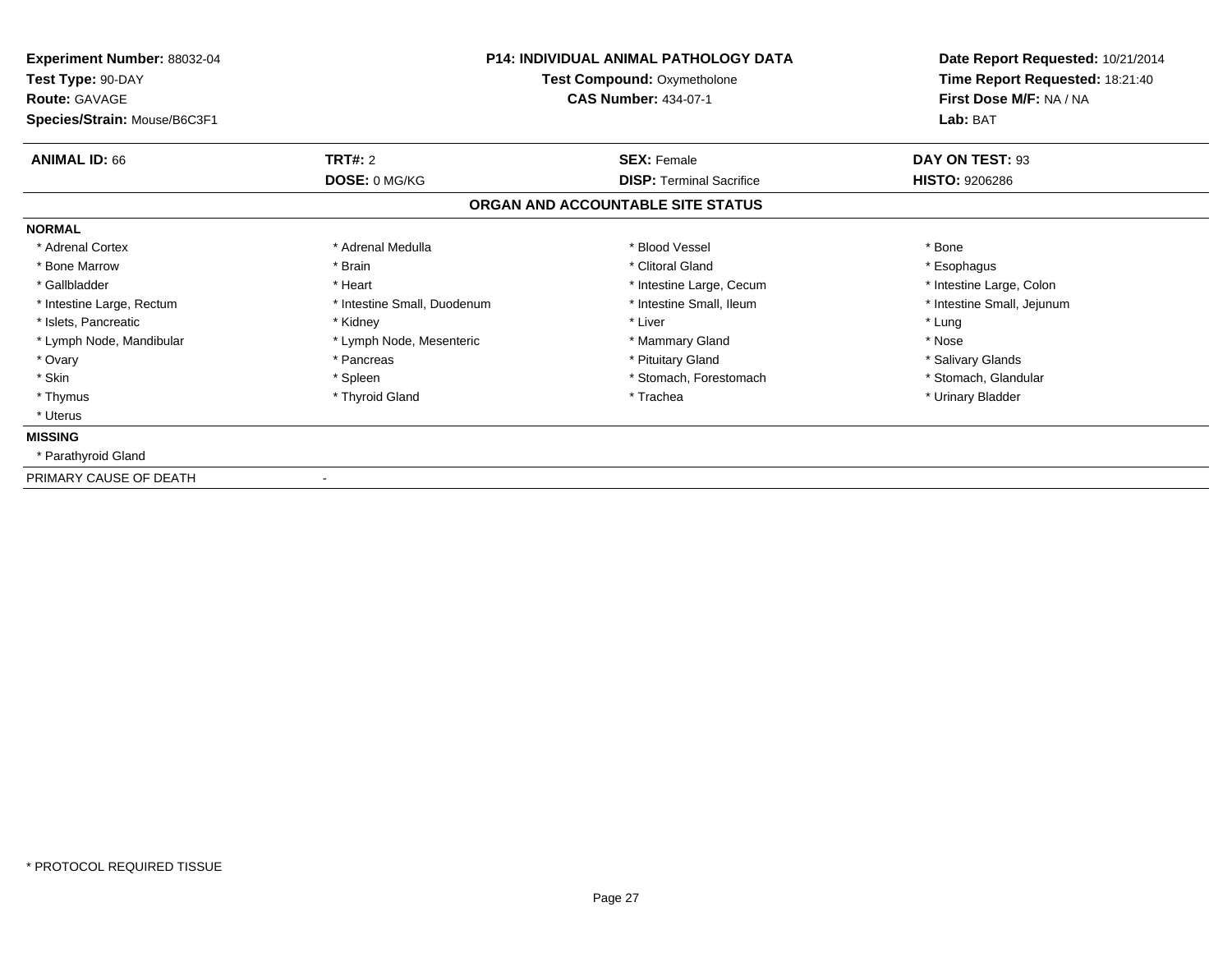**Experiment Number:** 88032-04
**Test Type:** 90-DAY
**Route:** GAVAGE
**Species/Strain:** Mouse/B6C3F1

**P14: INDIVIDUAL ANIMAL PATHOLOGY DATA**
**Test Compound:** Oxymetholone
**CAS Number:** 434-07-1

**Date Report Requested:** 10/21/2014
**Time Report Requested:** 18:21:40
**First Dose M/F:** NA / NA
**Lab:** BAT

| **ANIMAL ID:** 66 | **TRT#:** 2 | **SEX:** Female | **DAY ON TEST:** 93 |
|---|---|---|---|
| | **DOSE:** 0 MG/KG | **DISP:** Terminal Sacrifice | **HISTO:** 9206286 |

## ORGAN AND ACCOUNTABLE SITE STATUS

**NORMAL**

| | | | |
|---|---|---|---|
| * Adrenal Cortex | * Adrenal Medulla | * Blood Vessel | * Bone |
| * Bone Marrow | * Brain | * Clitoral Gland | * Esophagus |
| * Gallbladder | * Heart | * Intestine Large, Cecum | * Intestine Large, Colon |
| * Intestine Large, Rectum | * Intestine Small, Duodenum | * Intestine Small, Ileum | * Intestine Small, Jejunum |
| * Islets, Pancreatic | * Kidney | * Liver | * Lung |
| * Lymph Node, Mandibular | * Lymph Node, Mesenteric | * Mammary Gland | * Nose |
| * Ovary | * Pancreas | * Pituitary Gland | * Salivary Glands |
| * Skin | * Spleen | * Stomach, Forestomach | * Stomach, Glandular |
| * Thymus | * Thyroid Gland | * Trachea | * Urinary Bladder |
| * Uterus | | | |

**MISSING**

* Parathyroid Gland

PRIMARY CAUSE OF DEATH -

* PROTOCOL REQUIRED TISSUE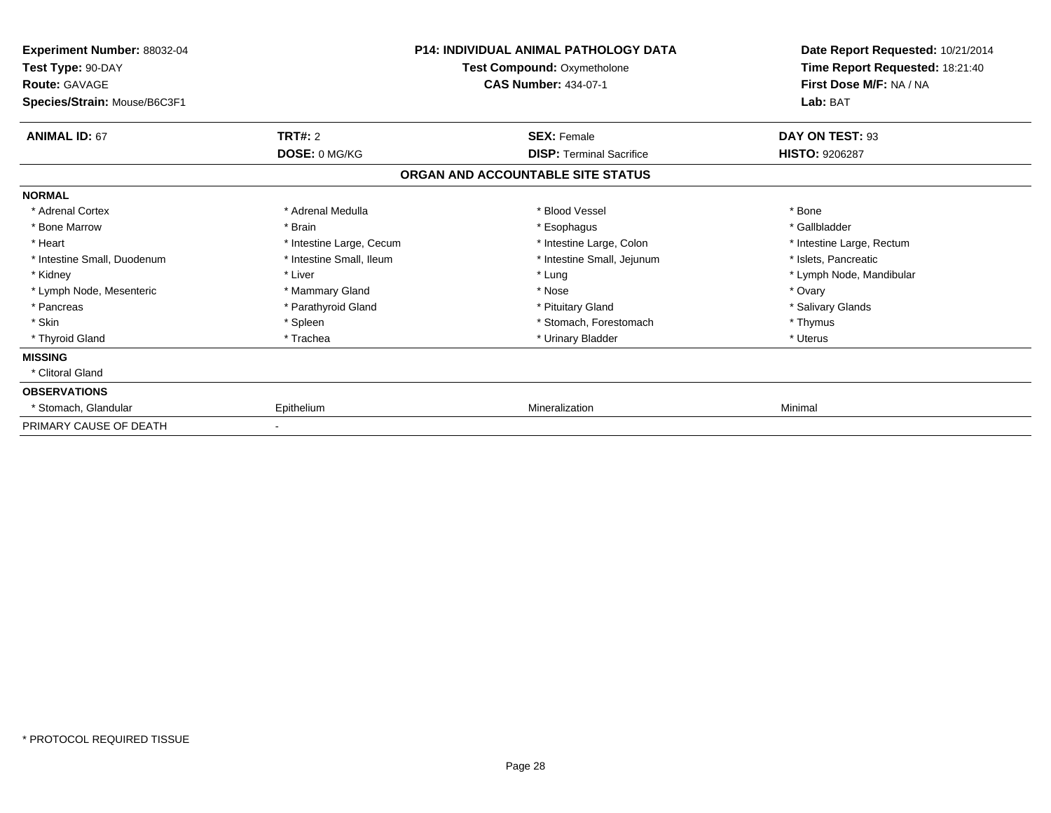**Experiment Number:** 88032-04
**Test Type:** 90-DAY
**Route:** GAVAGE
**Species/Strain:** Mouse/B6C3F1

**P14: INDIVIDUAL ANIMAL PATHOLOGY DATA**
**Test Compound:** Oxymetholone
**CAS Number:** 434-07-1

**Date Report Requested:** 10/21/2014
**Time Report Requested:** 18:21:40
**First Dose M/F:** NA / NA
**Lab:** BAT

| **ANIMAL ID:** 67 | **TRT#:** 2 | **SEX:** Female | **DAY ON TEST:** 93 |
|---|---|---|---|
| | **DOSE:** 0 MG/KG | **DISP:** Terminal Sacrifice | **HISTO:** 9206287 |

**ORGAN AND ACCOUNTABLE SITE STATUS**

| | | | |
|---|---|---|---|
| **NORMAL** | | | |
| * Adrenal Cortex | * Adrenal Medulla | * Blood Vessel | * Bone |
| * Bone Marrow | * Brain | * Esophagus | * Gallbladder |
| * Heart | * Intestine Large, Cecum | * Intestine Large, Colon | * Intestine Large, Rectum |
| * Intestine Small, Duodenum | * Intestine Small, Ileum | * Intestine Small, Jejunum | * Islets, Pancreatic |
| * Kidney | * Liver | * Lung | * Lymph Node, Mandibular |
| * Lymph Node, Mesenteric | * Mammary Gland | * Nose | * Ovary |
| * Pancreas | * Parathyroid Gland | * Pituitary Gland | * Salivary Glands |
| * Skin | * Spleen | * Stomach, Forestomach | * Thymus |
| * Thyroid Gland | * Trachea | * Urinary Bladder | * Uterus |
| **MISSING** | | | |
| * Clitoral Gland | | | |
| **OBSERVATIONS** | | | |
| * Stomach, Glandular | Epithelium | Mineralization | Minimal |
| PRIMARY CAUSE OF DEATH | - | | |

* PROTOCOL REQUIRED TISSUE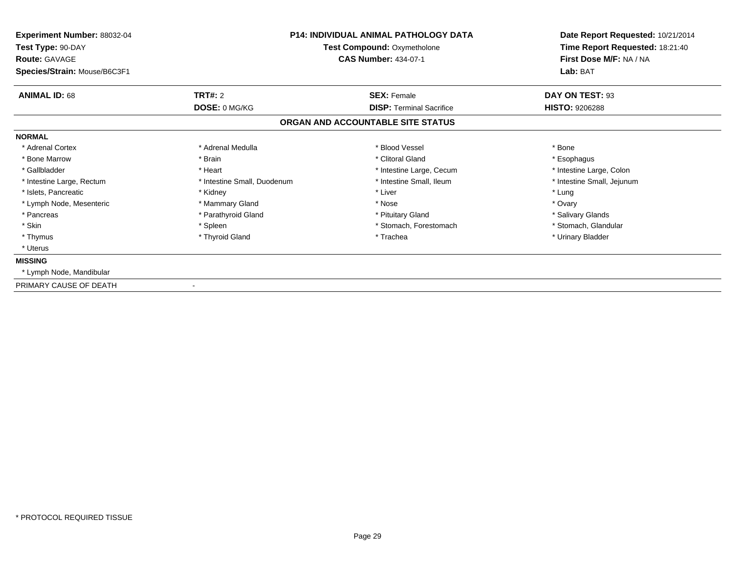**Experiment Number:** 88032-04
**Test Type:** 90-DAY
**Route:** GAVAGE
**Species/Strain:** Mouse/B6C3F1

**P14: INDIVIDUAL ANIMAL PATHOLOGY DATA**
**Test Compound:** Oxymetholone
**CAS Number:** 434-07-1

**Date Report Requested:** 10/21/2014
**Time Report Requested:** 18:21:40
**First Dose M/F:** NA / NA
**Lab:** BAT

| **ANIMAL ID:** 68 | **TRT#:** 2 | **SEX:** Female | **DAY ON TEST:** 93 |
|---|---|---|---|
| | **DOSE:** 0 MG/KG | **DISP:** Terminal Sacrifice | **HISTO:** 9206288 |

## ORGAN AND ACCOUNTABLE SITE STATUS

**NORMAL**

| | | | |
|---|---|---|---|
| * Adrenal Cortex | * Adrenal Medulla | * Blood Vessel | * Bone |
| * Bone Marrow | * Brain | * Clitoral Gland | * Esophagus |
| * Gallbladder | * Heart | * Intestine Large, Cecum | * Intestine Large, Colon |
| * Intestine Large, Rectum | * Intestine Small, Duodenum | * Intestine Small, Ileum | * Intestine Small, Jejunum |
| * Islets, Pancreatic | * Kidney | * Liver | * Lung |
| * Lymph Node, Mesenteric | * Mammary Gland | * Nose | * Ovary |
| * Pancreas | * Parathyroid Gland | * Pituitary Gland | * Salivary Glands |
| * Skin | * Spleen | * Stomach, Forestomach | * Stomach, Glandular |
| * Thymus | * Thyroid Gland | * Trachea | * Urinary Bladder |
| * Uterus | | | |

**MISSING**

* Lymph Node, Mandibular

PRIMARY CAUSE OF DEATH -

* PROTOCOL REQUIRED TISSUE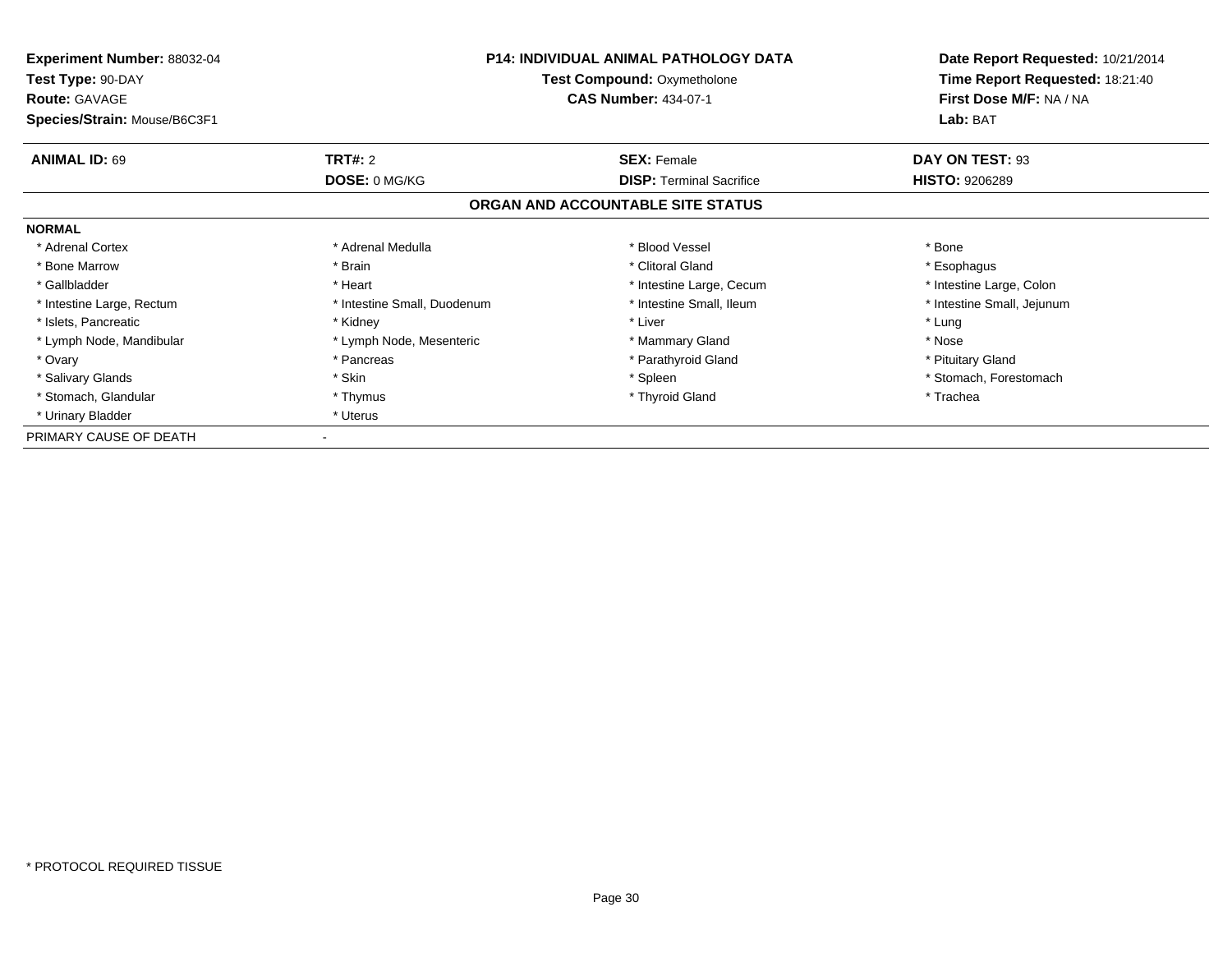**Experiment Number:** 88032-04
**Test Type:** 90-DAY
**Route:** GAVAGE
**Species/Strain:** Mouse/B6C3F1

**P14: INDIVIDUAL ANIMAL PATHOLOGY DATA**
**Test Compound:** Oxymetholone
**CAS Number:** 434-07-1

**Date Report Requested:** 10/21/2014
**Time Report Requested:** 18:21:40
**First Dose M/F:** NA / NA
**Lab:** BAT

| **ANIMAL ID:** 69 | **TRT#:** 2 | **SEX:** Female | **DAY ON TEST:** 93 |
|---|---|---|---|
| | **DOSE:** 0 MG/KG | **DISP:** Terminal Sacrifice | **HISTO:** 9206289 |

## ORGAN AND ACCOUNTABLE SITE STATUS

**NORMAL**

| | | | |
|---|---|---|---|
| * Adrenal Cortex | * Adrenal Medulla | * Blood Vessel | * Bone |
| * Bone Marrow | * Brain | * Clitoral Gland | * Esophagus |
| * Gallbladder | * Heart | * Intestine Large, Cecum | * Intestine Large, Colon |
| * Intestine Large, Rectum | * Intestine Small, Duodenum | * Intestine Small, Ileum | * Intestine Small, Jejunum |
| * Islets, Pancreatic | * Kidney | * Liver | * Lung |
| * Lymph Node, Mandibular | * Lymph Node, Mesenteric | * Mammary Gland | * Nose |
| * Ovary | * Pancreas | * Parathyroid Gland | * Pituitary Gland |
| * Salivary Glands | * Skin | * Spleen | * Stomach, Forestomach |
| * Stomach, Glandular | * Thymus | * Thyroid Gland | * Trachea |
| * Urinary Bladder | * Uterus | | |

PRIMARY CAUSE OF DEATH -

* PROTOCOL REQUIRED TISSUE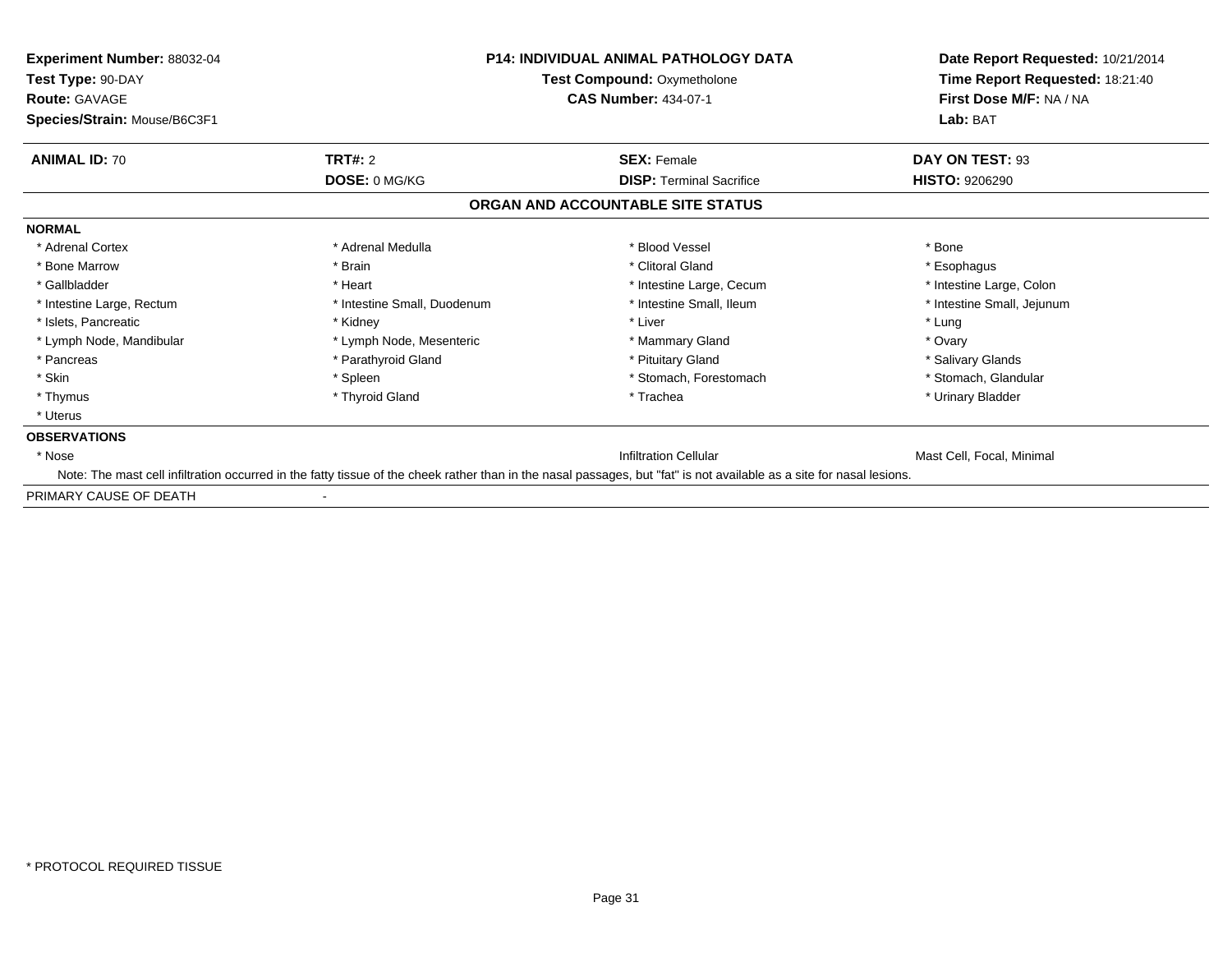**Experiment Number:** 88032-04
**Test Type:** 90-DAY
**Route:** GAVAGE
**Species/Strain:** Mouse/B6C3F1

**P14: INDIVIDUAL ANIMAL PATHOLOGY DATA**
**Test Compound:** Oxymetholone
**CAS Number:** 434-07-1

**Date Report Requested:** 10/21/2014
**Time Report Requested:** 18:21:40
**First Dose M/F:** NA / NA
**Lab:** BAT

| **ANIMAL ID:** 70 | **TRT#:** 2 | **SEX:** Female | **DAY ON TEST:** 93 |
|---|---|---|---|
| | **DOSE:** 0 MG/KG | **DISP:** Terminal Sacrifice | **HISTO:** 9206290 |

## ORGAN AND ACCOUNTABLE SITE STATUS

**NORMAL**

| | | | |
|---|---|---|---|
| * Adrenal Cortex | * Adrenal Medulla | * Blood Vessel | * Bone |
| * Bone Marrow | * Brain | * Clitoral Gland | * Esophagus |
| * Gallbladder | * Heart | * Intestine Large, Cecum | * Intestine Large, Colon |
| * Intestine Large, Rectum | * Intestine Small, Duodenum | * Intestine Small, Ileum | * Intestine Small, Jejunum |
| * Islets, Pancreatic | * Kidney | * Liver | * Lung |
| * Lymph Node, Mandibular | * Lymph Node, Mesenteric | * Mammary Gland | * Ovary |
| * Pancreas | * Parathyroid Gland | * Pituitary Gland | * Salivary Glands |
| * Skin | * Spleen | * Stomach, Forestomach | * Stomach, Glandular |
| * Thymus | * Thyroid Gland | * Trachea | * Urinary Bladder |
| * Uterus | | | |

**OBSERVATIONS**

| | | |
|---|---|---|
| * Nose | Infiltration Cellular | Mast Cell, Focal, Minimal |

Note: The mast cell infiltration occurred in the fatty tissue of the cheek rather than in the nasal passages, but "fat" is not available as a site for nasal lesions.

PRIMARY CAUSE OF DEATH -

* PROTOCOL REQUIRED TISSUE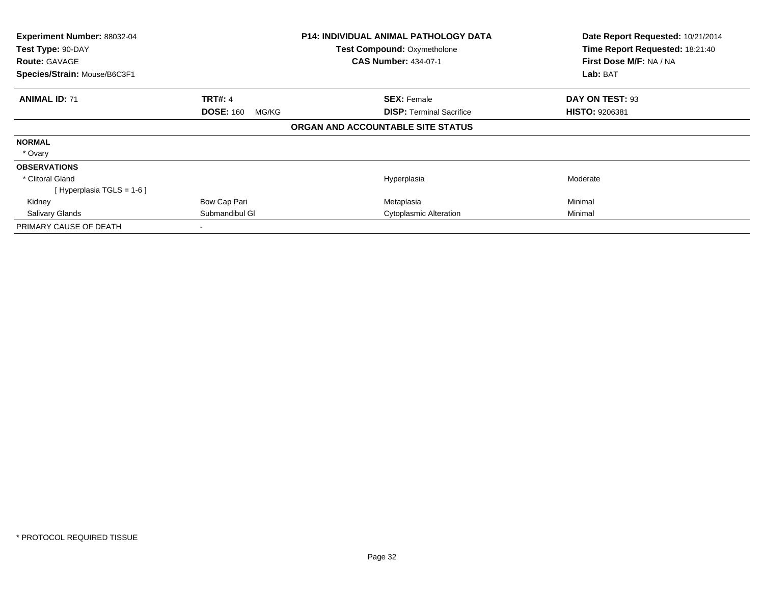| **Experiment Number:** 88032-04 | **P14: INDIVIDUAL ANIMAL PATHOLOGY DATA** | **Date Report Requested:** 10/21/2014 |
|---|---|---|
| **Test Type:** 90-DAY | **Test Compound:** Oxymetholone | **Time Report Requested:** 18:21:40 |
| **Route:** GAVAGE | **CAS Number:** 434-07-1 | **First Dose M/F:** NA / NA |
| **Species/Strain:** Mouse/B6C3F1 | | **Lab:** BAT |

| **ANIMAL ID:** 71 | **TRT#:** 4 | **SEX:** Female | **DAY ON TEST:** 93 |
|---|---|---|---|
| | **DOSE:** 160 MG/KG | **DISP:** Terminal Sacrifice | **HISTO:** 9206381 |

**ORGAN AND ACCOUNTABLE SITE STATUS**

| | | | |
|---|---|---|---|
| **NORMAL** | | | |
| * Ovary | | | |
| **OBSERVATIONS** | | | |
| * Clitoral Gland | | Hyperplasia | Moderate |
| [ Hyperplasia TGLS = 1-6 ] | | | |
| Kidney | Bow Cap Pari | Metaplasia | Minimal |
| Salivary Glands | Submandibul Gl | Cytoplasmic Alteration | Minimal |
| PRIMARY CAUSE OF DEATH | - | | |

* PROTOCOL REQUIRED TISSUE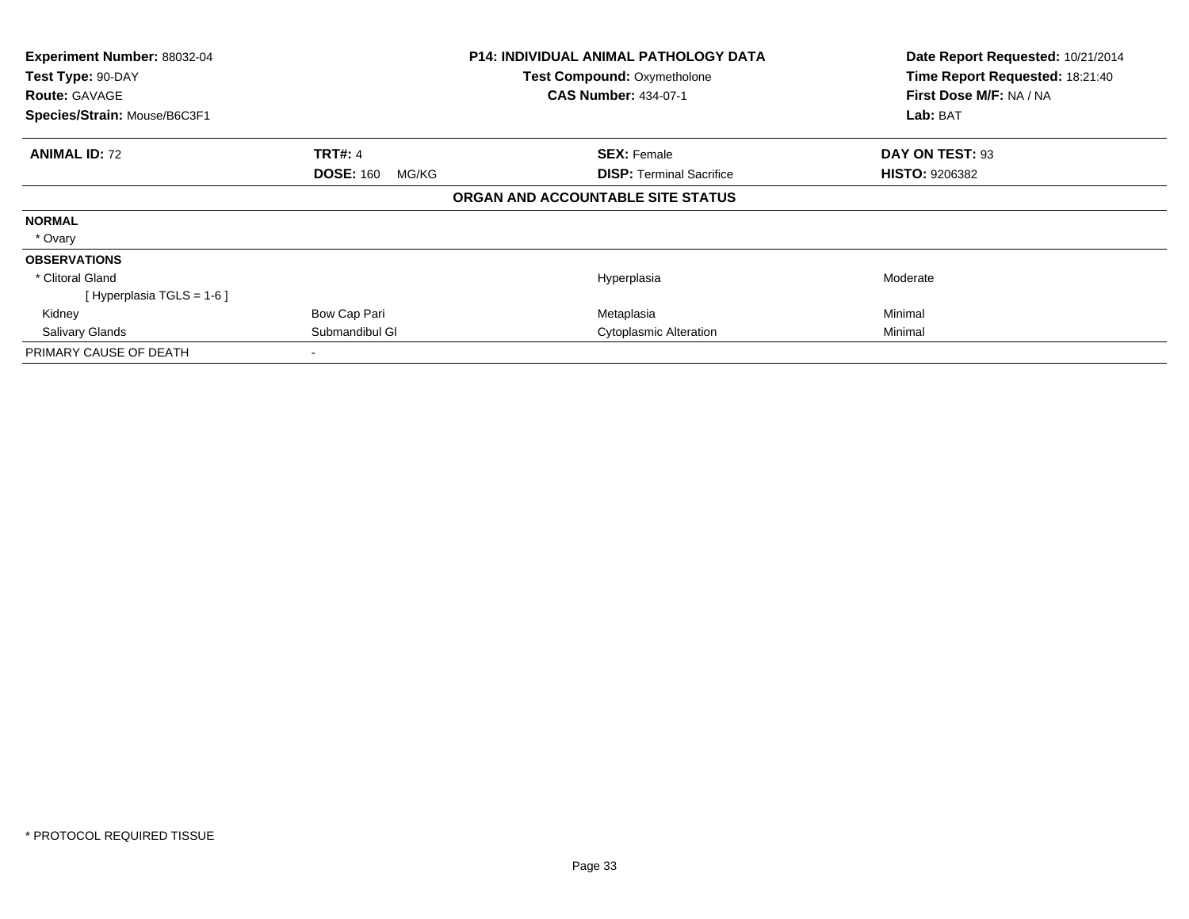**Experiment Number:** 88032-04
**Test Type:** 90-DAY
**Route:** GAVAGE
**Species/Strain:** Mouse/B6C3F1

**P14: INDIVIDUAL ANIMAL PATHOLOGY DATA**
**Test Compound:** Oxymetholone
**CAS Number:** 434-07-1

**Date Report Requested:** 10/21/2014
**Time Report Requested:** 18:21:40
**First Dose M/F:** NA / NA
**Lab:** BAT

| **ANIMAL ID:** 72 | **TRT#:** 4 | **SEX:** Female | **DAY ON TEST:** 93 |
|---|---|---|---|
| | **DOSE:** 160 MG/KG | **DISP:** Terminal Sacrifice | **HISTO:** 9206382 |

**ORGAN AND ACCOUNTABLE SITE STATUS**

| | | | |
|---|---|---|---|
| **NORMAL** | | | |
| * Ovary | | | |
| **OBSERVATIONS** | | | |
| * Clitoral Gland | | Hyperplasia | Moderate |
| [ Hyperplasia TGLS = 1-6 ] | | | |
| Kidney | Bow Cap Pari | Metaplasia | Minimal |
| Salivary Glands | Submandibul Gl | Cytoplasmic Alteration | Minimal |
| PRIMARY CAUSE OF DEATH | - | | |

* PROTOCOL REQUIRED TISSUE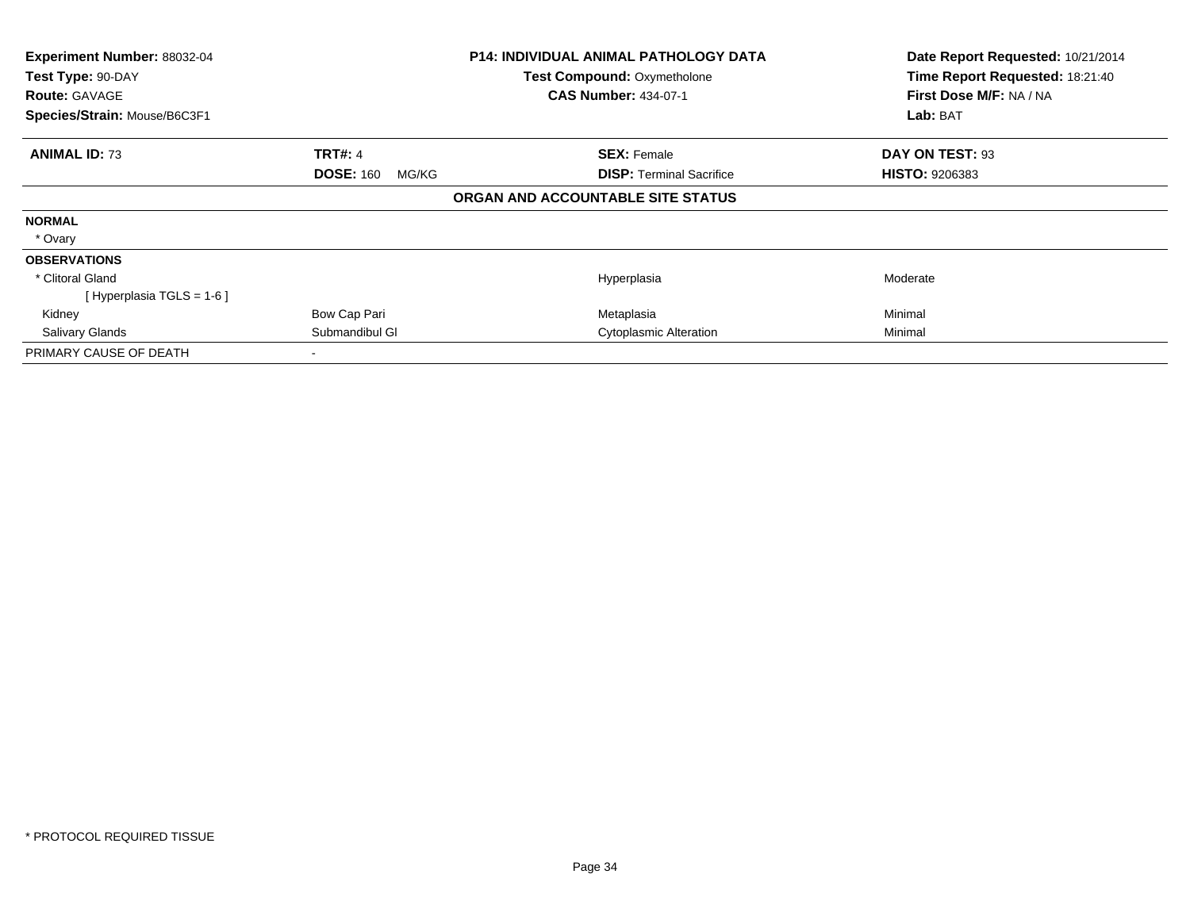**Experiment Number:** 88032-04
**Test Type:** 90-DAY
**Route:** GAVAGE
**Species/Strain:** Mouse/B6C3F1

**P14: INDIVIDUAL ANIMAL PATHOLOGY DATA**
**Test Compound:** Oxymetholone
**CAS Number:** 434-07-1

**Date Report Requested:** 10/21/2014
**Time Report Requested:** 18:21:40
**First Dose M/F:** NA / NA
**Lab:** BAT

| **ANIMAL ID:** 73 | **TRT#:** 4 | **SEX:** Female | **DAY ON TEST:** 93 |
|---|---|---|---|
| | **DOSE:** 160 MG/KG | **DISP:** Terminal Sacrifice | **HISTO:** 9206383 |

**ORGAN AND ACCOUNTABLE SITE STATUS**

| | | | |
|---|---|---|---|
| **NORMAL** | | | |
| * Ovary | | | |
| **OBSERVATIONS** | | | |
| * Clitoral Gland | | Hyperplasia | Moderate |
| [ Hyperplasia TGLS = 1-6 ] | | | |
| Kidney | Bow Cap Pari | Metaplasia | Minimal |
| Salivary Glands | Submandibul Gl | Cytoplasmic Alteration | Minimal |
| PRIMARY CAUSE OF DEATH | - | | |

* PROTOCOL REQUIRED TISSUE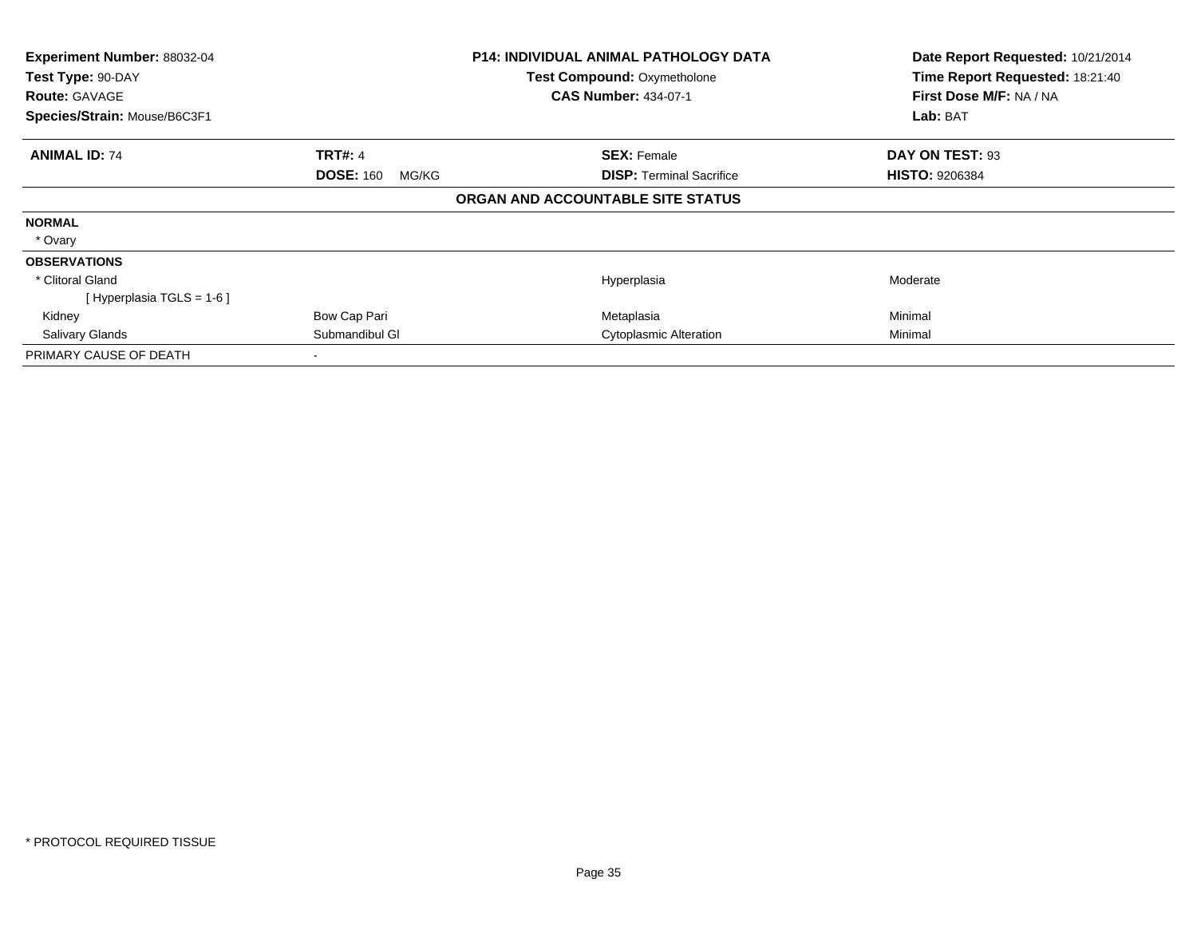**Experiment Number:** 88032-04
**Test Type:** 90-DAY
**Route:** GAVAGE
**Species/Strain:** Mouse/B6C3F1

**P14: INDIVIDUAL ANIMAL PATHOLOGY DATA**
**Test Compound:** Oxymetholone
**CAS Number:** 434-07-1

**Date Report Requested:** 10/21/2014
**Time Report Requested:** 18:21:40
**First Dose M/F:** NA / NA
**Lab:** BAT

| **ANIMAL ID:** 74 | **TRT#:** 4 | **SEX:** Female | **DAY ON TEST:** 93 |
|---|---|---|---|
| | **DOSE:** 160 MG/KG | **DISP:** Terminal Sacrifice | **HISTO:** 9206384 |

**ORGAN AND ACCOUNTABLE SITE STATUS**

| | | | |
|---|---|---|---|
| **NORMAL** | | | |
| * Ovary | | | |
| **OBSERVATIONS** | | | |
| * Clitoral Gland | | Hyperplasia | Moderate |
| [ Hyperplasia TGLS = 1-6 ] | | | |
| Kidney | Bow Cap Pari | Metaplasia | Minimal |
| Salivary Glands | Submandibul Gl | Cytoplasmic Alteration | Minimal |
| PRIMARY CAUSE OF DEATH | - | | |

* PROTOCOL REQUIRED TISSUE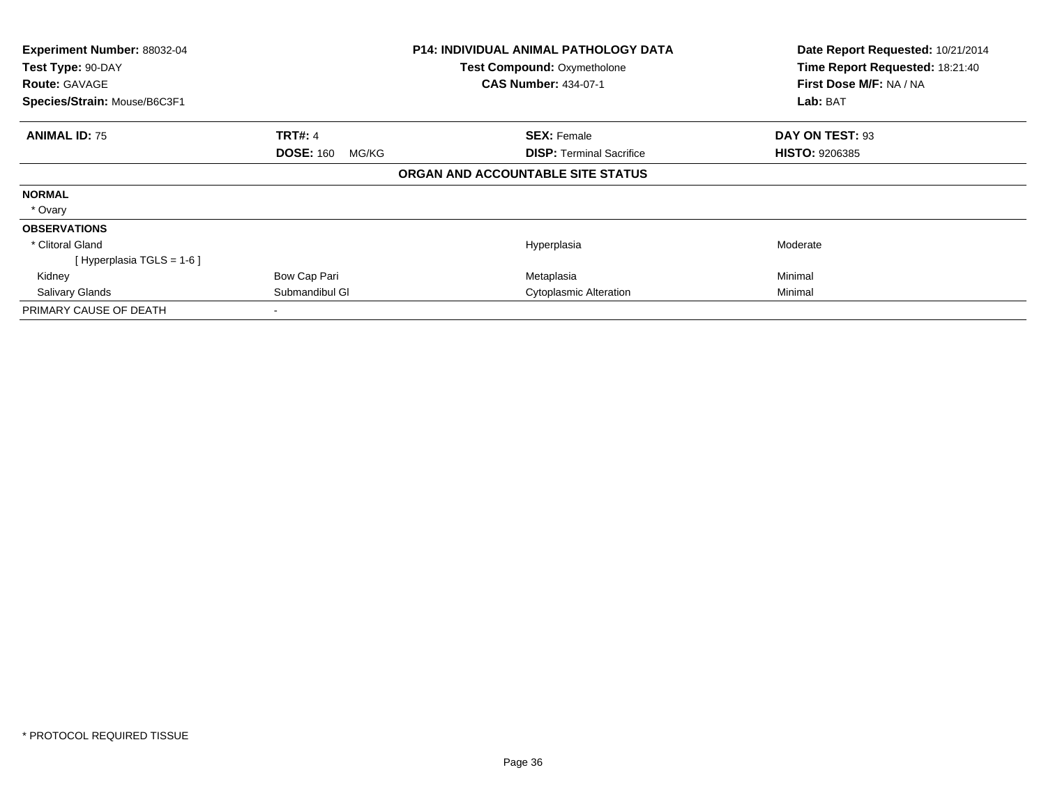**Experiment Number:** 88032-04
**Test Type:** 90-DAY
**Route:** GAVAGE
**Species/Strain:** Mouse/B6C3F1

**P14: INDIVIDUAL ANIMAL PATHOLOGY DATA**
**Test Compound:** Oxymetholone
**CAS Number:** 434-07-1

**Date Report Requested:** 10/21/2014
**Time Report Requested:** 18:21:40
**First Dose M/F:** NA / NA
**Lab:** BAT

| **ANIMAL ID:** 75 | **TRT#:** 4 | **SEX:** Female | **DAY ON TEST:** 93 |
|---|---|---|---|
| | **DOSE:** 160 MG/KG | **DISP:** Terminal Sacrifice | **HISTO:** 9206385 |

**ORGAN AND ACCOUNTABLE SITE STATUS**

| | | | |
|---|---|---|---|
| **NORMAL** | | | |
| * Ovary | | | |
| **OBSERVATIONS** | | | |
| * Clitoral Gland | | Hyperplasia | Moderate |
| [ Hyperplasia TGLS = 1-6 ] | | | |
| Kidney | Bow Cap Pari | Metaplasia | Minimal |
| Salivary Glands | Submandibul Gl | Cytoplasmic Alteration | Minimal |
| PRIMARY CAUSE OF DEATH | - | | |

* PROTOCOL REQUIRED TISSUE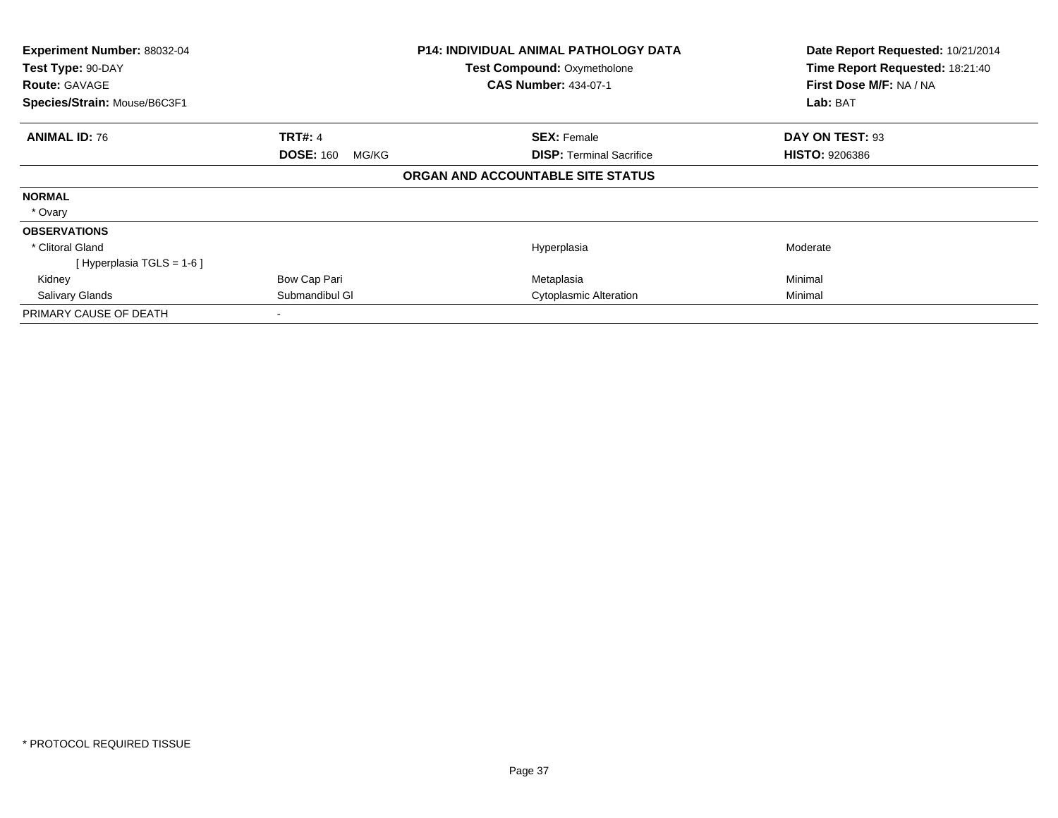**Experiment Number:** 88032-04
**Test Type:** 90-DAY
**Route:** GAVAGE
**Species/Strain:** Mouse/B6C3F1

**P14: INDIVIDUAL ANIMAL PATHOLOGY DATA**
**Test Compound:** Oxymetholone
**CAS Number:** 434-07-1

**Date Report Requested:** 10/21/2014
**Time Report Requested:** 18:21:40
**First Dose M/F:** NA / NA
**Lab:** BAT

| **ANIMAL ID:** 76 | **TRT#:** 4 | **SEX:** Female | **DAY ON TEST:** 93 |
|---|---|---|---|
| | **DOSE:** 160 MG/KG | **DISP:** Terminal Sacrifice | **HISTO:** 9206386 |

## ORGAN AND ACCOUNTABLE SITE STATUS

| | | | |
|---|---|---|---|
| **NORMAL** | | | |
| * Ovary | | | |
| **OBSERVATIONS** | | | |
| * Clitoral Gland | | Hyperplasia | Moderate |
| [ Hyperplasia TGLS = 1-6 ] | | | |
| Kidney | Bow Cap Pari | Metaplasia | Minimal |
| Salivary Glands | Submandibul Gl | Cytoplasmic Alteration | Minimal |
| PRIMARY CAUSE OF DEATH | - | | |

* PROTOCOL REQUIRED TISSUE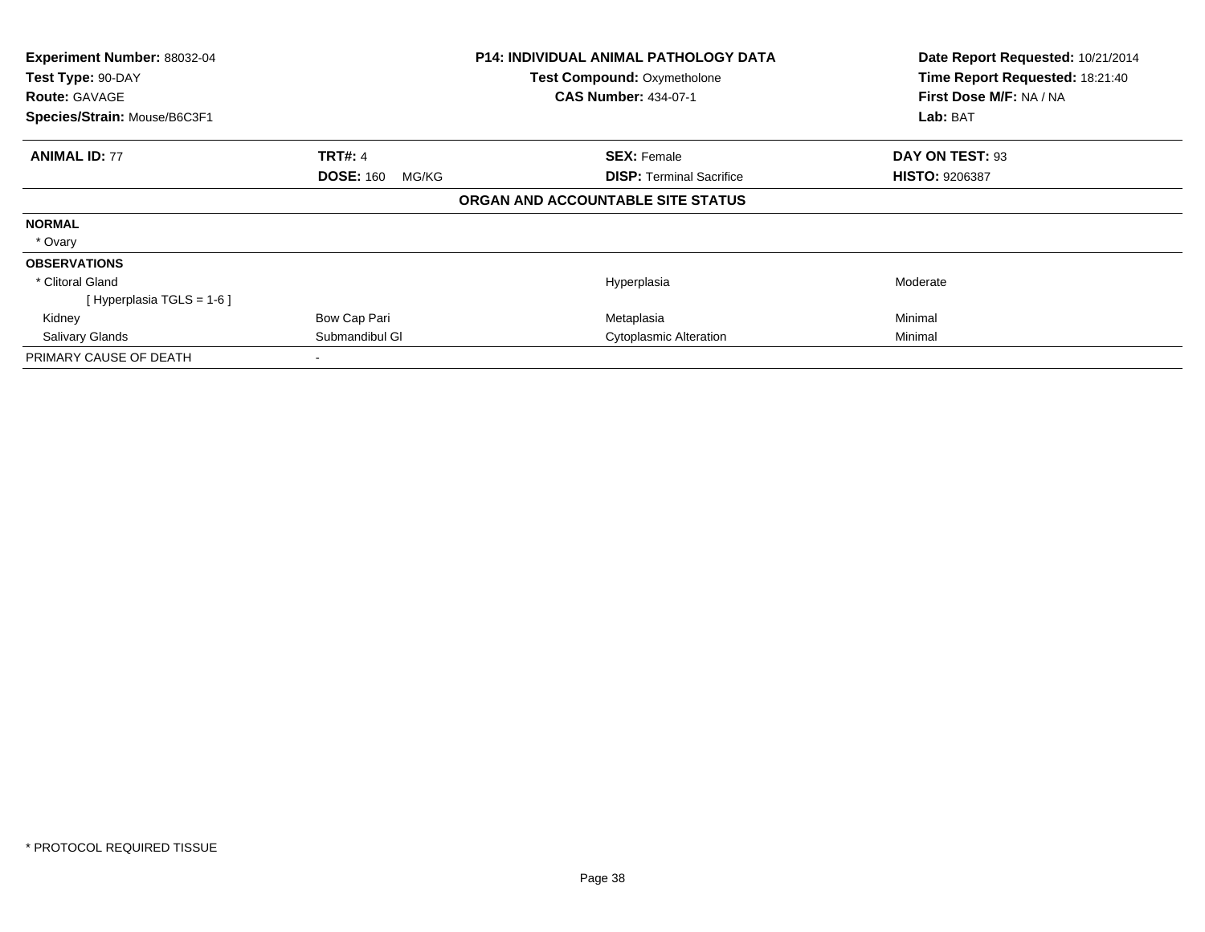| **Experiment Number:** 88032-04 | **P14: INDIVIDUAL ANIMAL PATHOLOGY DATA** | **Date Report Requested:** 10/21/2014 |
|---|---|---|
| **Test Type:** 90-DAY | **Test Compound:** Oxymetholone | **Time Report Requested:** 18:21:40 |
| **Route:** GAVAGE | **CAS Number:** 434-07-1 | **First Dose M/F:** NA / NA |
| **Species/Strain:** Mouse/B6C3F1 | | **Lab:** BAT |

| **ANIMAL ID:** 77 | **TRT#:** 4 | **SEX:** Female | **DAY ON TEST:** 93 |
|---|---|---|---|
| | **DOSE:** 160 MG/KG | **DISP:** Terminal Sacrifice | **HISTO:** 9206387 |

**ORGAN AND ACCOUNTABLE SITE STATUS**

| | | | |
|---|---|---|---|
| **NORMAL** | | | |
| * Ovary | | | |
| **OBSERVATIONS** | | | |
| * Clitoral Gland | | Hyperplasia | Moderate |
| [ Hyperplasia TGLS = 1-6 ] | | | |
| Kidney | Bow Cap Pari | Metaplasia | Minimal |
| Salivary Glands | Submandibul Gl | Cytoplasmic Alteration | Minimal |
| PRIMARY CAUSE OF DEATH | - | | |

* PROTOCOL REQUIRED TISSUE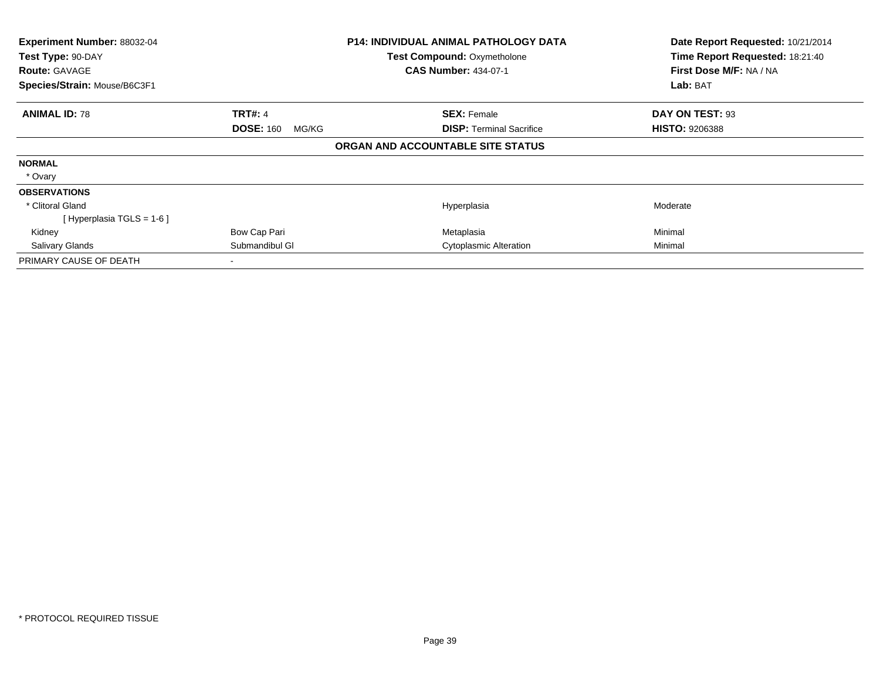| **Experiment Number:** 88032-04 | **P14: INDIVIDUAL ANIMAL PATHOLOGY DATA** | **Date Report Requested:** 10/21/2014 |
|---|---|---|
| **Test Type:** 90-DAY | **Test Compound:** Oxymetholone | **Time Report Requested:** 18:21:40 |
| **Route:** GAVAGE | **CAS Number:** 434-07-1 | **First Dose M/F:** NA / NA |
| **Species/Strain:** Mouse/B6C3F1 | | **Lab:** BAT |

| **ANIMAL ID:** 78 | **TRT#:** 4 | **SEX:** Female | **DAY ON TEST:** 93 |
|---|---|---|---|
| | **DOSE:** 160 MG/KG | **DISP:** Terminal Sacrifice | **HISTO:** 9206388 |

**ORGAN AND ACCOUNTABLE SITE STATUS**

| | | | |
|---|---|---|---|
| **NORMAL** | | | |
| * Ovary | | | |
| **OBSERVATIONS** | | | |
| * Clitoral Gland | | Hyperplasia | Moderate |
| [ Hyperplasia TGLS = 1-6 ] | | | |
| Kidney | Bow Cap Pari | Metaplasia | Minimal |
| Salivary Glands | Submandibul Gl | Cytoplasmic Alteration | Minimal |
| PRIMARY CAUSE OF DEATH | - | | |

* PROTOCOL REQUIRED TISSUE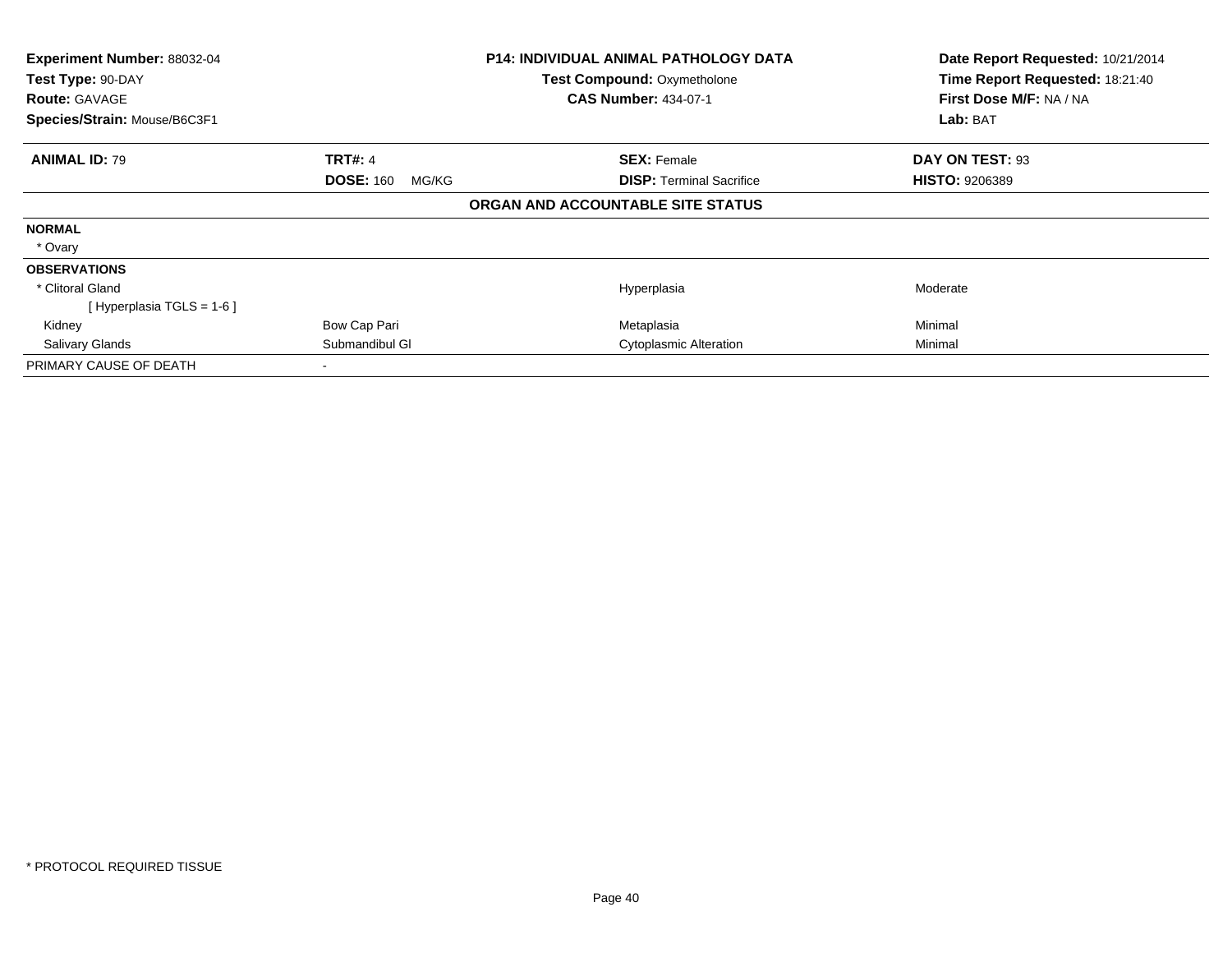**Experiment Number:** 88032-04
**Test Type:** 90-DAY
**Route:** GAVAGE
**Species/Strain:** Mouse/B6C3F1

**P14: INDIVIDUAL ANIMAL PATHOLOGY DATA**
**Test Compound:** Oxymetholone
**CAS Number:** 434-07-1

**Date Report Requested:** 10/21/2014
**Time Report Requested:** 18:21:40
**First Dose M/F:** NA / NA
**Lab:** BAT

| **ANIMAL ID:** 79 | **TRT#:** 4 | **SEX:** Female | **DAY ON TEST:** 93 |
|---|---|---|---|
| | **DOSE:** 160 MG/KG | **DISP:** Terminal Sacrifice | **HISTO:** 9206389 |

**ORGAN AND ACCOUNTABLE SITE STATUS**

| | | | |
|---|---|---|---|
| **NORMAL** | | | |
| * Ovary | | | |
| **OBSERVATIONS** | | | |
| * Clitoral Gland | | Hyperplasia | Moderate |
| [ Hyperplasia TGLS = 1-6 ] | | | |
| Kidney | Bow Cap Pari | Metaplasia | Minimal |
| Salivary Glands | Submandibul Gl | Cytoplasmic Alteration | Minimal |
| PRIMARY CAUSE OF DEATH | - | | |

* PROTOCOL REQUIRED TISSUE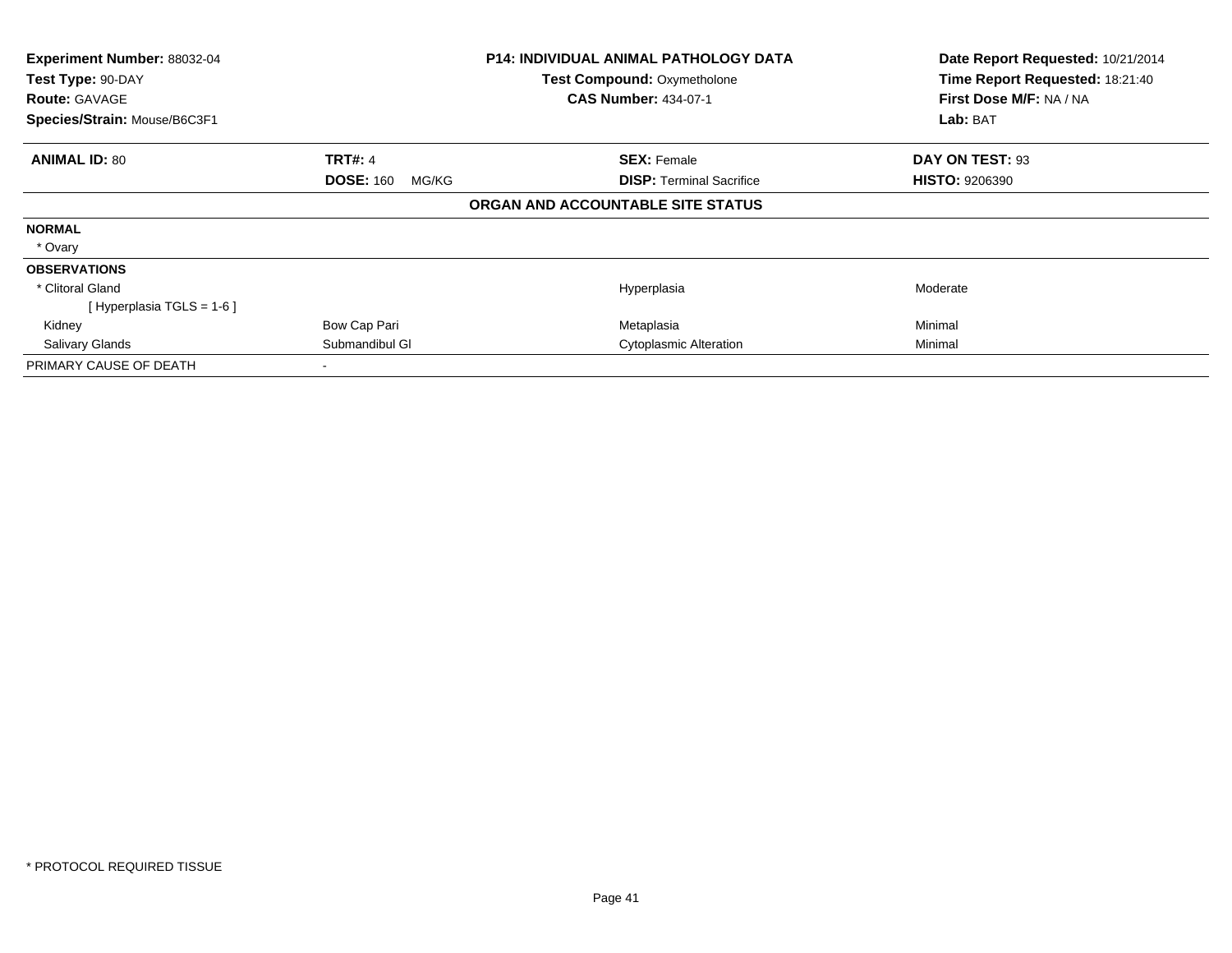**Experiment Number:** 88032-04
**Test Type:** 90-DAY
**Route:** GAVAGE
**Species/Strain:** Mouse/B6C3F1

**P14: INDIVIDUAL ANIMAL PATHOLOGY DATA**
**Test Compound:** Oxymetholone
**CAS Number:** 434-07-1

**Date Report Requested:** 10/21/2014
**Time Report Requested:** 18:21:40
**First Dose M/F:** NA / NA
**Lab:** BAT

| **ANIMAL ID:** 80 | **TRT#:** 4 | **SEX:** Female | **DAY ON TEST:** 93 |
|---|---|---|---|
| | **DOSE:** 160 MG/KG | **DISP:** Terminal Sacrifice | **HISTO:** 9206390 |

**ORGAN AND ACCOUNTABLE SITE STATUS**

| | | | |
|---|---|---|---|
| **NORMAL** | | | |
| * Ovary | | | |
| **OBSERVATIONS** | | | |
| * Clitoral Gland | | Hyperplasia | Moderate |
| [ Hyperplasia TGLS = 1-6 ] | | | |
| Kidney | Bow Cap Pari | Metaplasia | Minimal |
| Salivary Glands | Submandibul Gl | Cytoplasmic Alteration | Minimal |
| PRIMARY CAUSE OF DEATH | - | | |

* PROTOCOL REQUIRED TISSUE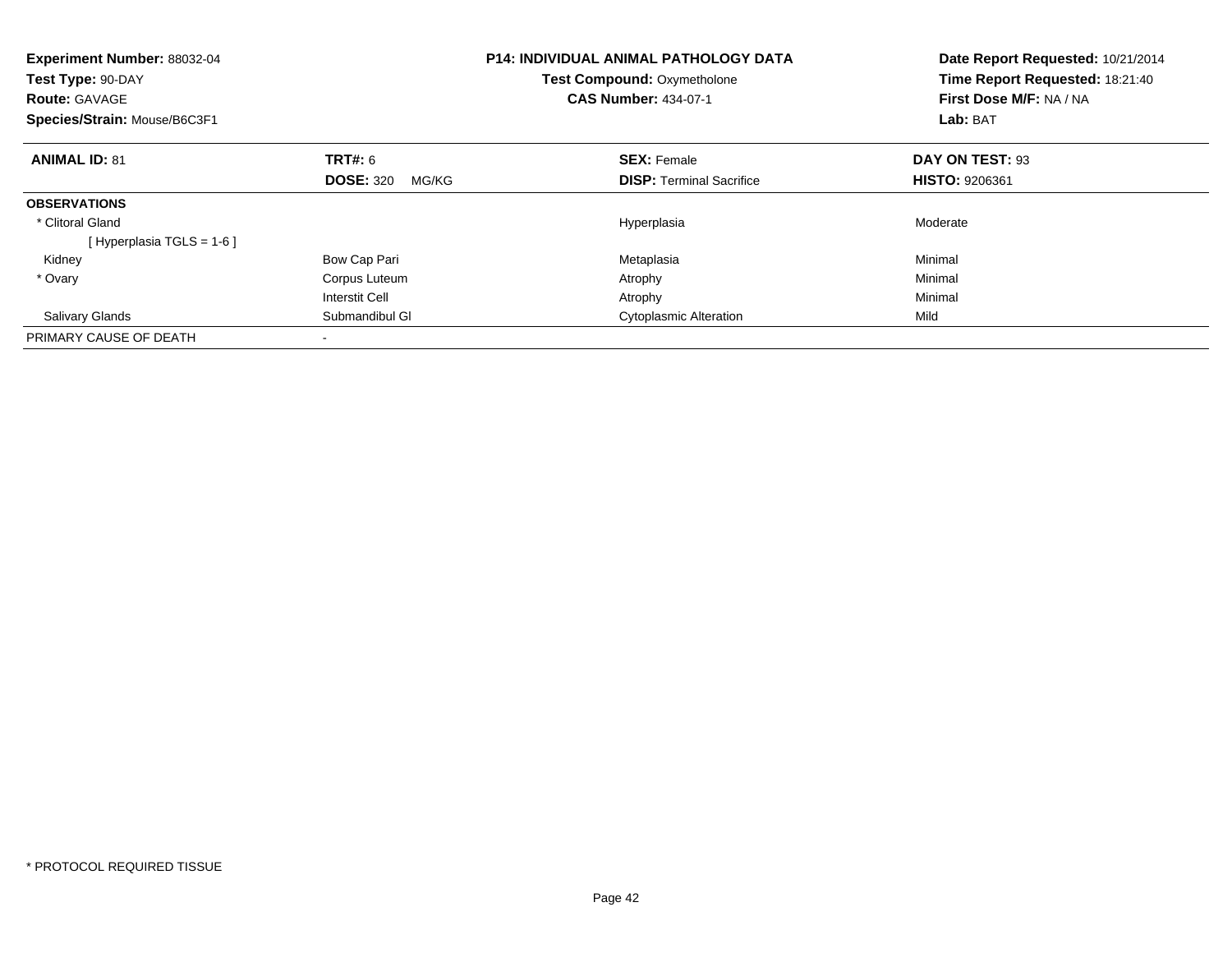**Experiment Number:** 88032-04
**Test Type:** 90-DAY
**Route:** GAVAGE
**Species/Strain:** Mouse/B6C3F1

**P14: INDIVIDUAL ANIMAL PATHOLOGY DATA**
**Test Compound:** Oxymetholone
**CAS Number:** 434-07-1

**Date Report Requested:** 10/21/2014
**Time Report Requested:** 18:21:40
**First Dose M/F:** NA / NA
**Lab:** BAT

| **ANIMAL ID:** 81 | **TRT#:** 6 | **SEX:** Female | **DAY ON TEST:** 93 |
|---|---|---|---|
| | **DOSE:** 320 MG/KG | **DISP:** Terminal Sacrifice | **HISTO:** 9206361 |
| **OBSERVATIONS** | | | |
| * Clitoral Gland | | Hyperplasia | Moderate |
| [ Hyperplasia TGLS = 1-6 ] | | | |
| Kidney | Bow Cap Pari | Metaplasia | Minimal |
| * Ovary | Corpus Luteum | Atrophy | Minimal |
| | Interstit Cell | Atrophy | Minimal |
| Salivary Glands | Submandibul Gl | Cytoplasmic Alteration | Mild |
| PRIMARY CAUSE OF DEATH | - | | |

* PROTOCOL REQUIRED TISSUE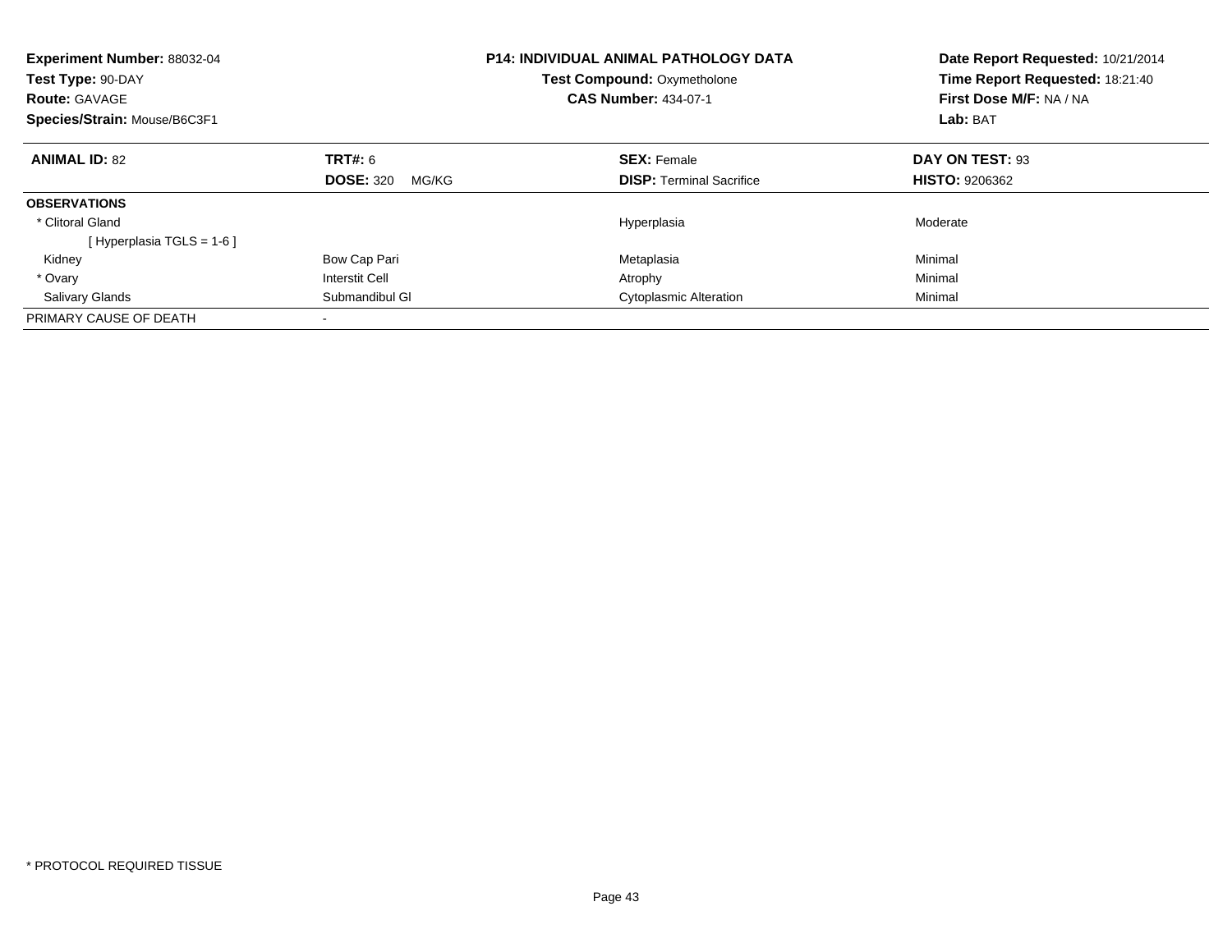**Experiment Number:** 88032-04
**Test Type:** 90-DAY
**Route:** GAVAGE
**Species/Strain:** Mouse/B6C3F1

**P14: INDIVIDUAL ANIMAL PATHOLOGY DATA**
**Test Compound:** Oxymetholone
**CAS Number:** 434-07-1

**Date Report Requested:** 10/21/2014
**Time Report Requested:** 18:21:40
**First Dose M/F:** NA / NA
**Lab:** BAT

| **ANIMAL ID:** 82 | **TRT#:** 6 | **SEX:** Female | **DAY ON TEST:** 93 |
|---|---|---|---|
| | **DOSE:** 320 MG/KG | **DISP:** Terminal Sacrifice | **HISTO:** 9206362 |
| **OBSERVATIONS** | | | |
| * Clitoral Gland | | Hyperplasia | Moderate |
| [ Hyperplasia TGLS = 1-6 ] | | | |
| Kidney | Bow Cap Pari | Metaplasia | Minimal |
| * Ovary | Interstit Cell | Atrophy | Minimal |
| Salivary Glands | Submandibul Gl | Cytoplasmic Alteration | Minimal |
| PRIMARY CAUSE OF DEATH | - | | |

* PROTOCOL REQUIRED TISSUE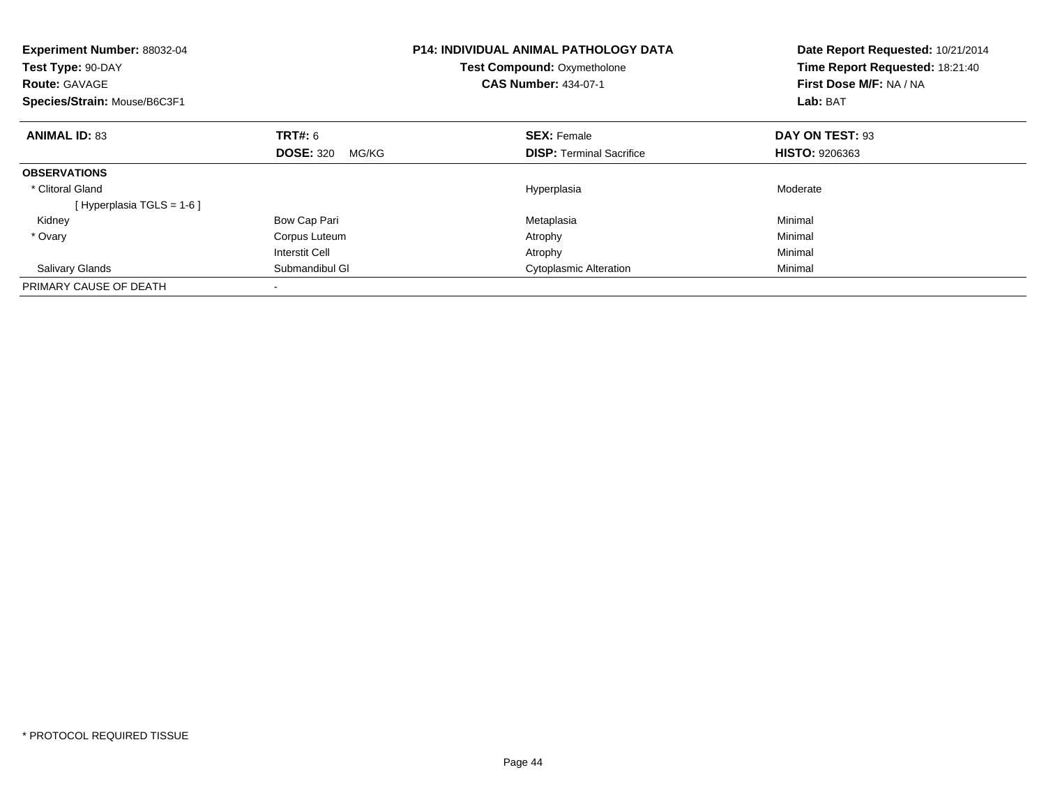**Experiment Number:** 88032-04
**Test Type:** 90-DAY
**Route:** GAVAGE
**Species/Strain:** Mouse/B6C3F1

**P14: INDIVIDUAL ANIMAL PATHOLOGY DATA**
**Test Compound:** Oxymetholone
**CAS Number:** 434-07-1

**Date Report Requested:** 10/21/2014
**Time Report Requested:** 18:21:40
**First Dose M/F:** NA / NA
**Lab:** BAT

| **ANIMAL ID:** 83 | **TRT#:** 6 | **SEX:** Female | **DAY ON TEST:** 93 |
|---|---|---|---|
| | **DOSE:** 320 MG/KG | **DISP:** Terminal Sacrifice | **HISTO:** 9206363 |
| **OBSERVATIONS** | | | |
| * Clitoral Gland | | Hyperplasia | Moderate |
| [ Hyperplasia TGLS = 1-6 ] | | | |
| Kidney | Bow Cap Pari | Metaplasia | Minimal |
| * Ovary | Corpus Luteum | Atrophy | Minimal |
| | Interstit Cell | Atrophy | Minimal |
| Salivary Glands | Submandibul Gl | Cytoplasmic Alteration | Minimal |
| PRIMARY CAUSE OF DEATH | - | | |

* PROTOCOL REQUIRED TISSUE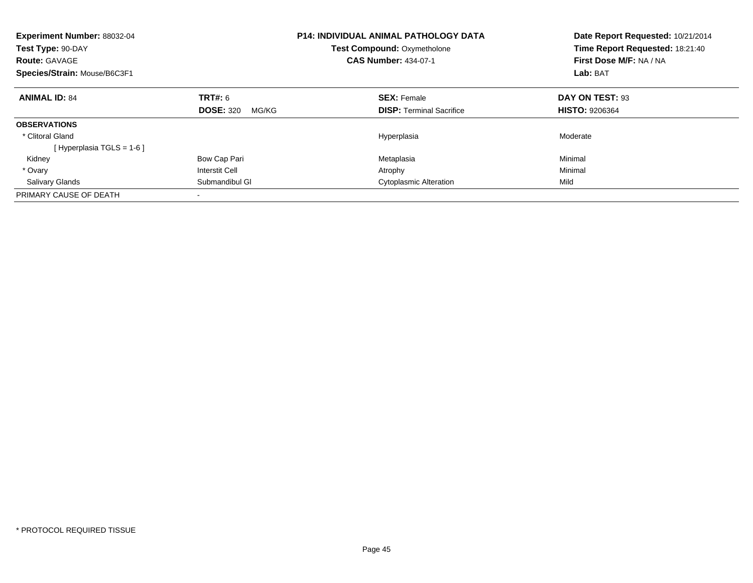**Experiment Number:** 88032-04
**Test Type:** 90-DAY
**Route:** GAVAGE
**Species/Strain:** Mouse/B6C3F1

**P14: INDIVIDUAL ANIMAL PATHOLOGY DATA**
**Test Compound:** Oxymetholone
**CAS Number:** 434-07-1

**Date Report Requested:** 10/21/2014
**Time Report Requested:** 18:21:40
**First Dose M/F:** NA / NA
**Lab:** BAT

| **ANIMAL ID:** 84 | **TRT#:** 6 | **SEX:** Female | **DAY ON TEST:** 93 |
|---|---|---|---|
| | **DOSE:** 320 MG/KG | **DISP:** Terminal Sacrifice | **HISTO:** 9206364 |
| **OBSERVATIONS** | | | |
| * Clitoral Gland | | Hyperplasia | Moderate |
| [ Hyperplasia TGLS = 1-6 ] | | | |
| Kidney | Bow Cap Pari | Metaplasia | Minimal |
| * Ovary | Interstit Cell | Atrophy | Minimal |
| Salivary Glands | Submandibul Gl | Cytoplasmic Alteration | Mild |
| PRIMARY CAUSE OF DEATH | - | | |

* PROTOCOL REQUIRED TISSUE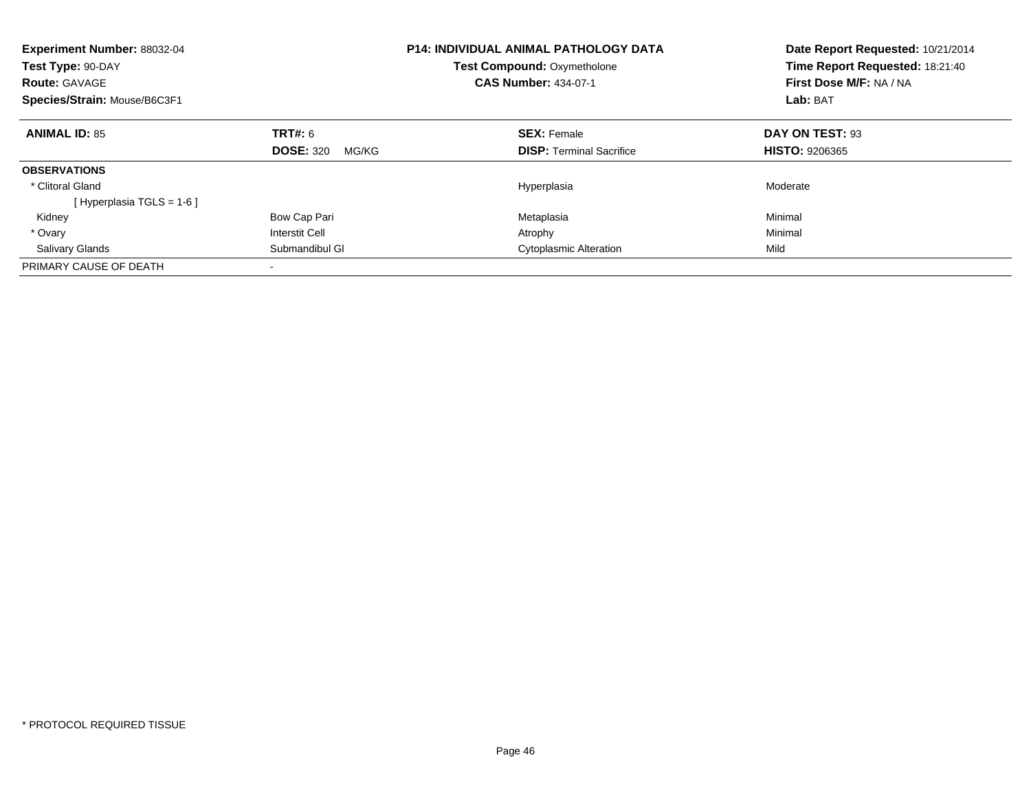**Experiment Number:** 88032-04
**Test Type:** 90-DAY
**Route:** GAVAGE
**Species/Strain:** Mouse/B6C3F1

**P14: INDIVIDUAL ANIMAL PATHOLOGY DATA**
**Test Compound:** Oxymetholone
**CAS Number:** 434-07-1

**Date Report Requested:** 10/21/2014
**Time Report Requested:** 18:21:40
**First Dose M/F:** NA / NA
**Lab:** BAT

| **ANIMAL ID:** 85 | **TRT#:** 6 | **SEX:** Female | **DAY ON TEST:** 93 |
|---|---|---|---|
| | **DOSE:** 320 MG/KG | **DISP:** Terminal Sacrifice | **HISTO:** 9206365 |
| **OBSERVATIONS** | | | |
| * Clitoral Gland | | Hyperplasia | Moderate |
| [ Hyperplasia TGLS = 1-6 ] | | | |
| Kidney | Bow Cap Pari | Metaplasia | Minimal |
| * Ovary | Interstit Cell | Atrophy | Minimal |
| Salivary Glands | Submandibul Gl | Cytoplasmic Alteration | Mild |
| PRIMARY CAUSE OF DEATH | - | | |

* PROTOCOL REQUIRED TISSUE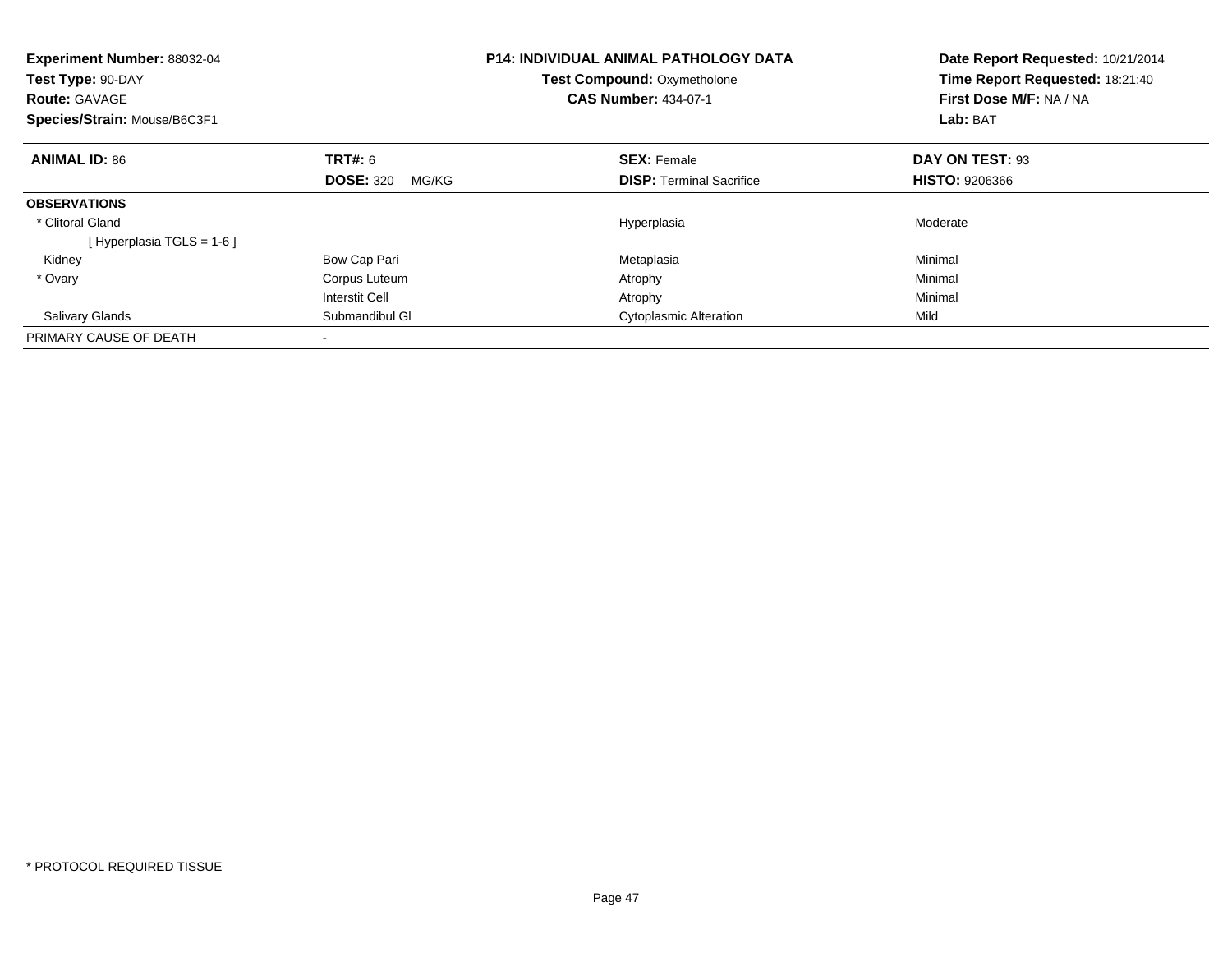**Experiment Number:** 88032-04
**Test Type:** 90-DAY
**Route:** GAVAGE
**Species/Strain:** Mouse/B6C3F1

**P14: INDIVIDUAL ANIMAL PATHOLOGY DATA**
**Test Compound:** Oxymetholone
**CAS Number:** 434-07-1

**Date Report Requested:** 10/21/2014
**Time Report Requested:** 18:21:40
**First Dose M/F:** NA / NA
**Lab:** BAT

| **ANIMAL ID:** 86 | **TRT#:** 6 | **SEX:** Female | **DAY ON TEST:** 93 |
|---|---|---|---|
| | **DOSE:** 320 MG/KG | **DISP:** Terminal Sacrifice | **HISTO:** 9206366 |
| **OBSERVATIONS** | | | |
| * Clitoral Gland | | Hyperplasia | Moderate |
| [ Hyperplasia TGLS = 1-6 ] | | | |
| Kidney | Bow Cap Pari | Metaplasia | Minimal |
| * Ovary | Corpus Luteum | Atrophy | Minimal |
| | Interstit Cell | Atrophy | Minimal |
| Salivary Glands | Submandibul Gl | Cytoplasmic Alteration | Mild |
| PRIMARY CAUSE OF DEATH | - | | |

* PROTOCOL REQUIRED TISSUE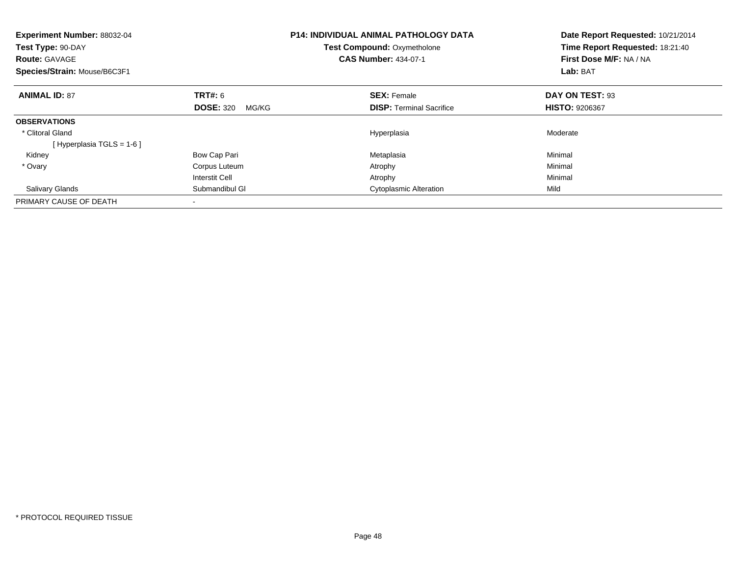**Experiment Number:** 88032-04
**Test Type:** 90-DAY
**Route:** GAVAGE
**Species/Strain:** Mouse/B6C3F1

**P14: INDIVIDUAL ANIMAL PATHOLOGY DATA**
**Test Compound:** Oxymetholone
**CAS Number:** 434-07-1

**Date Report Requested:** 10/21/2014
**Time Report Requested:** 18:21:40
**First Dose M/F:** NA / NA
**Lab:** BAT

| **ANIMAL ID:** 87 | **TRT#:** 6 | **SEX:** Female | **DAY ON TEST:** 93 |
|---|---|---|---|
| | **DOSE:** 320 MG/KG | **DISP:** Terminal Sacrifice | **HISTO:** 9206367 |
| **OBSERVATIONS** | | | |
| * Clitoral Gland | | Hyperplasia | Moderate |
| [ Hyperplasia TGLS = 1-6 ] | | | |
| Kidney | Bow Cap Pari | Metaplasia | Minimal |
| * Ovary | Corpus Luteum | Atrophy | Minimal |
| | Interstit Cell | Atrophy | Minimal |
| Salivary Glands | Submandibul Gl | Cytoplasmic Alteration | Mild |
| PRIMARY CAUSE OF DEATH | - | | |

* PROTOCOL REQUIRED TISSUE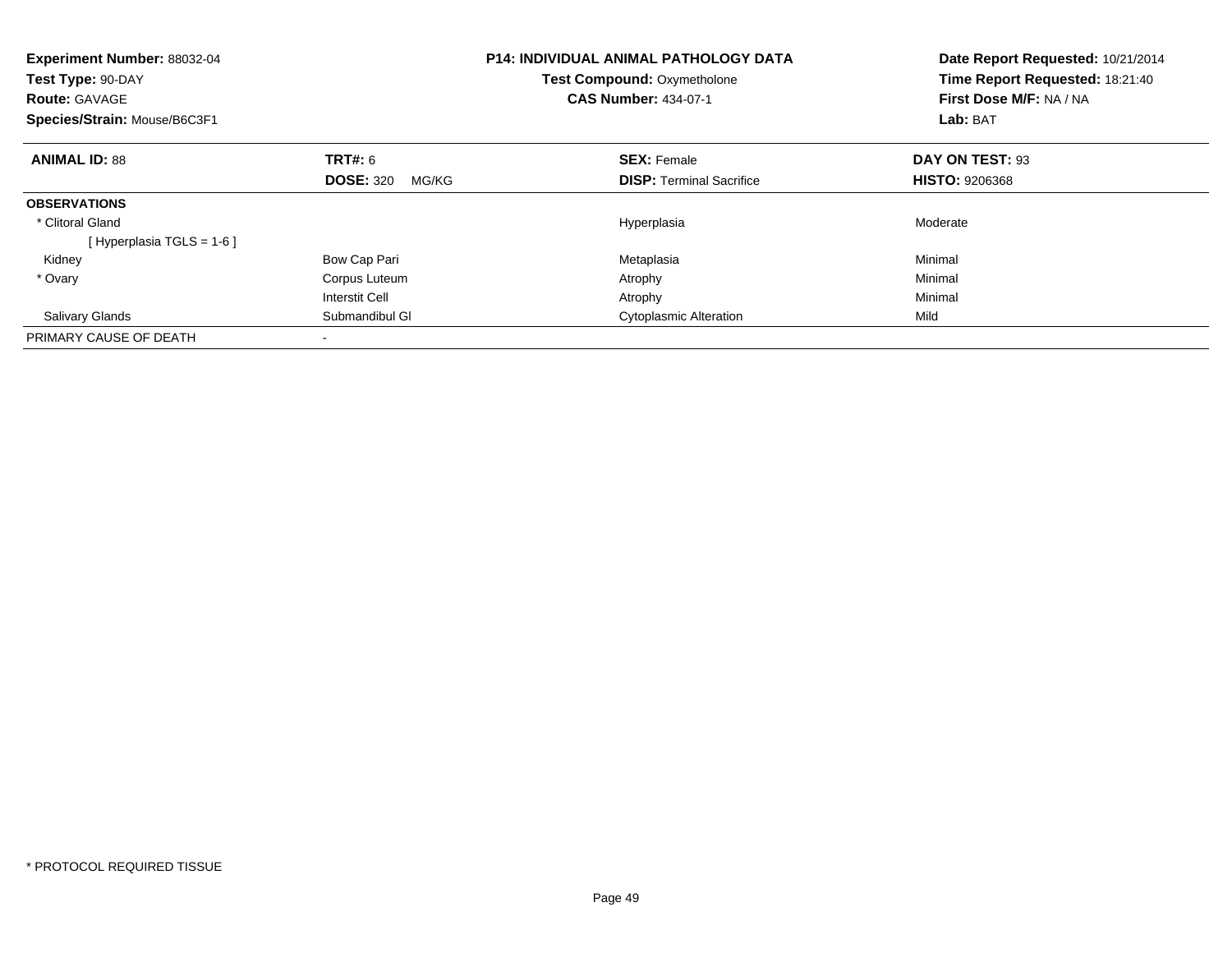**Experiment Number:** 88032-04
**Test Type:** 90-DAY
**Route:** GAVAGE
**Species/Strain:** Mouse/B6C3F1

**P14: INDIVIDUAL ANIMAL PATHOLOGY DATA**
**Test Compound:** Oxymetholone
**CAS Number:** 434-07-1

**Date Report Requested:** 10/21/2014
**Time Report Requested:** 18:21:40
**First Dose M/F:** NA / NA
**Lab:** BAT

| **ANIMAL ID:** 88 | **TRT#:** 6 | **SEX:** Female | **DAY ON TEST:** 93 |
|---|---|---|---|
| | **DOSE:** 320 MG/KG | **DISP:** Terminal Sacrifice | **HISTO:** 9206368 |
| **OBSERVATIONS** | | | |
| * Clitoral Gland | | Hyperplasia | Moderate |
| [ Hyperplasia TGLS = 1-6 ] | | | |
| Kidney | Bow Cap Pari | Metaplasia | Minimal |
| * Ovary | Corpus Luteum | Atrophy | Minimal |
| | Interstit Cell | Atrophy | Minimal |
| Salivary Glands | Submandibul Gl | Cytoplasmic Alteration | Mild |
| PRIMARY CAUSE OF DEATH | - | | |

* PROTOCOL REQUIRED TISSUE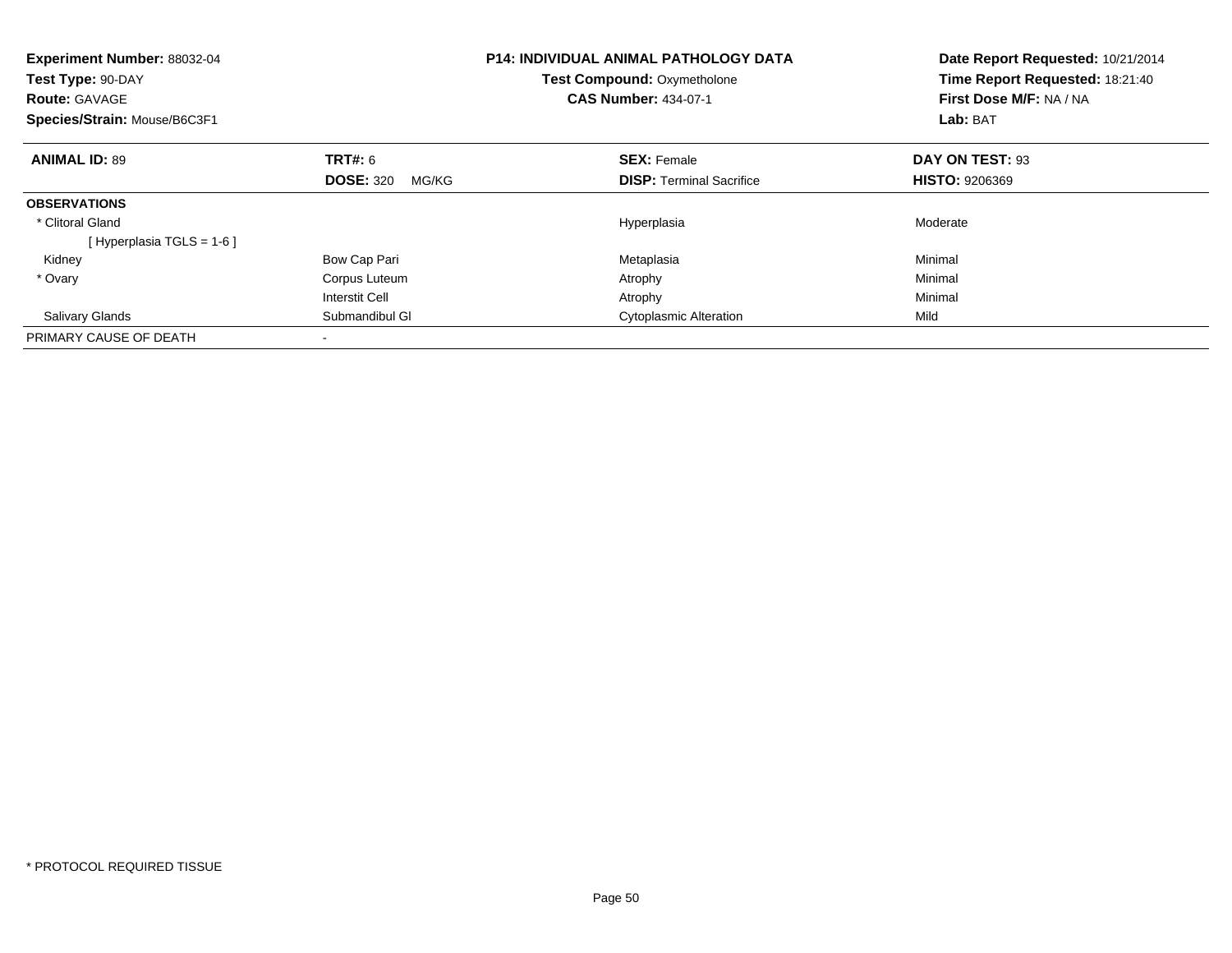**Experiment Number:** 88032-04
**Test Type:** 90-DAY
**Route:** GAVAGE
**Species/Strain:** Mouse/B6C3F1

**P14: INDIVIDUAL ANIMAL PATHOLOGY DATA**
**Test Compound:** Oxymetholone
**CAS Number:** 434-07-1

**Date Report Requested:** 10/21/2014
**Time Report Requested:** 18:21:40
**First Dose M/F:** NA / NA
**Lab:** BAT

| **ANIMAL ID:** 89 | **TRT#:** 6 | **SEX:** Female | **DAY ON TEST:** 93 |
|---|---|---|---|
| | **DOSE:** 320 MG/KG | **DISP:** Terminal Sacrifice | **HISTO:** 9206369 |
| **OBSERVATIONS** | | | |
| * Clitoral Gland | | Hyperplasia | Moderate |
| [ Hyperplasia TGLS = 1-6 ] | | | |
| Kidney | Bow Cap Pari | Metaplasia | Minimal |
| * Ovary | Corpus Luteum | Atrophy | Minimal |
| | Interstit Cell | Atrophy | Minimal |
| Salivary Glands | Submandibul Gl | Cytoplasmic Alteration | Mild |
| PRIMARY CAUSE OF DEATH | - | | |

* PROTOCOL REQUIRED TISSUE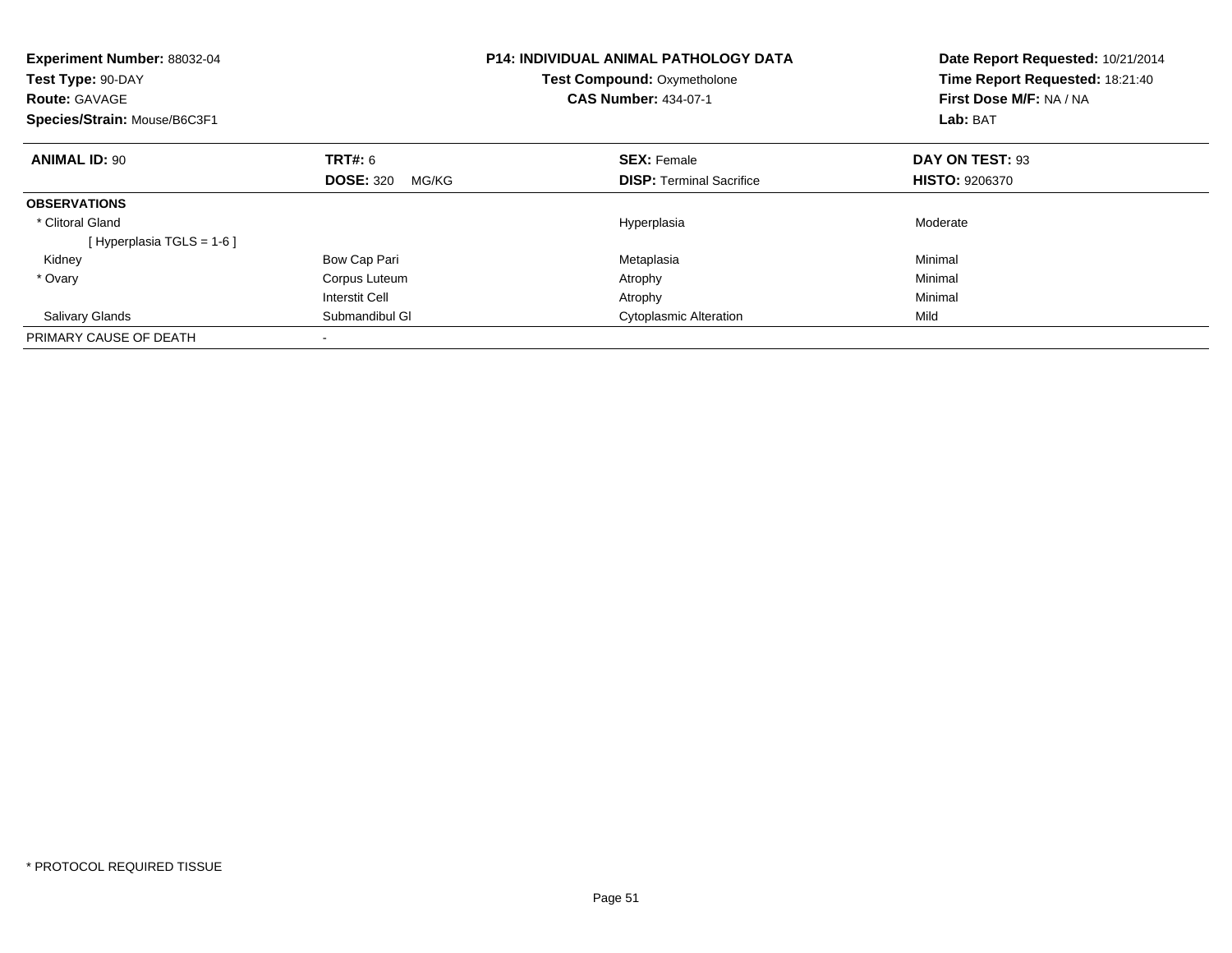**Experiment Number:** 88032-04
**Test Type:** 90-DAY
**Route:** GAVAGE
**Species/Strain:** Mouse/B6C3F1

**P14: INDIVIDUAL ANIMAL PATHOLOGY DATA**
**Test Compound:** Oxymetholone
**CAS Number:** 434-07-1

**Date Report Requested:** 10/21/2014
**Time Report Requested:** 18:21:40
**First Dose M/F:** NA / NA
**Lab:** BAT

| **ANIMAL ID:** 90 | **TRT#:** 6 | **SEX:** Female | **DAY ON TEST:** 93 |
|---|---|---|---|
| | **DOSE:** 320 MG/KG | **DISP:** Terminal Sacrifice | **HISTO:** 9206370 |
| **OBSERVATIONS** | | | |
| * Clitoral Gland | | Hyperplasia | Moderate |
| [ Hyperplasia TGLS = 1-6 ] | | | |
| Kidney | Bow Cap Pari | Metaplasia | Minimal |
| * Ovary | Corpus Luteum | Atrophy | Minimal |
| | Interstit Cell | Atrophy | Minimal |
| Salivary Glands | Submandibul Gl | Cytoplasmic Alteration | Mild |
| PRIMARY CAUSE OF DEATH | - | | |

* PROTOCOL REQUIRED TISSUE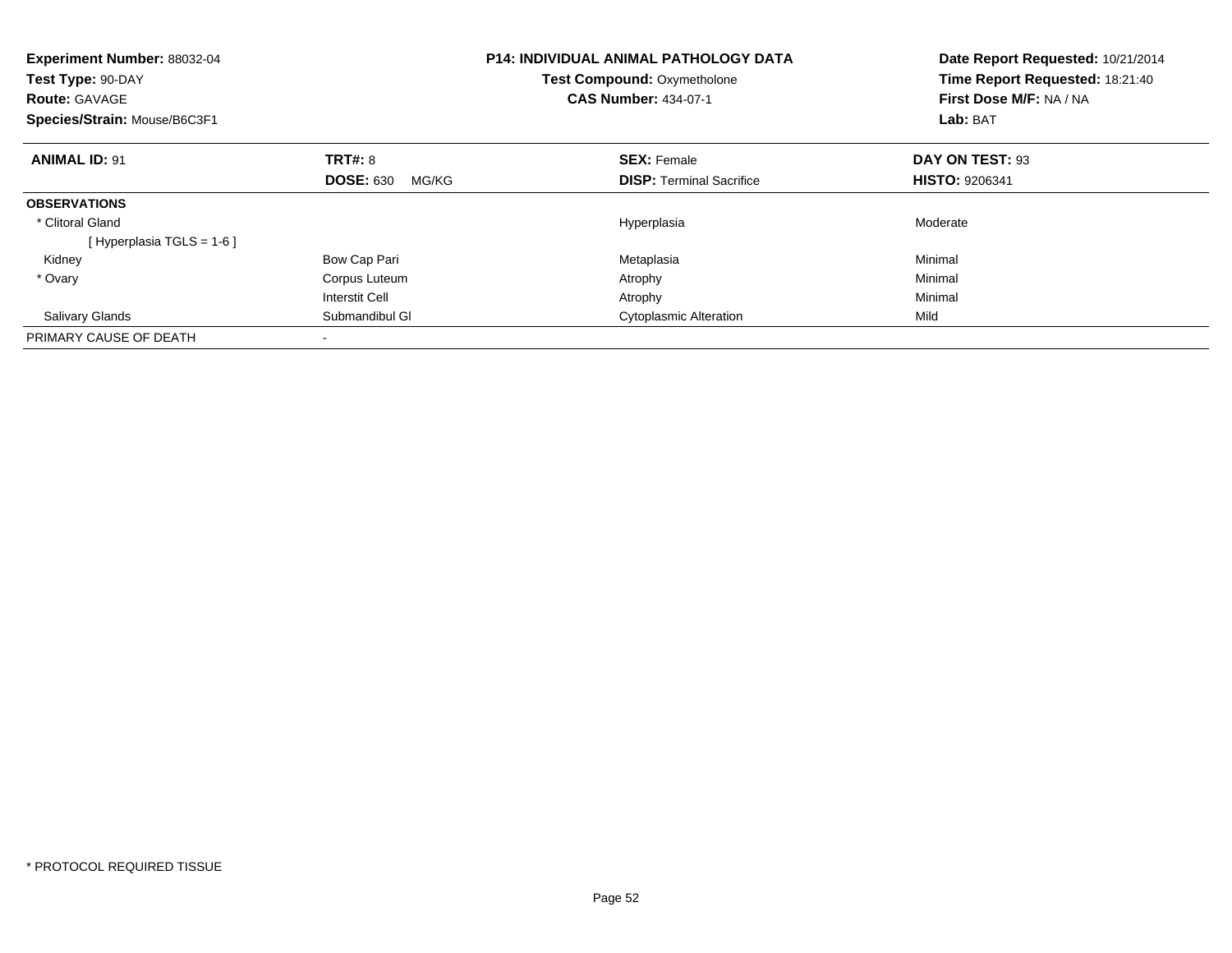**Experiment Number:** 88032-04
**Test Type:** 90-DAY
**Route:** GAVAGE
**Species/Strain:** Mouse/B6C3F1

**P14: INDIVIDUAL ANIMAL PATHOLOGY DATA**
**Test Compound:** Oxymetholone
**CAS Number:** 434-07-1

**Date Report Requested:** 10/21/2014
**Time Report Requested:** 18:21:40
**First Dose M/F:** NA / NA
**Lab:** BAT

| **ANIMAL ID:** 91 | **TRT#:** 8 | **SEX:** Female | **DAY ON TEST:** 93 |
|---|---|---|---|
| | **DOSE:** 630 MG/KG | **DISP:** Terminal Sacrifice | **HISTO:** 9206341 |
| **OBSERVATIONS** | | | |
| * Clitoral Gland | | Hyperplasia | Moderate |
| [ Hyperplasia TGLS = 1-6 ] | | | |
| Kidney | Bow Cap Pari | Metaplasia | Minimal |
| * Ovary | Corpus Luteum | Atrophy | Minimal |
| | Interstit Cell | Atrophy | Minimal |
| Salivary Glands | Submandibul Gl | Cytoplasmic Alteration | Mild |
| PRIMARY CAUSE OF DEATH | - | | |

* PROTOCOL REQUIRED TISSUE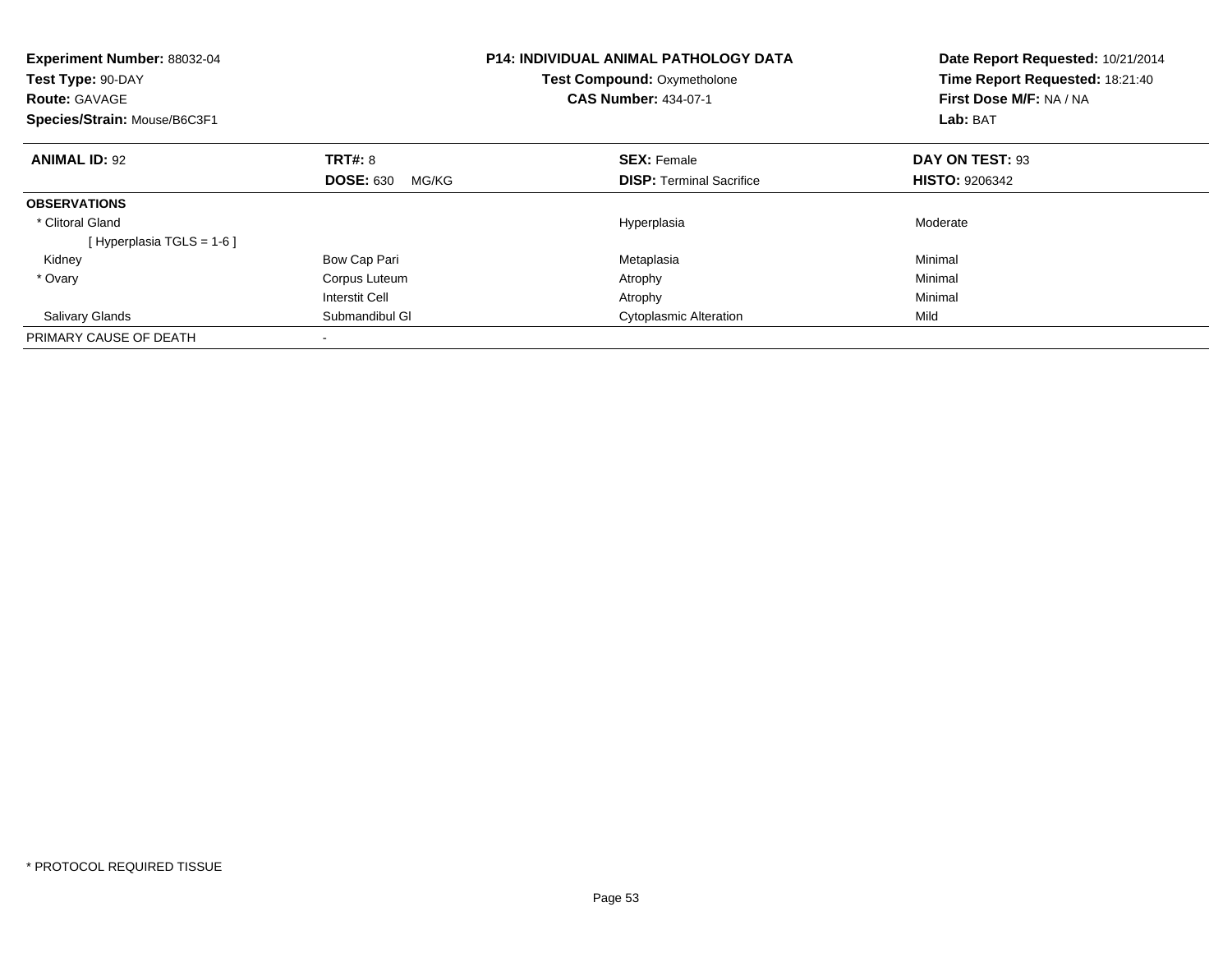**Experiment Number:** 88032-04
**Test Type:** 90-DAY
**Route:** GAVAGE
**Species/Strain:** Mouse/B6C3F1

**P14: INDIVIDUAL ANIMAL PATHOLOGY DATA**
**Test Compound:** Oxymetholone
**CAS Number:** 434-07-1

**Date Report Requested:** 10/21/2014
**Time Report Requested:** 18:21:40
**First Dose M/F:** NA / NA
**Lab:** BAT

| **ANIMAL ID:** 92 | **TRT#:** 8 | **SEX:** Female | **DAY ON TEST:** 93 |
|---|---|---|---|
| | **DOSE:** 630 MG/KG | **DISP:** Terminal Sacrifice | **HISTO:** 9206342 |
| **OBSERVATIONS** | | | |
| * Clitoral Gland | | Hyperplasia | Moderate |
| [ Hyperplasia TGLS = 1-6 ] | | | |
| Kidney | Bow Cap Pari | Metaplasia | Minimal |
| * Ovary | Corpus Luteum | Atrophy | Minimal |
| | Interstit Cell | Atrophy | Minimal |
| Salivary Glands | Submandibul Gl | Cytoplasmic Alteration | Mild |
| PRIMARY CAUSE OF DEATH | - | | |

* PROTOCOL REQUIRED TISSUE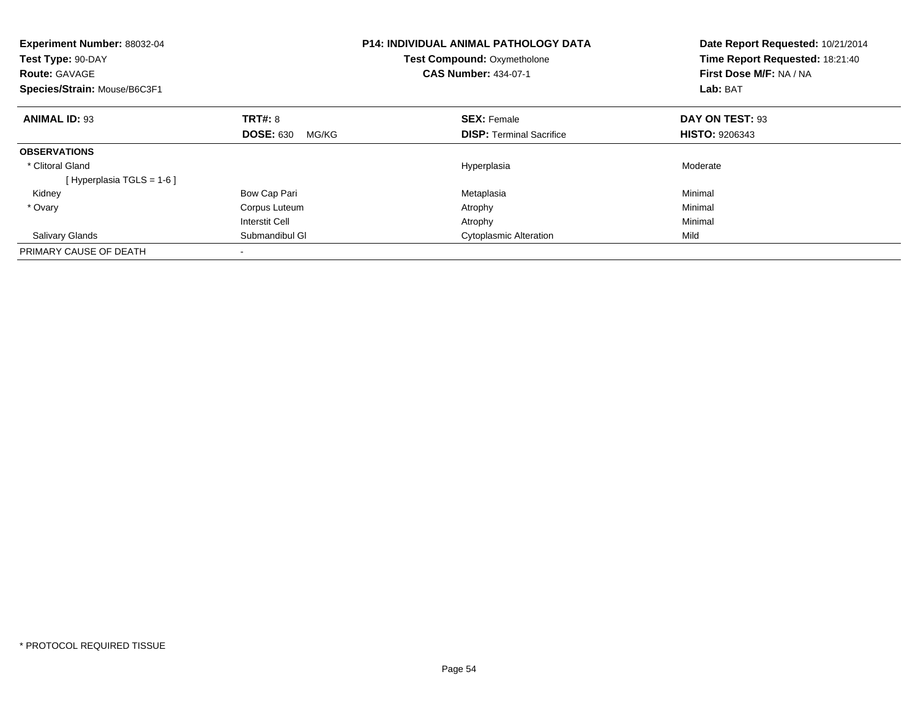**Experiment Number:** 88032-04
**Test Type:** 90-DAY
**Route:** GAVAGE
**Species/Strain:** Mouse/B6C3F1

**P14: INDIVIDUAL ANIMAL PATHOLOGY DATA**
**Test Compound:** Oxymetholone
**CAS Number:** 434-07-1

**Date Report Requested:** 10/21/2014
**Time Report Requested:** 18:21:40
**First Dose M/F:** NA / NA
**Lab:** BAT

| **ANIMAL ID:** 93 | **TRT#:** 8 | **SEX:** Female | **DAY ON TEST:** 93 |
|---|---|---|---|
| | **DOSE:** 630 MG/KG | **DISP:** Terminal Sacrifice | **HISTO:** 9206343 |
| **OBSERVATIONS** | | | |
| * Clitoral Gland | | Hyperplasia | Moderate |
| [ Hyperplasia TGLS = 1-6 ] | | | |
| Kidney | Bow Cap Pari | Metaplasia | Minimal |
| * Ovary | Corpus Luteum | Atrophy | Minimal |
| | Interstit Cell | Atrophy | Minimal |
| Salivary Glands | Submandibul Gl | Cytoplasmic Alteration | Mild |
| PRIMARY CAUSE OF DEATH | - | | |

* PROTOCOL REQUIRED TISSUE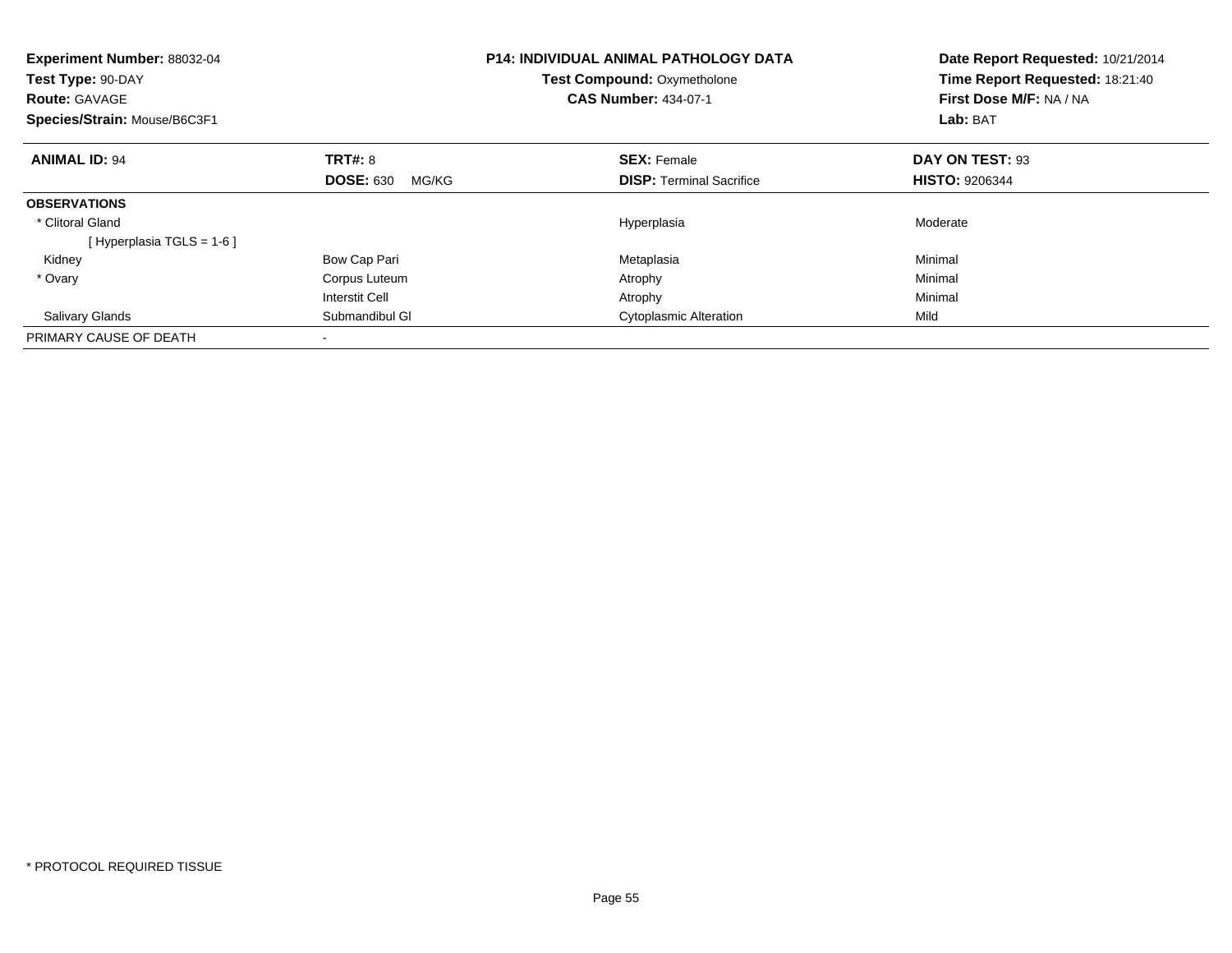**Experiment Number:** 88032-04
**Test Type:** 90-DAY
**Route:** GAVAGE
**Species/Strain:** Mouse/B6C3F1

**P14: INDIVIDUAL ANIMAL PATHOLOGY DATA**
**Test Compound:** Oxymetholone
**CAS Number:** 434-07-1

**Date Report Requested:** 10/21/2014
**Time Report Requested:** 18:21:40
**First Dose M/F:** NA / NA
**Lab:** BAT

| **ANIMAL ID:** 94 | **TRT#:** 8 | **SEX:** Female | **DAY ON TEST:** 93 |
|---|---|---|---|
| | **DOSE:** 630 MG/KG | **DISP:** Terminal Sacrifice | **HISTO:** 9206344 |
| **OBSERVATIONS** | | | |
| * Clitoral Gland | | Hyperplasia | Moderate |
| [ Hyperplasia TGLS = 1-6 ] | | | |
| Kidney | Bow Cap Pari | Metaplasia | Minimal |
| * Ovary | Corpus Luteum | Atrophy | Minimal |
| | Interstit Cell | Atrophy | Minimal |
| Salivary Glands | Submandibul Gl | Cytoplasmic Alteration | Mild |
| PRIMARY CAUSE OF DEATH | - | | |

* PROTOCOL REQUIRED TISSUE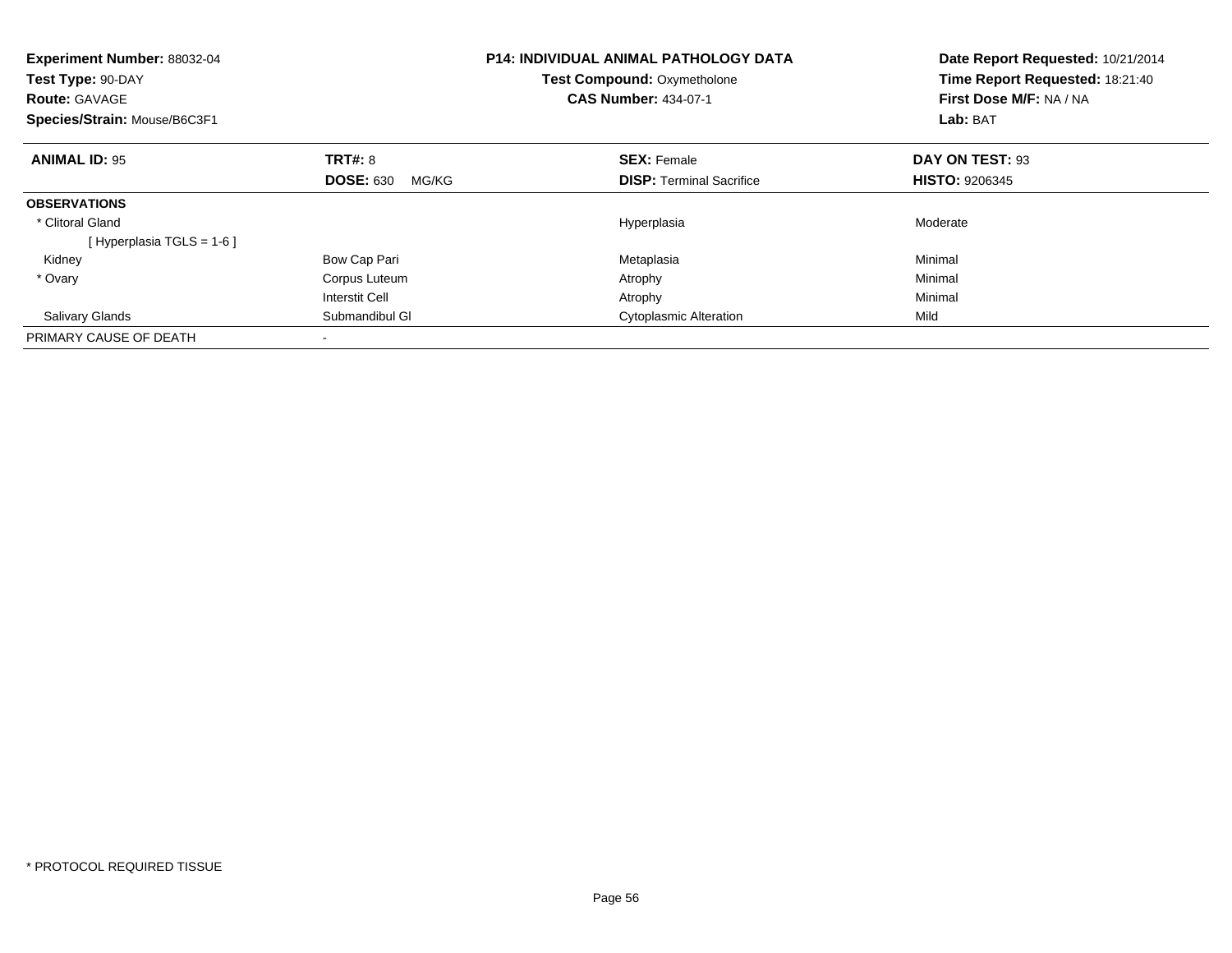**Experiment Number:** 88032-04
**Test Type:** 90-DAY
**Route:** GAVAGE
**Species/Strain:** Mouse/B6C3F1

**P14: INDIVIDUAL ANIMAL PATHOLOGY DATA**
**Test Compound:** Oxymetholone
**CAS Number:** 434-07-1

**Date Report Requested:** 10/21/2014
**Time Report Requested:** 18:21:40
**First Dose M/F:** NA / NA
**Lab:** BAT

| **ANIMAL ID:** 95 | **TRT#:** 8 | **SEX:** Female | **DAY ON TEST:** 93 |
|---|---|---|---|
| | **DOSE:** 630 MG/KG | **DISP:** Terminal Sacrifice | **HISTO:** 9206345 |
| **OBSERVATIONS** | | | |
| * Clitoral Gland | | Hyperplasia | Moderate |
| [ Hyperplasia TGLS = 1-6 ] | | | |
| Kidney | Bow Cap Pari | Metaplasia | Minimal |
| * Ovary | Corpus Luteum | Atrophy | Minimal |
| | Interstit Cell | Atrophy | Minimal |
| Salivary Glands | Submandibul Gl | Cytoplasmic Alteration | Mild |
| PRIMARY CAUSE OF DEATH | - | | |

* PROTOCOL REQUIRED TISSUE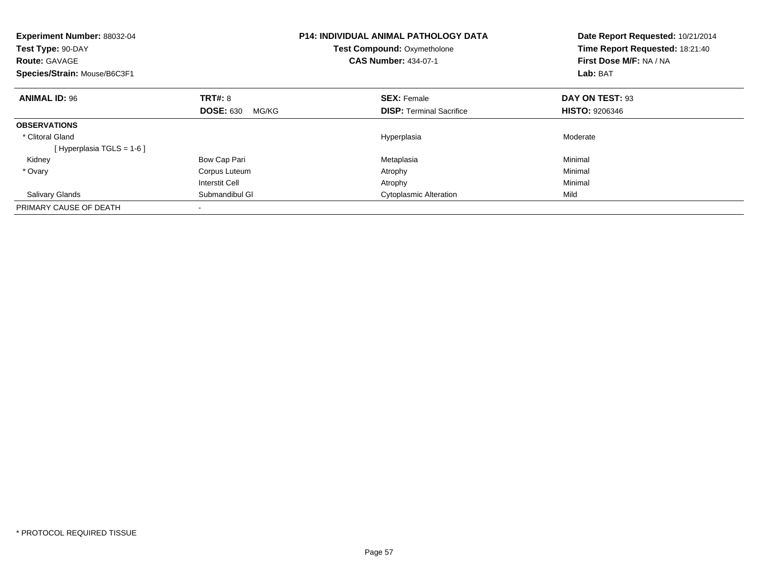**Experiment Number:** 88032-04
**Test Type:** 90-DAY
**Route:** GAVAGE
**Species/Strain:** Mouse/B6C3F1

**P14: INDIVIDUAL ANIMAL PATHOLOGY DATA**
**Test Compound:** Oxymetholone
**CAS Number:** 434-07-1

**Date Report Requested:** 10/21/2014
**Time Report Requested:** 18:21:40
**First Dose M/F:** NA / NA
**Lab:** BAT

| **ANIMAL ID:** 96 | **TRT#:** 8 | **SEX:** Female | **DAY ON TEST:** 93 |
|---|---|---|---|
| | **DOSE:** 630 MG/KG | **DISP:** Terminal Sacrifice | **HISTO:** 9206346 |
| **OBSERVATIONS** | | | |
| * Clitoral Gland | | Hyperplasia | Moderate |
| [ Hyperplasia TGLS = 1-6 ] | | | |
| Kidney | Bow Cap Pari | Metaplasia | Minimal |
| * Ovary | Corpus Luteum | Atrophy | Minimal |
| | Interstit Cell | Atrophy | Minimal |
| Salivary Glands | Submandibul Gl | Cytoplasmic Alteration | Mild |
| PRIMARY CAUSE OF DEATH | - | | |

* PROTOCOL REQUIRED TISSUE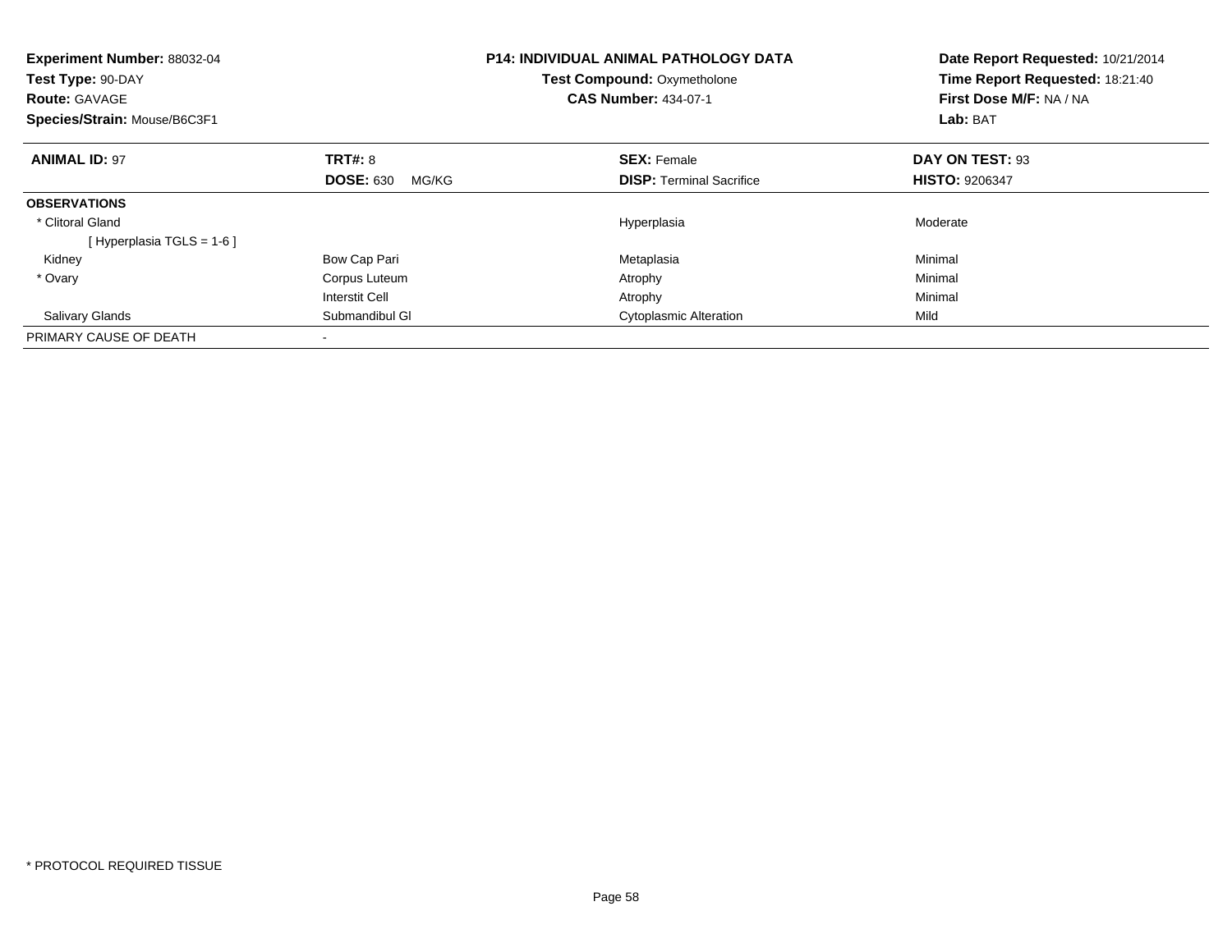**Experiment Number:** 88032-04
**Test Type:** 90-DAY
**Route:** GAVAGE
**Species/Strain:** Mouse/B6C3F1

**P14: INDIVIDUAL ANIMAL PATHOLOGY DATA**
**Test Compound:** Oxymetholone
**CAS Number:** 434-07-1

**Date Report Requested:** 10/21/2014
**Time Report Requested:** 18:21:40
**First Dose M/F:** NA / NA
**Lab:** BAT

| **ANIMAL ID:** 97 | **TRT#:** 8 | **SEX:** Female | **DAY ON TEST:** 93 |
|---|---|---|---|
| | **DOSE:** 630 MG/KG | **DISP:** Terminal Sacrifice | **HISTO:** 9206347 |
| **OBSERVATIONS** | | | |
| * Clitoral Gland | | Hyperplasia | Moderate |
| [ Hyperplasia TGLS = 1-6 ] | | | |
| Kidney | Bow Cap Pari | Metaplasia | Minimal |
| * Ovary | Corpus Luteum | Atrophy | Minimal |
| | Interstit Cell | Atrophy | Minimal |
| Salivary Glands | Submandibul Gl | Cytoplasmic Alteration | Mild |
| PRIMARY CAUSE OF DEATH | - | | |

* PROTOCOL REQUIRED TISSUE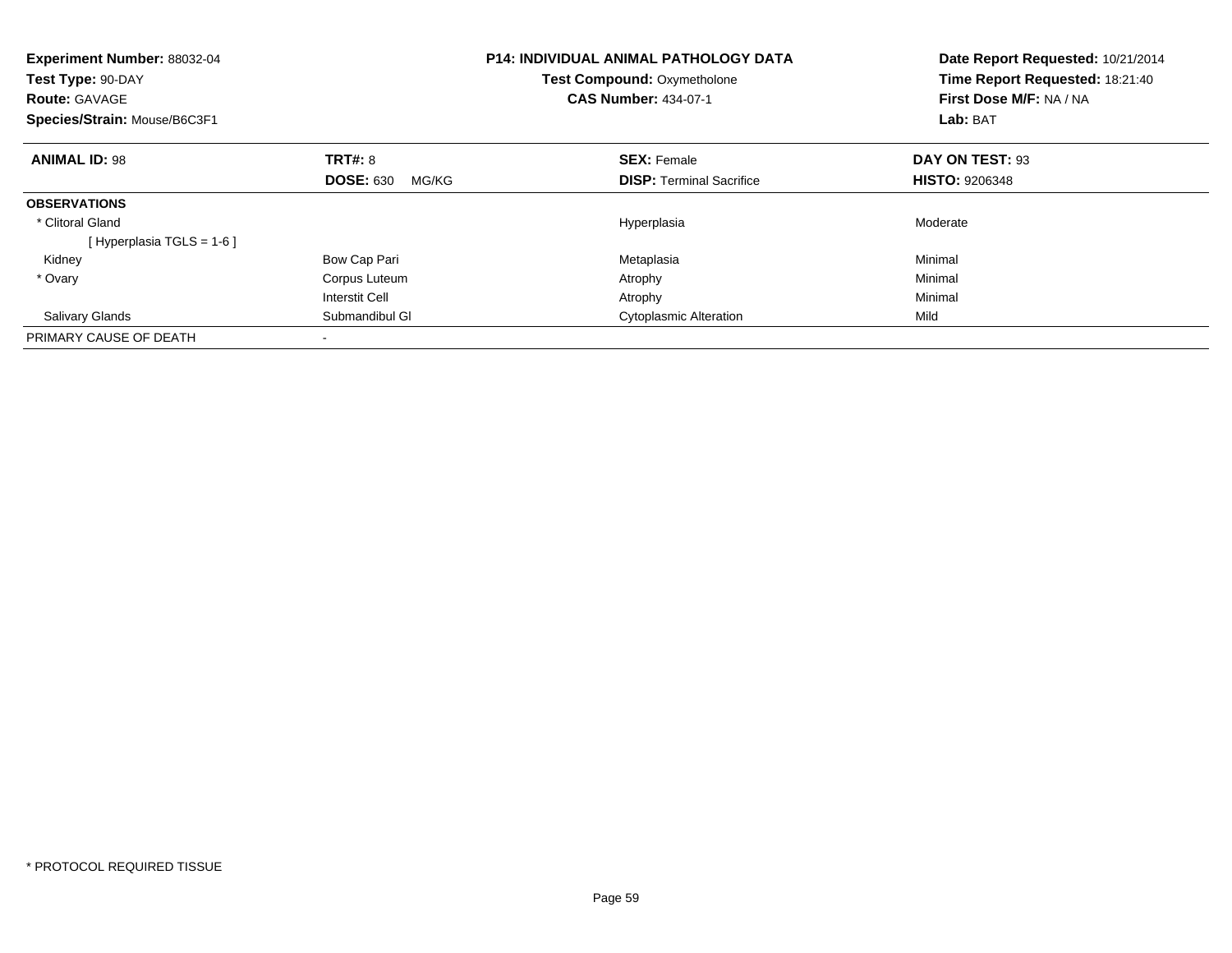**Experiment Number:** 88032-04
**Test Type:** 90-DAY
**Route:** GAVAGE
**Species/Strain:** Mouse/B6C3F1

**P14: INDIVIDUAL ANIMAL PATHOLOGY DATA**
**Test Compound:** Oxymetholone
**CAS Number:** 434-07-1

**Date Report Requested:** 10/21/2014
**Time Report Requested:** 18:21:40
**First Dose M/F:** NA / NA
**Lab:** BAT

| **ANIMAL ID:** 98 | **TRT#:** 8 | **SEX:** Female | **DAY ON TEST:** 93 |
|---|---|---|---|
| | **DOSE:** 630 MG/KG | **DISP:** Terminal Sacrifice | **HISTO:** 9206348 |
| **OBSERVATIONS** | | | |
| * Clitoral Gland | | Hyperplasia | Moderate |
| [ Hyperplasia TGLS = 1-6 ] | | | |
| Kidney | Bow Cap Pari | Metaplasia | Minimal |
| * Ovary | Corpus Luteum | Atrophy | Minimal |
| | Interstit Cell | Atrophy | Minimal |
| Salivary Glands | Submandibul Gl | Cytoplasmic Alteration | Mild |
| PRIMARY CAUSE OF DEATH | - | | |

* PROTOCOL REQUIRED TISSUE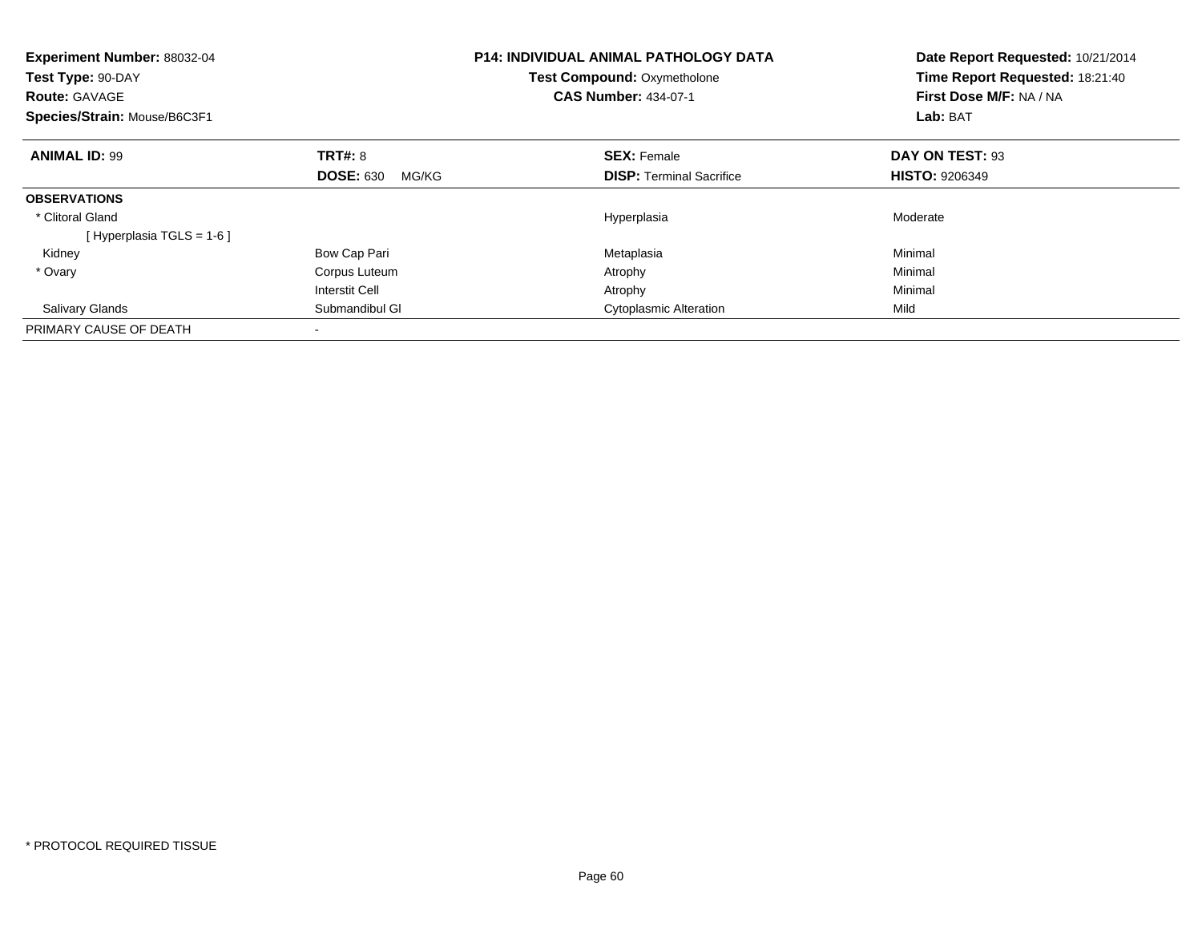**Experiment Number:** 88032-04
**Test Type:** 90-DAY
**Route:** GAVAGE
**Species/Strain:** Mouse/B6C3F1

**P14: INDIVIDUAL ANIMAL PATHOLOGY DATA**
**Test Compound:** Oxymetholone
**CAS Number:** 434-07-1

**Date Report Requested:** 10/21/2014
**Time Report Requested:** 18:21:40
**First Dose M/F:** NA / NA
**Lab:** BAT

| **ANIMAL ID:** 99 | **TRT#:** 8 | **SEX:** Female | **DAY ON TEST:** 93 |
|---|---|---|---|
| | **DOSE:** 630 MG/KG | **DISP:** Terminal Sacrifice | **HISTO:** 9206349 |
| **OBSERVATIONS** | | | |
| * Clitoral Gland | | Hyperplasia | Moderate |
| [ Hyperplasia TGLS = 1-6 ] | | | |
| Kidney | Bow Cap Pari | Metaplasia | Minimal |
| * Ovary | Corpus Luteum | Atrophy | Minimal |
| | Interstit Cell | Atrophy | Minimal |
| Salivary Glands | Submandibul Gl | Cytoplasmic Alteration | Mild |
| PRIMARY CAUSE OF DEATH | - | | |

* PROTOCOL REQUIRED TISSUE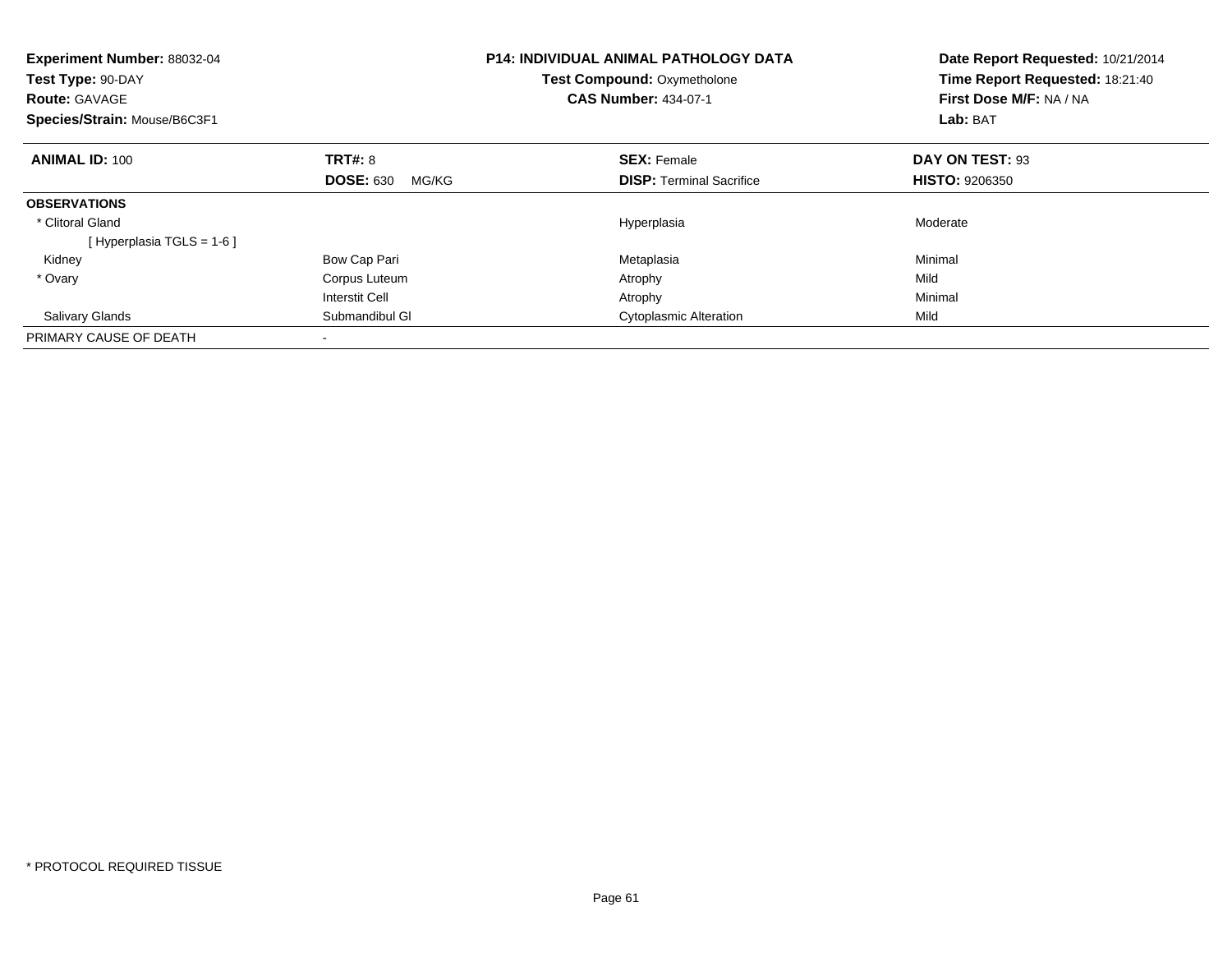**Experiment Number:** 88032-04
**Test Type:** 90-DAY
**Route:** GAVAGE
**Species/Strain:** Mouse/B6C3F1

**P14: INDIVIDUAL ANIMAL PATHOLOGY DATA**
**Test Compound:** Oxymetholone
**CAS Number:** 434-07-1

**Date Report Requested:** 10/21/2014
**Time Report Requested:** 18:21:40
**First Dose M/F:** NA / NA
**Lab:** BAT

| **ANIMAL ID:** 100 | **TRT#:** 8 | **SEX:** Female | **DAY ON TEST:** 93 |
|---|---|---|---|
| | **DOSE:** 630 MG/KG | **DISP:** Terminal Sacrifice | **HISTO:** 9206350 |
| **OBSERVATIONS** | | | |
| * Clitoral Gland | | Hyperplasia | Moderate |
| [ Hyperplasia TGLS = 1-6 ] | | | |
| Kidney | Bow Cap Pari | Metaplasia | Minimal |
| * Ovary | Corpus Luteum | Atrophy | Mild |
| | Interstit Cell | Atrophy | Minimal |
| Salivary Glands | Submandibul Gl | Cytoplasmic Alteration | Mild |
| PRIMARY CAUSE OF DEATH | - | | |

* PROTOCOL REQUIRED TISSUE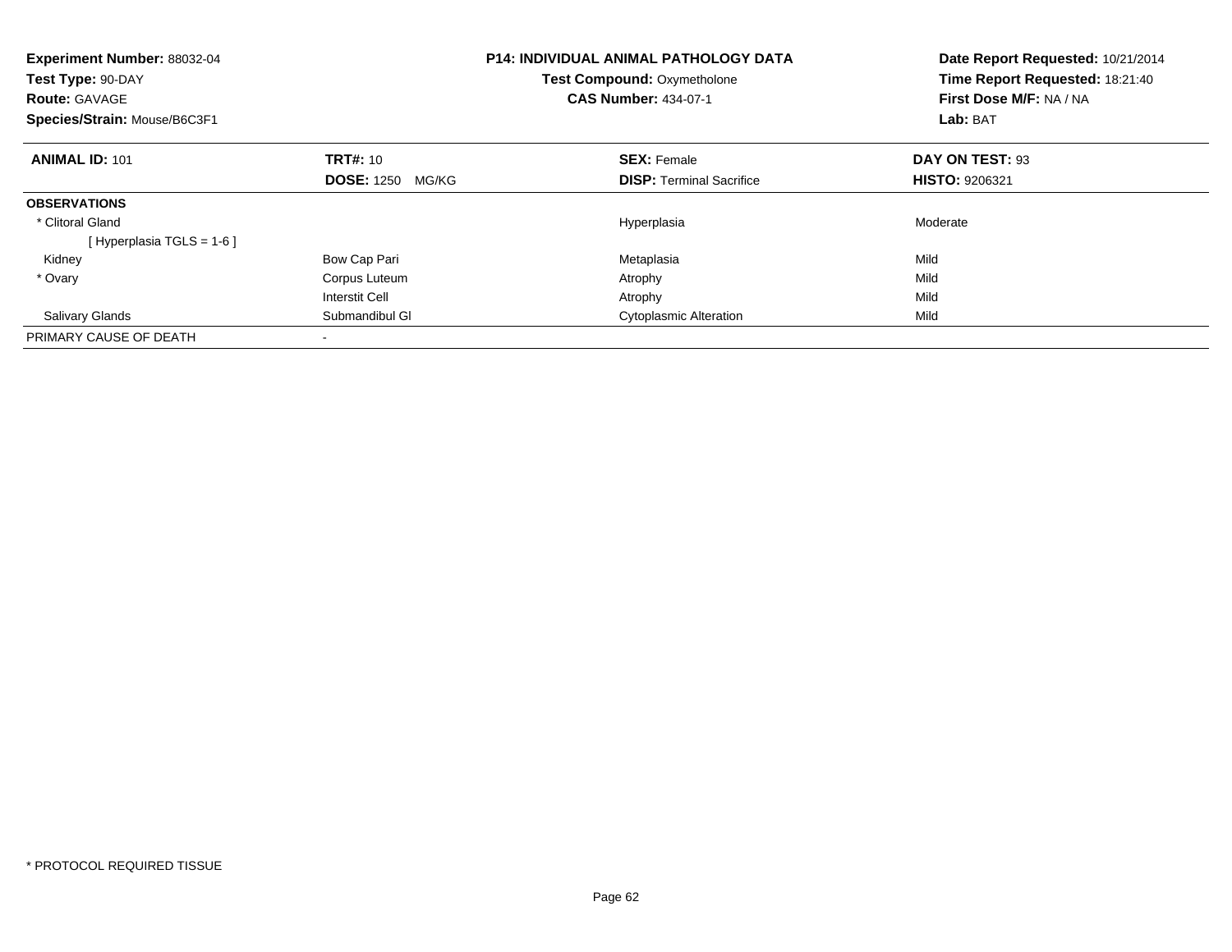**Experiment Number:** 88032-04
**Test Type:** 90-DAY
**Route:** GAVAGE
**Species/Strain:** Mouse/B6C3F1

**P14: INDIVIDUAL ANIMAL PATHOLOGY DATA**
**Test Compound:** Oxymetholone
**CAS Number:** 434-07-1

**Date Report Requested:** 10/21/2014
**Time Report Requested:** 18:21:40
**First Dose M/F:** NA / NA
**Lab:** BAT

| **ANIMAL ID:** 101 | **TRT#:** 10 | **SEX:** Female | **DAY ON TEST:** 93 |
|---|---|---|---|
| | **DOSE:** 1250 MG/KG | **DISP:** Terminal Sacrifice | **HISTO:** 9206321 |
| **OBSERVATIONS** | | | |
| * Clitoral Gland | | Hyperplasia | Moderate |
| [ Hyperplasia TGLS = 1-6 ] | | | |
| Kidney | Bow Cap Pari | Metaplasia | Mild |
| * Ovary | Corpus Luteum | Atrophy | Mild |
| | Interstit Cell | Atrophy | Mild |
| Salivary Glands | Submandibul Gl | Cytoplasmic Alteration | Mild |
| PRIMARY CAUSE OF DEATH | - | | |

* PROTOCOL REQUIRED TISSUE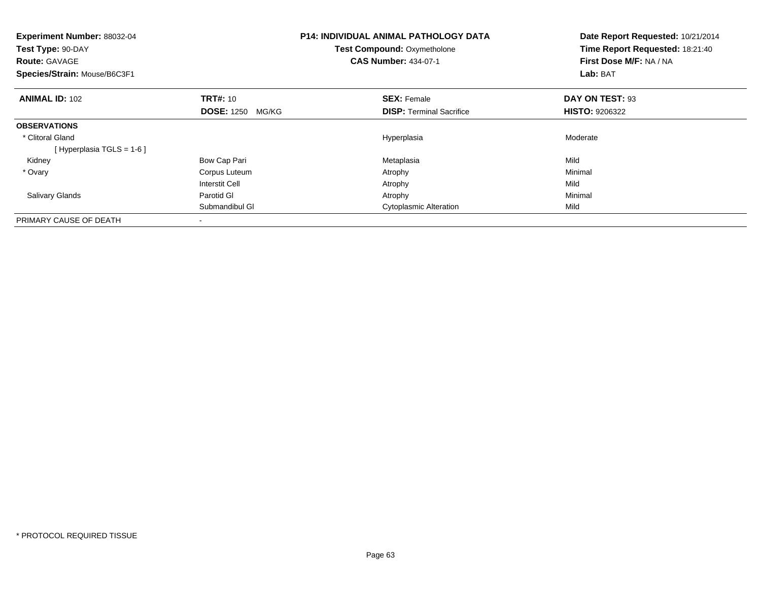**Experiment Number:** 88032-04
**Test Type:** 90-DAY
**Route:** GAVAGE
**Species/Strain:** Mouse/B6C3F1

**P14: INDIVIDUAL ANIMAL PATHOLOGY DATA**
**Test Compound:** Oxymetholone
**CAS Number:** 434-07-1

**Date Report Requested:** 10/21/2014
**Time Report Requested:** 18:21:40
**First Dose M/F:** NA / NA
**Lab:** BAT

| **ANIMAL ID:** 102 | **TRT#:** 10 | **SEX:** Female | **DAY ON TEST:** 93 |
|---|---|---|---|
| | **DOSE:** 1250 MG/KG | **DISP:** Terminal Sacrifice | **HISTO:** 9206322 |
| **OBSERVATIONS** | | | |
| * Clitoral Gland | | Hyperplasia | Moderate |
| [ Hyperplasia TGLS = 1-6 ] | | | |
| Kidney | Bow Cap Pari | Metaplasia | Mild |
| * Ovary | Corpus Luteum | Atrophy | Minimal |
| | Interstit Cell | Atrophy | Mild |
| Salivary Glands | Parotid Gl | Atrophy | Minimal |
| | Submandibul Gl | Cytoplasmic Alteration | Mild |
| PRIMARY CAUSE OF DEATH | - | | |

* PROTOCOL REQUIRED TISSUE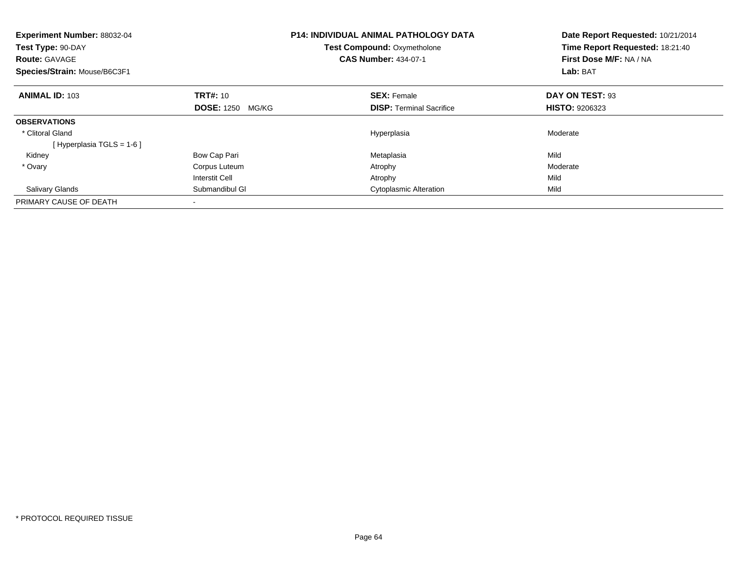**Experiment Number:** 88032-04
**Test Type:** 90-DAY
**Route:** GAVAGE
**Species/Strain:** Mouse/B6C3F1

**P14: INDIVIDUAL ANIMAL PATHOLOGY DATA**
**Test Compound:** Oxymetholone
**CAS Number:** 434-07-1

**Date Report Requested:** 10/21/2014
**Time Report Requested:** 18:21:40
**First Dose M/F:** NA / NA
**Lab:** BAT

| **ANIMAL ID:** 103 | **TRT#:** 10 | **SEX:** Female | **DAY ON TEST:** 93 |
|---|---|---|---|
| | **DOSE:** 1250 MG/KG | **DISP:** Terminal Sacrifice | **HISTO:** 9206323 |
| **OBSERVATIONS** | | | |
| * Clitoral Gland | | Hyperplasia | Moderate |
| [ Hyperplasia TGLS = 1-6 ] | | | |
| Kidney | Bow Cap Pari | Metaplasia | Mild |
| * Ovary | Corpus Luteum | Atrophy | Moderate |
| | Interstit Cell | Atrophy | Mild |
| Salivary Glands | Submandibul Gl | Cytoplasmic Alteration | Mild |
| PRIMARY CAUSE OF DEATH | - | | |

* PROTOCOL REQUIRED TISSUE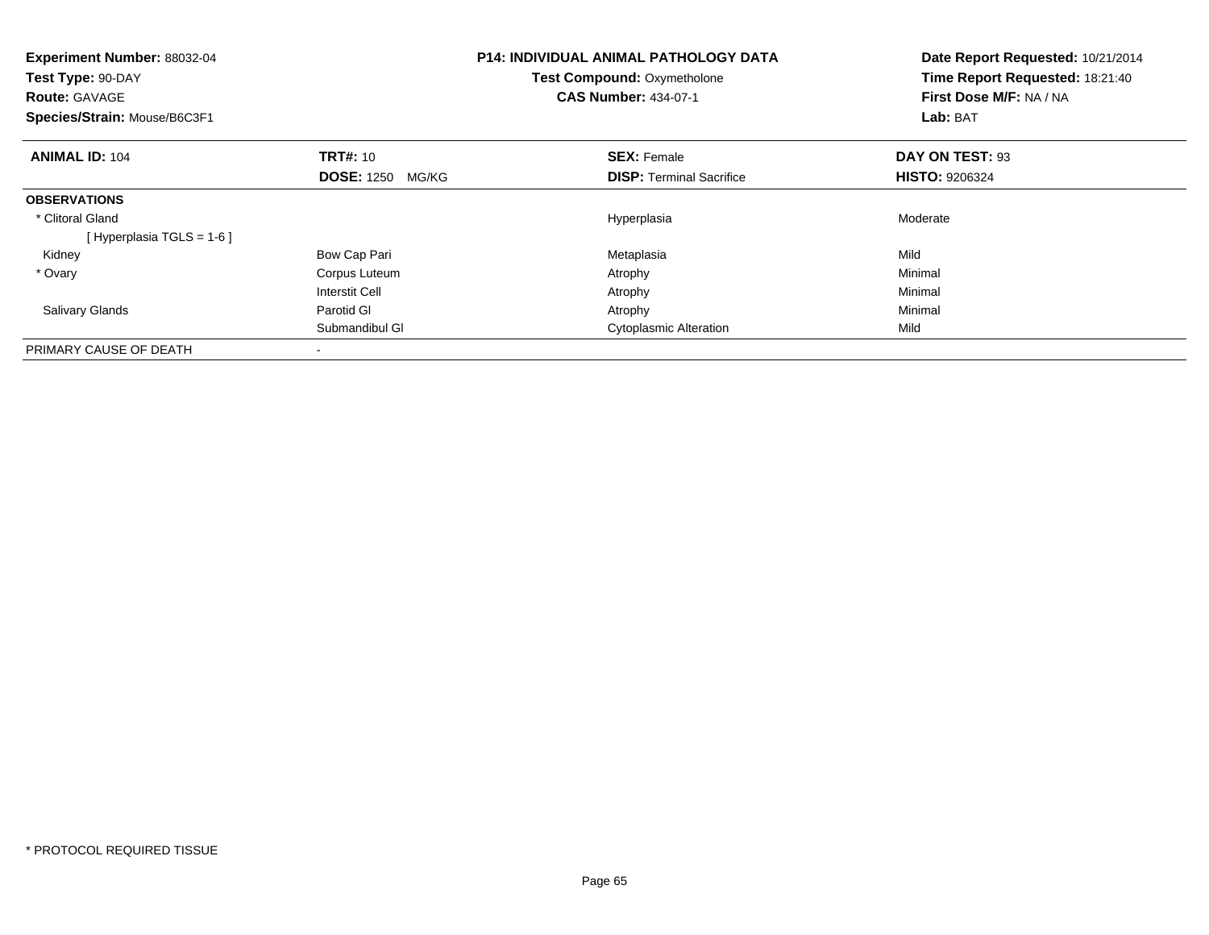**Experiment Number:** 88032-04
**Test Type:** 90-DAY
**Route:** GAVAGE
**Species/Strain:** Mouse/B6C3F1

**P14: INDIVIDUAL ANIMAL PATHOLOGY DATA**
**Test Compound:** Oxymetholone
**CAS Number:** 434-07-1

**Date Report Requested:** 10/21/2014
**Time Report Requested:** 18:21:40
**First Dose M/F:** NA / NA
**Lab:** BAT

| **ANIMAL ID:** 104 | **TRT#:** 10 | **SEX:** Female | **DAY ON TEST:** 93 |
|---|---|---|---|
| | **DOSE:** 1250 MG/KG | **DISP:** Terminal Sacrifice | **HISTO:** 9206324 |
| **OBSERVATIONS** | | | |
| * Clitoral Gland | | Hyperplasia | Moderate |
| [ Hyperplasia TGLS = 1-6 ] | | | |
| Kidney | Bow Cap Pari | Metaplasia | Mild |
| * Ovary | Corpus Luteum | Atrophy | Minimal |
| | Interstit Cell | Atrophy | Minimal |
| Salivary Glands | Parotid Gl | Atrophy | Minimal |
| | Submandibul Gl | Cytoplasmic Alteration | Mild |
| PRIMARY CAUSE OF DEATH | - | | |

* PROTOCOL REQUIRED TISSUE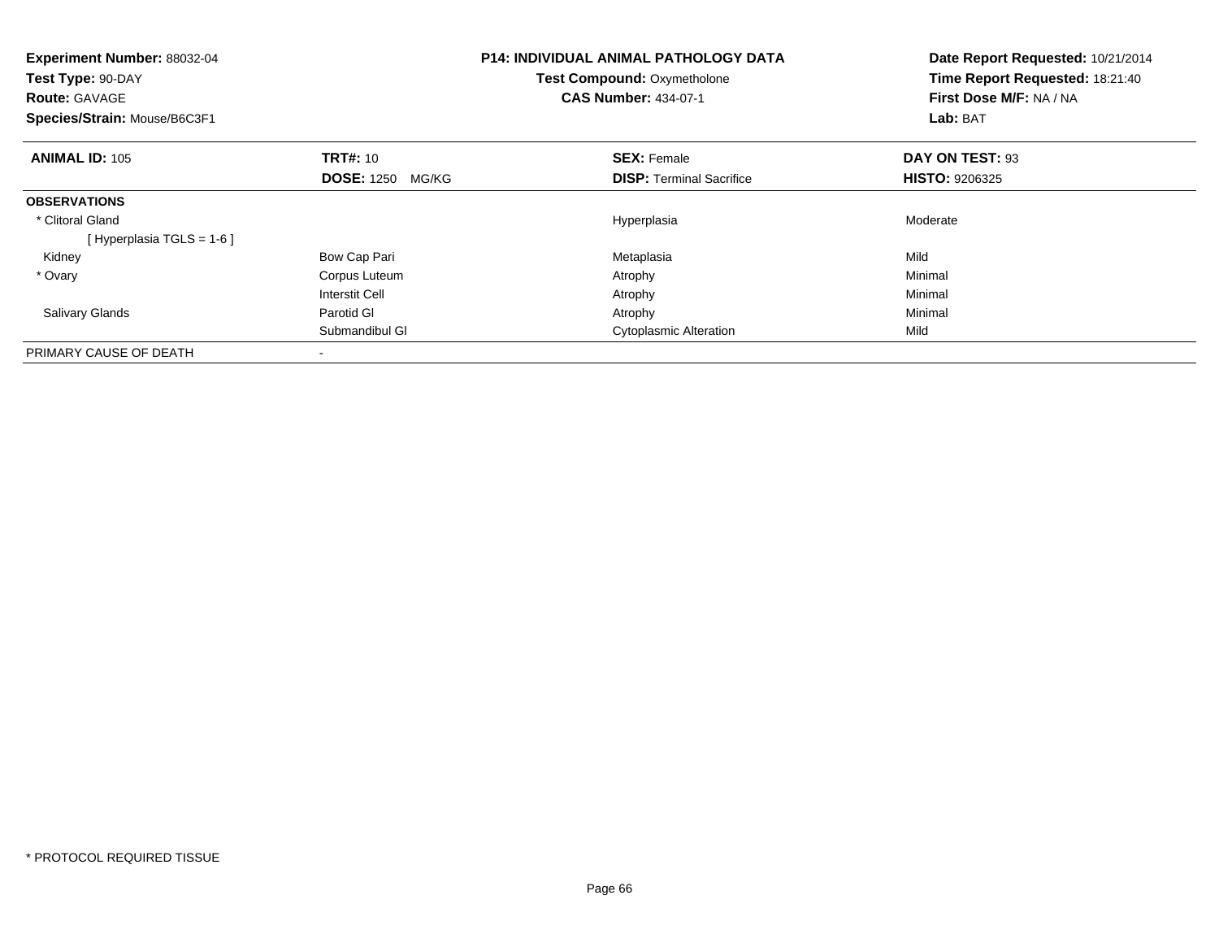**Experiment Number:** 88032-04
**Test Type:** 90-DAY
**Route:** GAVAGE
**Species/Strain:** Mouse/B6C3F1

**P14: INDIVIDUAL ANIMAL PATHOLOGY DATA**
**Test Compound:** Oxymetholone
**CAS Number:** 434-07-1

**Date Report Requested:** 10/21/2014
**Time Report Requested:** 18:21:40
**First Dose M/F:** NA / NA
**Lab:** BAT

| **ANIMAL ID:** 105 | **TRT#:** 10 | **SEX:** Female | **DAY ON TEST:** 93 |
|---|---|---|---|
| | **DOSE:** 1250 MG/KG | **DISP:** Terminal Sacrifice | **HISTO:** 9206325 |
| **OBSERVATIONS** | | | |
| * Clitoral Gland | | Hyperplasia | Moderate |
| [ Hyperplasia TGLS = 1-6 ] | | | |
| Kidney | Bow Cap Pari | Metaplasia | Mild |
| * Ovary | Corpus Luteum | Atrophy | Minimal |
| | Interstit Cell | Atrophy | Minimal |
| Salivary Glands | Parotid Gl | Atrophy | Minimal |
| | Submandibul Gl | Cytoplasmic Alteration | Mild |
| PRIMARY CAUSE OF DEATH | - | | |

* PROTOCOL REQUIRED TISSUE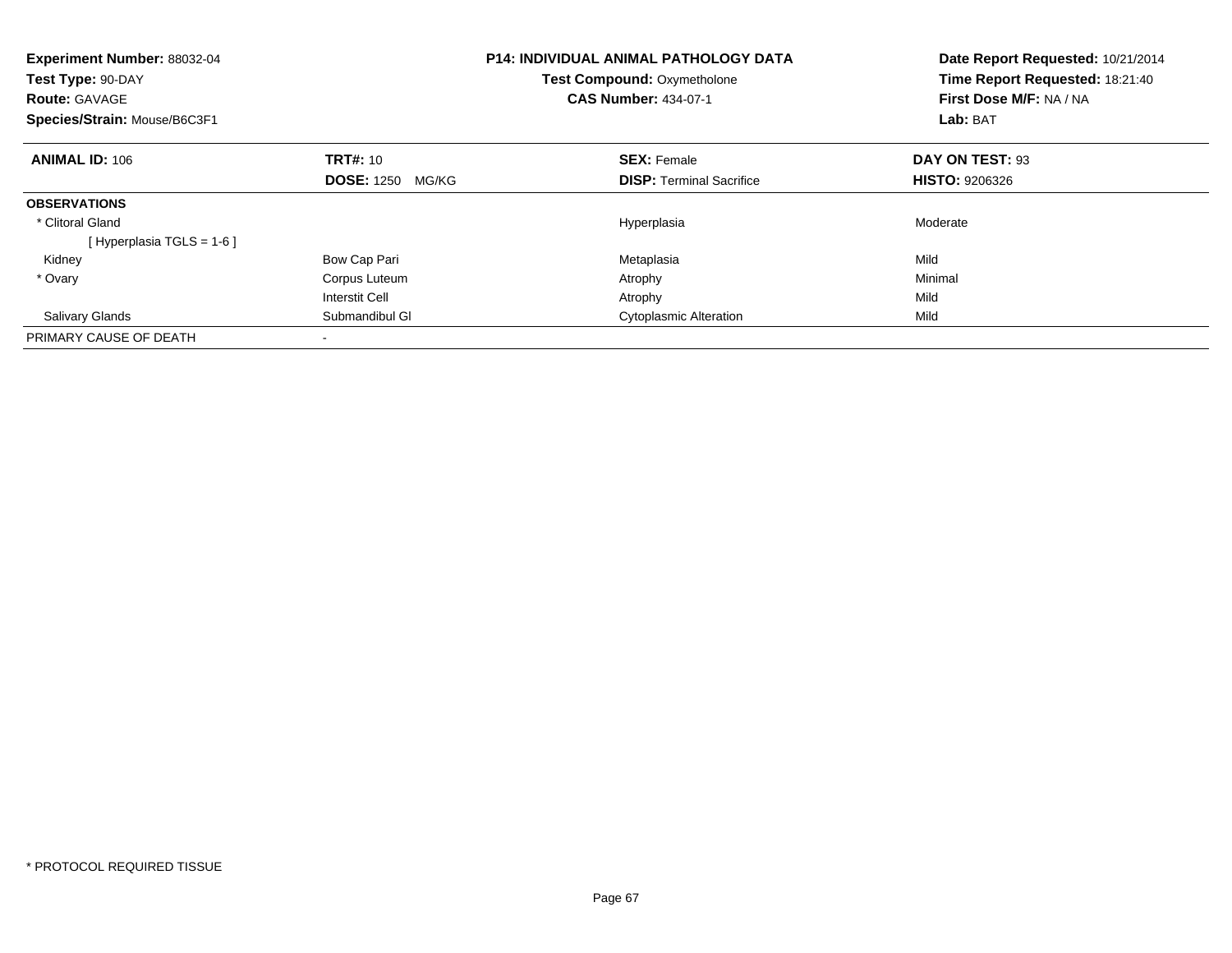**Experiment Number:** 88032-04
**Test Type:** 90-DAY
**Route:** GAVAGE
**Species/Strain:** Mouse/B6C3F1

**P14: INDIVIDUAL ANIMAL PATHOLOGY DATA**
**Test Compound:** Oxymetholone
**CAS Number:** 434-07-1

**Date Report Requested:** 10/21/2014
**Time Report Requested:** 18:21:40
**First Dose M/F:** NA / NA
**Lab:** BAT

| **ANIMAL ID:** 106 | **TRT#:** 10 | **SEX:** Female | **DAY ON TEST:** 93 |
|---|---|---|---|
| | **DOSE:** 1250 MG/KG | **DISP:** Terminal Sacrifice | **HISTO:** 9206326 |
| **OBSERVATIONS** | | | |
| * Clitoral Gland | | Hyperplasia | Moderate |
| [ Hyperplasia TGLS = 1-6 ] | | | |
| Kidney | Bow Cap Pari | Metaplasia | Mild |
| * Ovary | Corpus Luteum | Atrophy | Minimal |
| | Interstit Cell | Atrophy | Mild |
| Salivary Glands | Submandibul Gl | Cytoplasmic Alteration | Mild |
| PRIMARY CAUSE OF DEATH | - | | |

* PROTOCOL REQUIRED TISSUE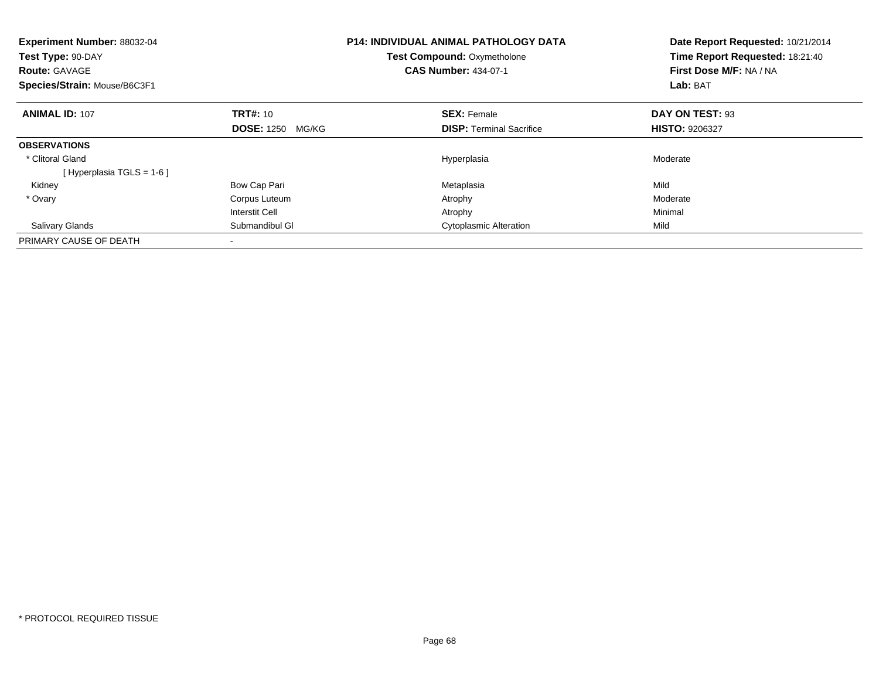**Experiment Number:** 88032-04
**Test Type:** 90-DAY
**Route:** GAVAGE
**Species/Strain:** Mouse/B6C3F1

**P14: INDIVIDUAL ANIMAL PATHOLOGY DATA**
**Test Compound:** Oxymetholone
**CAS Number:** 434-07-1

**Date Report Requested:** 10/21/2014
**Time Report Requested:** 18:21:40
**First Dose M/F:** NA / NA
**Lab:** BAT

| **ANIMAL ID:** 107 | **TRT#:** 10 | **SEX:** Female | **DAY ON TEST:** 93 |
|---|---|---|---|
| | **DOSE:** 1250 MG/KG | **DISP:** Terminal Sacrifice | **HISTO:** 9206327 |
| **OBSERVATIONS** | | | |
| * Clitoral Gland | | Hyperplasia | Moderate |
| [ Hyperplasia TGLS = 1-6 ] | | | |
| Kidney | Bow Cap Pari | Metaplasia | Mild |
| * Ovary | Corpus Luteum | Atrophy | Moderate |
| | Interstit Cell | Atrophy | Minimal |
| Salivary Glands | Submandibul Gl | Cytoplasmic Alteration | Mild |
| PRIMARY CAUSE OF DEATH | - | | |

* PROTOCOL REQUIRED TISSUE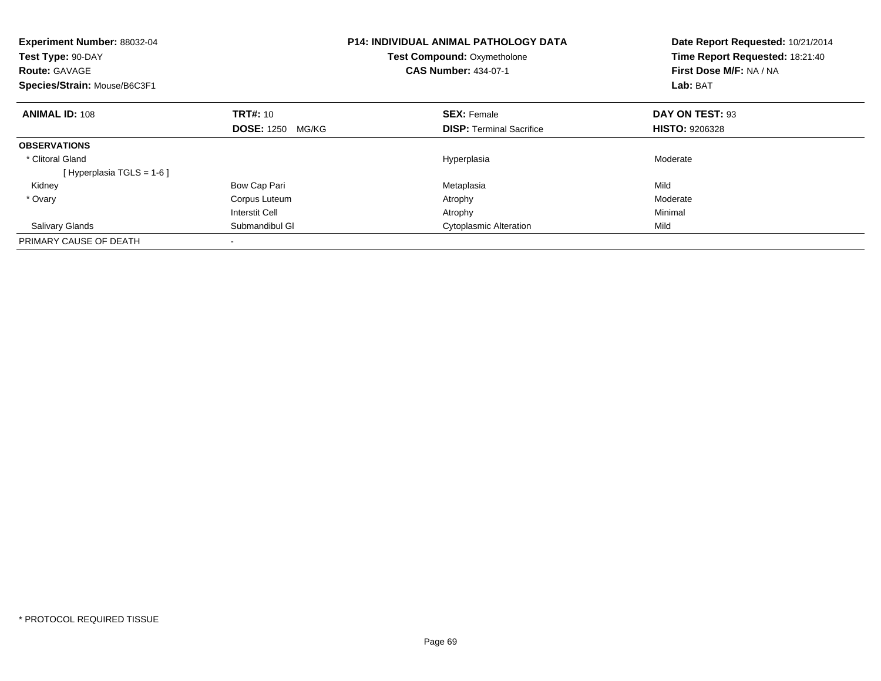**Experiment Number:** 88032-04
**Test Type:** 90-DAY
**Route:** GAVAGE
**Species/Strain:** Mouse/B6C3F1

**P14: INDIVIDUAL ANIMAL PATHOLOGY DATA**
**Test Compound:** Oxymetholone
**CAS Number:** 434-07-1

**Date Report Requested:** 10/21/2014
**Time Report Requested:** 18:21:40
**First Dose M/F:** NA / NA
**Lab:** BAT

| **ANIMAL ID:** 108 | **TRT#:** 10 | **SEX:** Female | **DAY ON TEST:** 93 |
|---|---|---|---|
| | **DOSE:** 1250 MG/KG | **DISP:** Terminal Sacrifice | **HISTO:** 9206328 |
| **OBSERVATIONS** | | | |
| * Clitoral Gland | | Hyperplasia | Moderate |
| [ Hyperplasia TGLS = 1-6 ] | | | |
| Kidney | Bow Cap Pari | Metaplasia | Mild |
| * Ovary | Corpus Luteum | Atrophy | Moderate |
| | Interstit Cell | Atrophy | Minimal |
| Salivary Glands | Submandibul Gl | Cytoplasmic Alteration | Mild |
| PRIMARY CAUSE OF DEATH | - | | |

* PROTOCOL REQUIRED TISSUE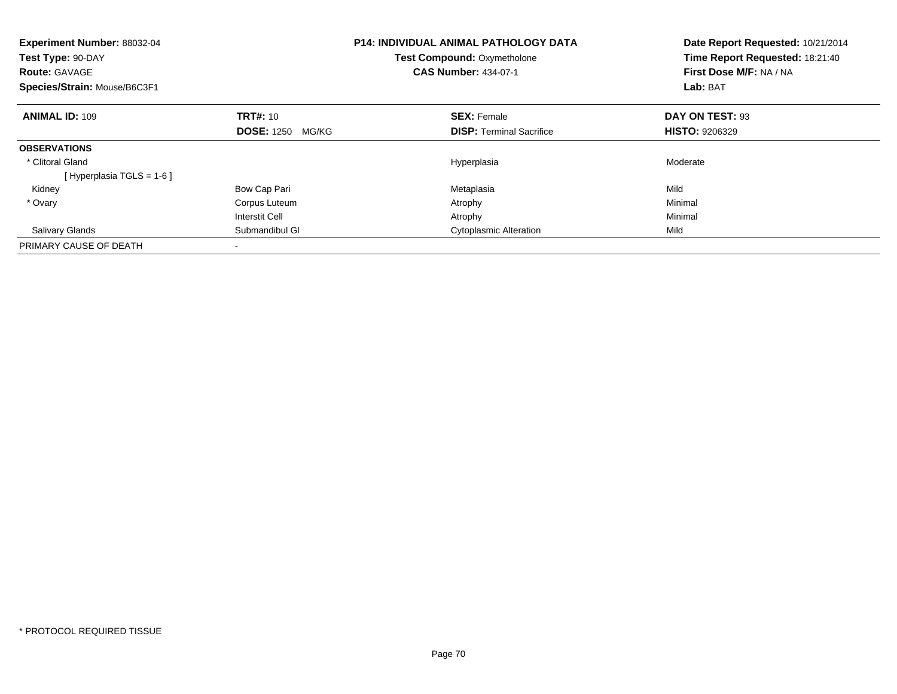**Experiment Number:** 88032-04
**Test Type:** 90-DAY
**Route:** GAVAGE
**Species/Strain:** Mouse/B6C3F1

**P14: INDIVIDUAL ANIMAL PATHOLOGY DATA**
**Test Compound:** Oxymetholone
**CAS Number:** 434-07-1

**Date Report Requested:** 10/21/2014
**Time Report Requested:** 18:21:40
**First Dose M/F:** NA / NA
**Lab:** BAT

| **ANIMAL ID:** 109 | **TRT#:** 10 | **SEX:** Female | **DAY ON TEST:** 93 |
|---|---|---|---|
| | **DOSE:** 1250 MG/KG | **DISP:** Terminal Sacrifice | **HISTO:** 9206329 |
| **OBSERVATIONS** | | | |
| * Clitoral Gland | | Hyperplasia | Moderate |
| [ Hyperplasia TGLS = 1-6 ] | | | |
| Kidney | Bow Cap Pari | Metaplasia | Mild |
| * Ovary | Corpus Luteum | Atrophy | Minimal |
| | Interstit Cell | Atrophy | Minimal |
| Salivary Glands | Submandibul Gl | Cytoplasmic Alteration | Mild |
| PRIMARY CAUSE OF DEATH | - | | |

* PROTOCOL REQUIRED TISSUE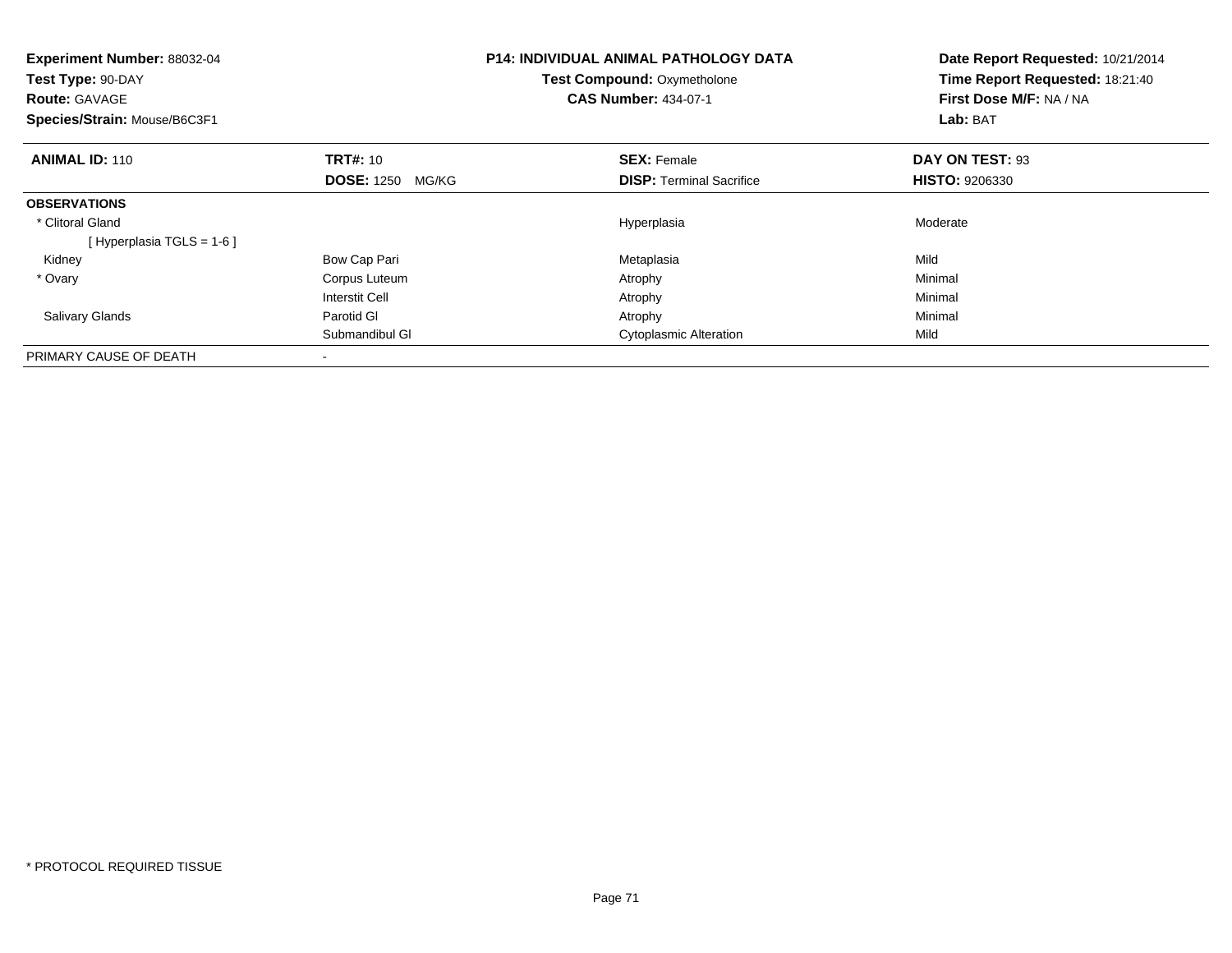**Experiment Number:** 88032-04
**Test Type:** 90-DAY
**Route:** GAVAGE
**Species/Strain:** Mouse/B6C3F1

**P14: INDIVIDUAL ANIMAL PATHOLOGY DATA**
**Test Compound:** Oxymetholone
**CAS Number:** 434-07-1

**Date Report Requested:** 10/21/2014
**Time Report Requested:** 18:21:40
**First Dose M/F:** NA / NA
**Lab:** BAT

| **ANIMAL ID:** 110 | **TRT#:** 10 | **SEX:** Female | **DAY ON TEST:** 93 |
|---|---|---|---|
| | **DOSE:** 1250 MG/KG | **DISP:** Terminal Sacrifice | **HISTO:** 9206330 |
| **OBSERVATIONS** | | | |
| * Clitoral Gland | | Hyperplasia | Moderate |
| [ Hyperplasia TGLS = 1-6 ] | | | |
| Kidney | Bow Cap Pari | Metaplasia | Mild |
| * Ovary | Corpus Luteum | Atrophy | Minimal |
| | Interstit Cell | Atrophy | Minimal |
| Salivary Glands | Parotid Gl | Atrophy | Minimal |
| | Submandibul Gl | Cytoplasmic Alteration | Mild |
| PRIMARY CAUSE OF DEATH | - | | |

* PROTOCOL REQUIRED TISSUE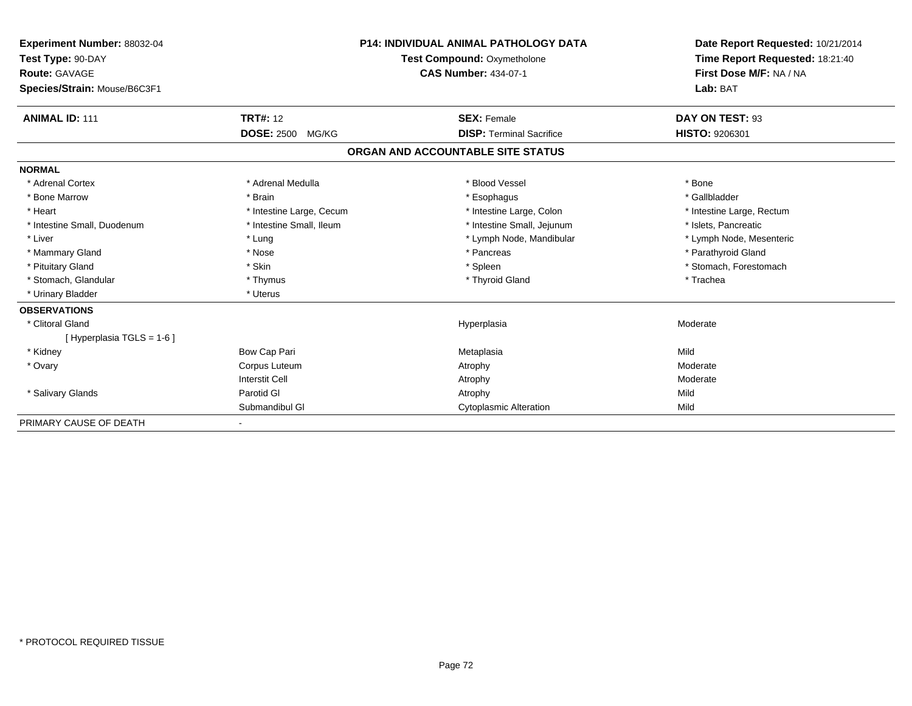**Experiment Number:** 88032-04
**Test Type:** 90-DAY
**Route:** GAVAGE
**Species/Strain:** Mouse/B6C3F1

**P14: INDIVIDUAL ANIMAL PATHOLOGY DATA**
**Test Compound:** Oxymetholone
**CAS Number:** 434-07-1

**Date Report Requested:** 10/21/2014
**Time Report Requested:** 18:21:40
**First Dose M/F:** NA / NA
**Lab:** BAT

| **ANIMAL ID:** 111 | **TRT#:** 12 | **SEX:** Female | **DAY ON TEST:** 93 |
|---|---|---|---|
| | **DOSE:** 2500 MG/KG | **DISP:** Terminal Sacrifice | **HISTO:** 9206301 |

## ORGAN AND ACCOUNTABLE SITE STATUS

| | | | |
|---|---|---|---|
| **NORMAL** | | | |
| * Adrenal Cortex | * Adrenal Medulla | * Blood Vessel | * Bone |
| * Bone Marrow | * Brain | * Esophagus | * Gallbladder |
| * Heart | * Intestine Large, Cecum | * Intestine Large, Colon | * Intestine Large, Rectum |
| * Intestine Small, Duodenum | * Intestine Small, Ileum | * Intestine Small, Jejunum | * Islets, Pancreatic |
| * Liver | * Lung | * Lymph Node, Mandibular | * Lymph Node, Mesenteric |
| * Mammary Gland | * Nose | * Pancreas | * Parathyroid Gland |
| * Pituitary Gland | * Skin | * Spleen | * Stomach, Forestomach |
| * Stomach, Glandular | * Thymus | * Thyroid Gland | * Trachea |
| * Urinary Bladder | * Uterus | | |
| **OBSERVATIONS** | | | |
| * Clitoral Gland | | Hyperplasia | Moderate |
| [ Hyperplasia TGLS = 1-6 ] | | | |
| * Kidney | Bow Cap Pari | Metaplasia | Mild |
| * Ovary | Corpus Luteum | Atrophy | Moderate |
| | Interstit Cell | Atrophy | Moderate |
| * Salivary Glands | Parotid Gl | Atrophy | Mild |
| | Submandibul Gl | Cytoplasmic Alteration | Mild |
| PRIMARY CAUSE OF DEATH | - | | |

* PROTOCOL REQUIRED TISSUE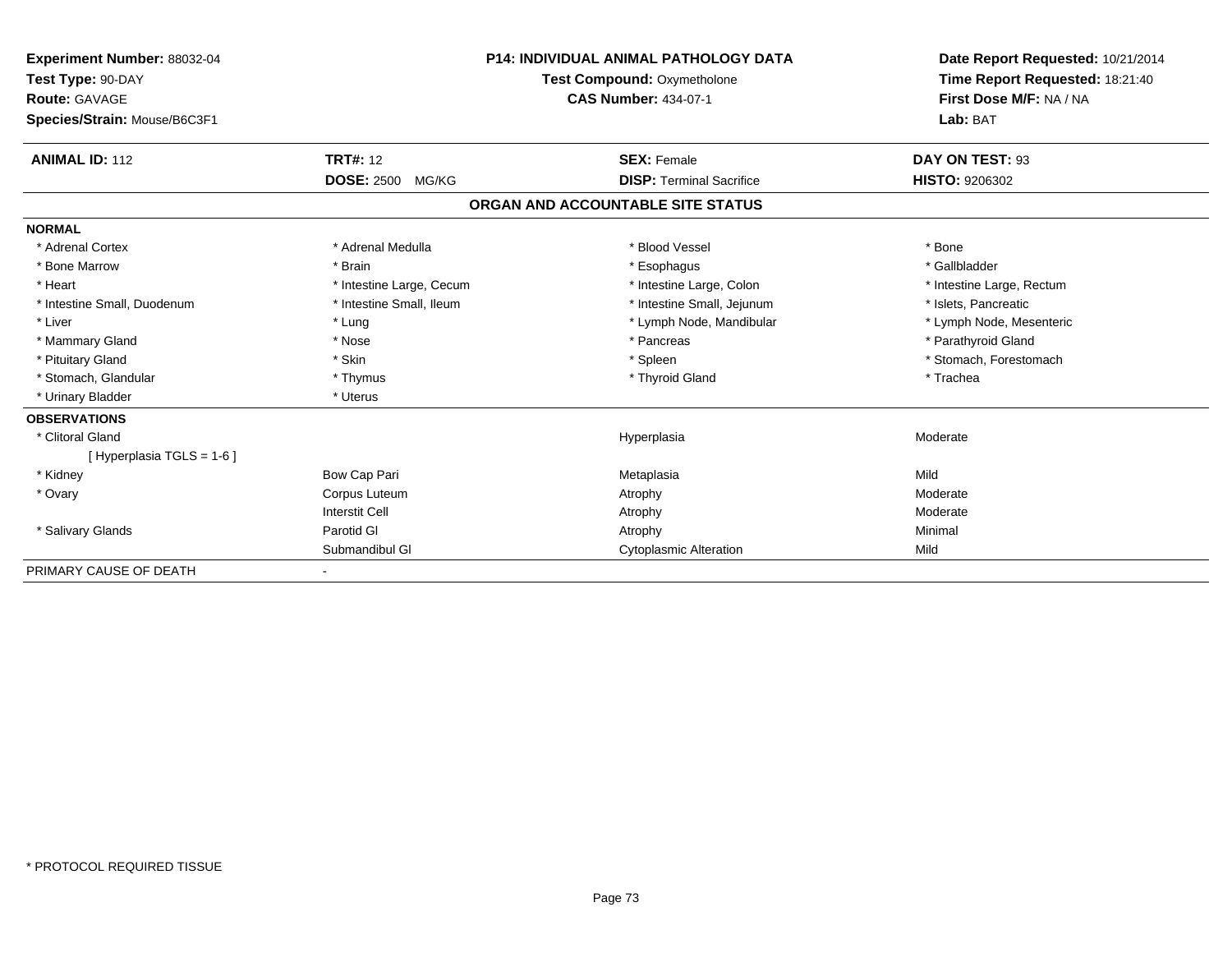**Experiment Number:** 88032-04
**Test Type:** 90-DAY
**Route:** GAVAGE
**Species/Strain:** Mouse/B6C3F1

**P14: INDIVIDUAL ANIMAL PATHOLOGY DATA**
**Test Compound:** Oxymetholone
**CAS Number:** 434-07-1

**Date Report Requested:** 10/21/2014
**Time Report Requested:** 18:21:40
**First Dose M/F:** NA / NA
**Lab:** BAT

| **ANIMAL ID:** 112 | **TRT#:** 12 | **SEX:** Female | **DAY ON TEST:** 93 |
|---|---|---|---|
| | **DOSE:** 2500 MG/KG | **DISP:** Terminal Sacrifice | **HISTO:** 9206302 |

## ORGAN AND ACCOUNTABLE SITE STATUS

| | | | |
|---|---|---|---|
| **NORMAL** | | | |
| * Adrenal Cortex | * Adrenal Medulla | * Blood Vessel | * Bone |
| * Bone Marrow | * Brain | * Esophagus | * Gallbladder |
| * Heart | * Intestine Large, Cecum | * Intestine Large, Colon | * Intestine Large, Rectum |
| * Intestine Small, Duodenum | * Intestine Small, Ileum | * Intestine Small, Jejunum | * Islets, Pancreatic |
| * Liver | * Lung | * Lymph Node, Mandibular | * Lymph Node, Mesenteric |
| * Mammary Gland | * Nose | * Pancreas | * Parathyroid Gland |
| * Pituitary Gland | * Skin | * Spleen | * Stomach, Forestomach |
| * Stomach, Glandular | * Thymus | * Thyroid Gland | * Trachea |
| * Urinary Bladder | * Uterus | | |
| **OBSERVATIONS** | | | |
| * Clitoral Gland | | Hyperplasia | Moderate |
| [ Hyperplasia TGLS = 1-6 ] | | | |
| * Kidney | Bow Cap Pari | Metaplasia | Mild |
| * Ovary | Corpus Luteum | Atrophy | Moderate |
| | Interstit Cell | Atrophy | Moderate |
| * Salivary Glands | Parotid Gl | Atrophy | Minimal |
| | Submandibul Gl | Cytoplasmic Alteration | Mild |
| PRIMARY CAUSE OF DEATH | - | | |

* PROTOCOL REQUIRED TISSUE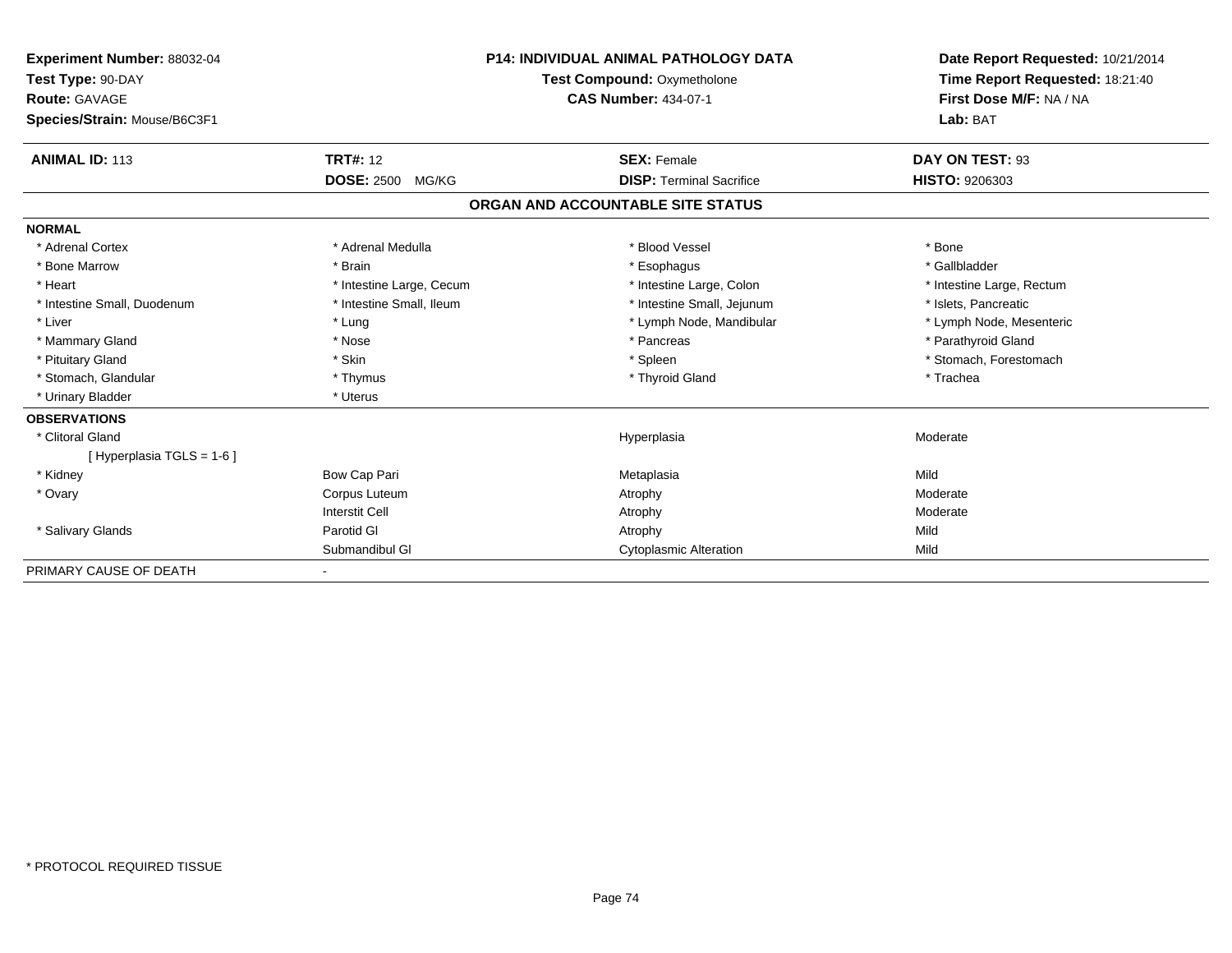**Experiment Number:** 88032-04
**Test Type:** 90-DAY
**Route:** GAVAGE
**Species/Strain:** Mouse/B6C3F1

**P14: INDIVIDUAL ANIMAL PATHOLOGY DATA**
**Test Compound:** Oxymetholone
**CAS Number:** 434-07-1

**Date Report Requested:** 10/21/2014
**Time Report Requested:** 18:21:40
**First Dose M/F:** NA / NA
**Lab:** BAT

| **ANIMAL ID:** 113 | **TRT#:** 12 | **SEX:** Female | **DAY ON TEST:** 93 |
|---|---|---|---|
| | **DOSE:** 2500 MG/KG | **DISP:** Terminal Sacrifice | **HISTO:** 9206303 |

## ORGAN AND ACCOUNTABLE SITE STATUS

**NORMAL**

| | | | |
|---|---|---|---|
| * Adrenal Cortex | * Adrenal Medulla | * Blood Vessel | * Bone |
| * Bone Marrow | * Brain | * Esophagus | * Gallbladder |
| * Heart | * Intestine Large, Cecum | * Intestine Large, Colon | * Intestine Large, Rectum |
| * Intestine Small, Duodenum | * Intestine Small, Ileum | * Intestine Small, Jejunum | * Islets, Pancreatic |
| * Liver | * Lung | * Lymph Node, Mandibular | * Lymph Node, Mesenteric |
| * Mammary Gland | * Nose | * Pancreas | * Parathyroid Gland |
| * Pituitary Gland | * Skin | * Spleen | * Stomach, Forestomach |
| * Stomach, Glandular | * Thymus | * Thyroid Gland | * Trachea |
| * Urinary Bladder | * Uterus | | |

**OBSERVATIONS**

| | | | |
|---|---|---|---|
| * Clitoral Gland | | Hyperplasia | Moderate |
| [ Hyperplasia TGLS = 1-6 ] | | | |
| * Kidney | Bow Cap Pari | Metaplasia | Mild |
| * Ovary | Corpus Luteum | Atrophy | Moderate |
| | Interstit Cell | Atrophy | Moderate |
| * Salivary Glands | Parotid Gl | Atrophy | Mild |
| | Submandibul Gl | Cytoplasmic Alteration | Mild |

PRIMARY CAUSE OF DEATH -

* PROTOCOL REQUIRED TISSUE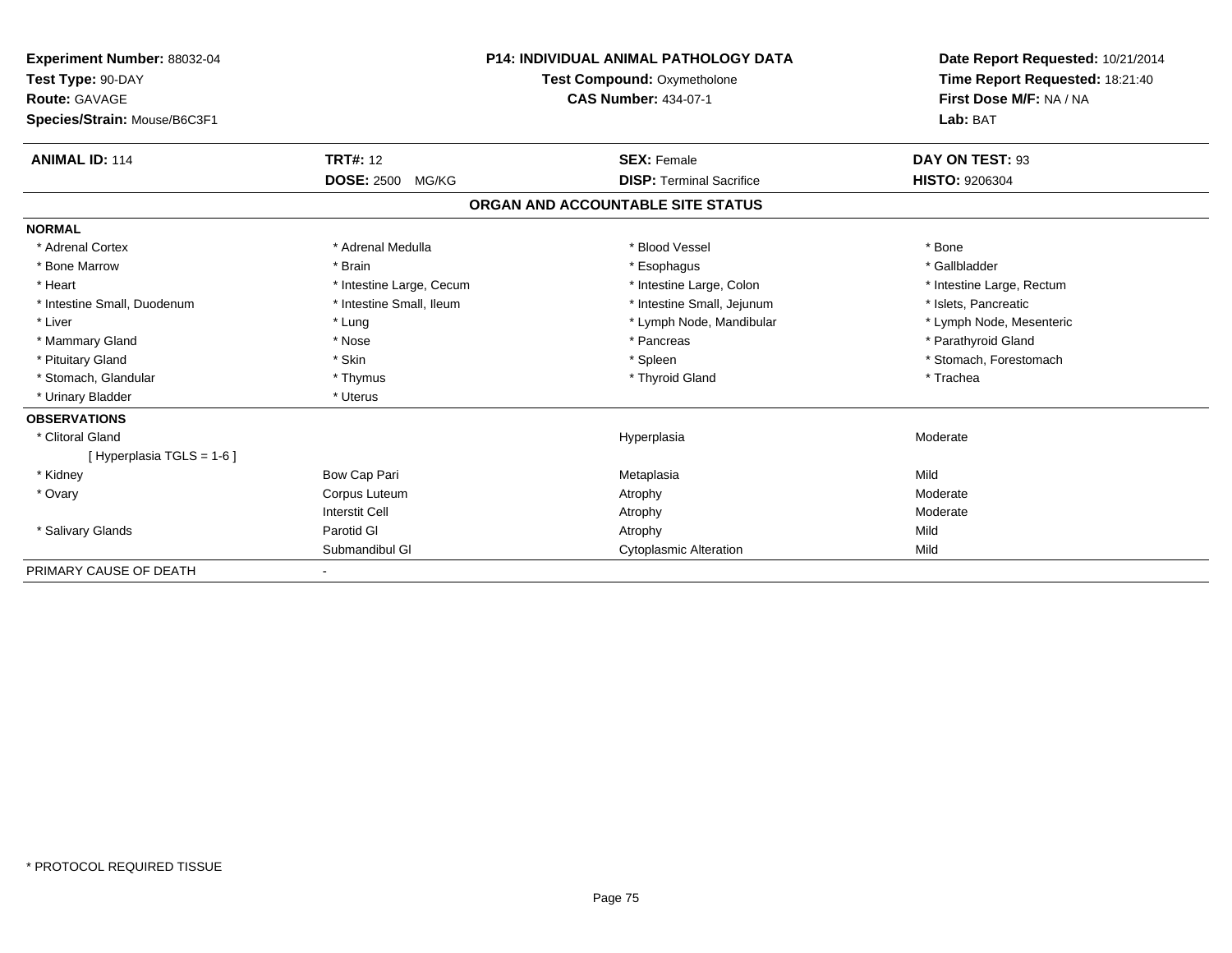**Experiment Number:** 88032-04
**Test Type:** 90-DAY
**Route:** GAVAGE
**Species/Strain:** Mouse/B6C3F1

**P14: INDIVIDUAL ANIMAL PATHOLOGY DATA**
**Test Compound:** Oxymetholone
**CAS Number:** 434-07-1

**Date Report Requested:** 10/21/2014
**Time Report Requested:** 18:21:40
**First Dose M/F:** NA / NA
**Lab:** BAT

| **ANIMAL ID:** 114 | **TRT#:** 12 | **SEX:** Female | **DAY ON TEST:** 93 |
|---|---|---|---|
| | **DOSE:** 2500 MG/KG | **DISP:** Terminal Sacrifice | **HISTO:** 9206304 |

## ORGAN AND ACCOUNTABLE SITE STATUS

| | | | |
|---|---|---|---|
| **NORMAL** | | | |
| * Adrenal Cortex | * Adrenal Medulla | * Blood Vessel | * Bone |
| * Bone Marrow | * Brain | * Esophagus | * Gallbladder |
| * Heart | * Intestine Large, Cecum | * Intestine Large, Colon | * Intestine Large, Rectum |
| * Intestine Small, Duodenum | * Intestine Small, Ileum | * Intestine Small, Jejunum | * Islets, Pancreatic |
| * Liver | * Lung | * Lymph Node, Mandibular | * Lymph Node, Mesenteric |
| * Mammary Gland | * Nose | * Pancreas | * Parathyroid Gland |
| * Pituitary Gland | * Skin | * Spleen | * Stomach, Forestomach |
| * Stomach, Glandular | * Thymus | * Thyroid Gland | * Trachea |
| * Urinary Bladder | * Uterus | | |
| **OBSERVATIONS** | | | |
| * Clitoral Gland | | Hyperplasia | Moderate |
| [ Hyperplasia TGLS = 1-6 ] | | | |
| * Kidney | Bow Cap Pari | Metaplasia | Mild |
| * Ovary | Corpus Luteum | Atrophy | Moderate |
| | Interstit Cell | Atrophy | Moderate |
| * Salivary Glands | Parotid Gl | Atrophy | Mild |
| | Submandibul Gl | Cytoplasmic Alteration | Mild |
| PRIMARY CAUSE OF DEATH | - | | |

* PROTOCOL REQUIRED TISSUE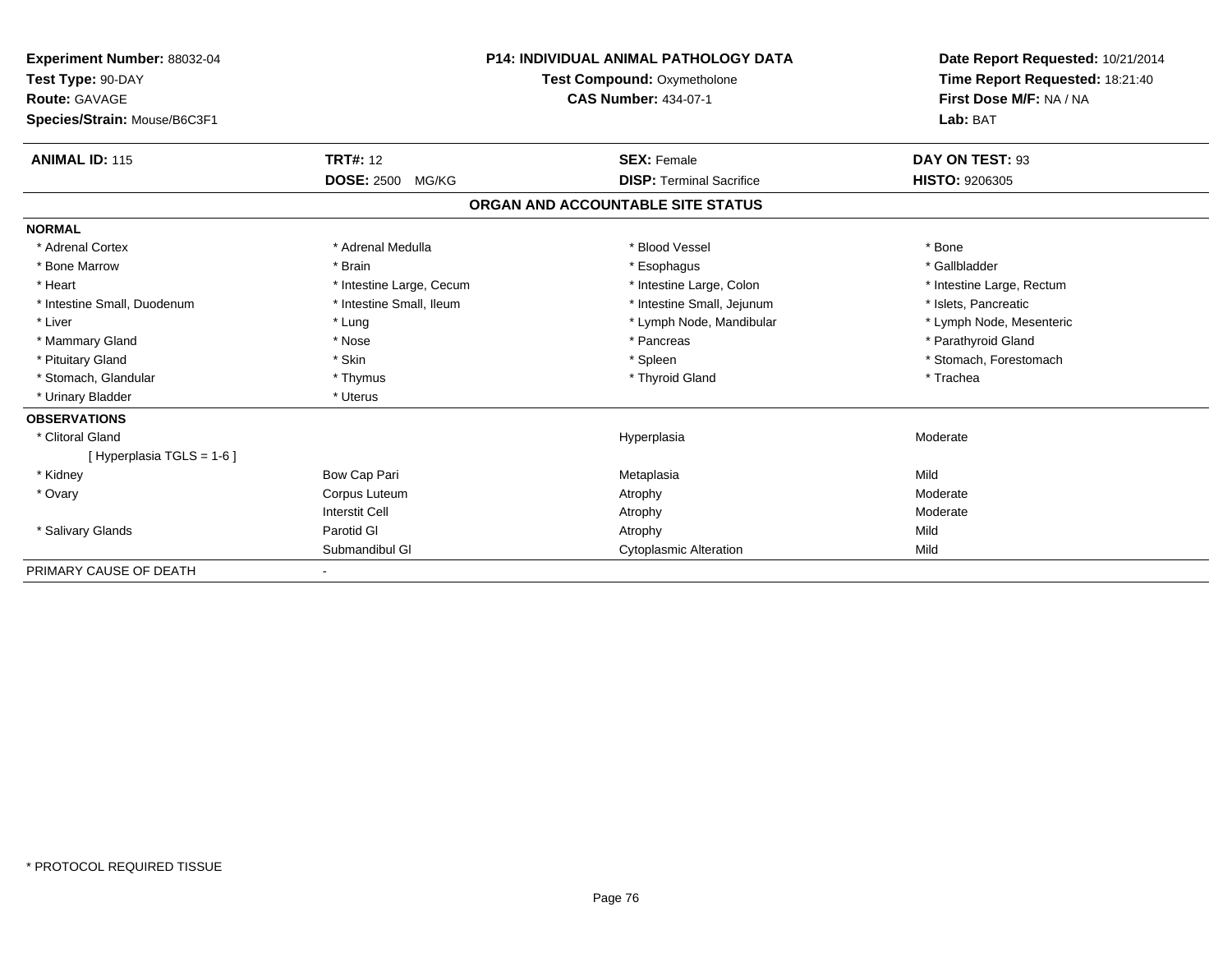**Experiment Number:** 88032-04
**Test Type:** 90-DAY
**Route:** GAVAGE
**Species/Strain:** Mouse/B6C3F1

**P14: INDIVIDUAL ANIMAL PATHOLOGY DATA**
**Test Compound:** Oxymetholone
**CAS Number:** 434-07-1

**Date Report Requested:** 10/21/2014
**Time Report Requested:** 18:21:40
**First Dose M/F:** NA / NA
**Lab:** BAT

| **ANIMAL ID:** 115 | **TRT#:** 12 | **SEX:** Female | **DAY ON TEST:** 93 |
|---|---|---|---|
| | **DOSE:** 2500 MG/KG | **DISP:** Terminal Sacrifice | **HISTO:** 9206305 |

## ORGAN AND ACCOUNTABLE SITE STATUS

| | | | |
|---|---|---|---|
| **NORMAL** | | | |
| * Adrenal Cortex | * Adrenal Medulla | * Blood Vessel | * Bone |
| * Bone Marrow | * Brain | * Esophagus | * Gallbladder |
| * Heart | * Intestine Large, Cecum | * Intestine Large, Colon | * Intestine Large, Rectum |
| * Intestine Small, Duodenum | * Intestine Small, Ileum | * Intestine Small, Jejunum | * Islets, Pancreatic |
| * Liver | * Lung | * Lymph Node, Mandibular | * Lymph Node, Mesenteric |
| * Mammary Gland | * Nose | * Pancreas | * Parathyroid Gland |
| * Pituitary Gland | * Skin | * Spleen | * Stomach, Forestomach |
| * Stomach, Glandular | * Thymus | * Thyroid Gland | * Trachea |
| * Urinary Bladder | * Uterus | | |
| **OBSERVATIONS** | | | |
| * Clitoral Gland | | Hyperplasia | Moderate |
| [ Hyperplasia TGLS = 1-6 ] | | | |
| * Kidney | Bow Cap Pari | Metaplasia | Mild |
| * Ovary | Corpus Luteum | Atrophy | Moderate |
| | Interstit Cell | Atrophy | Moderate |
| * Salivary Glands | Parotid Gl | Atrophy | Mild |
| | Submandibul Gl | Cytoplasmic Alteration | Mild |
| PRIMARY CAUSE OF DEATH | - | | |

* PROTOCOL REQUIRED TISSUE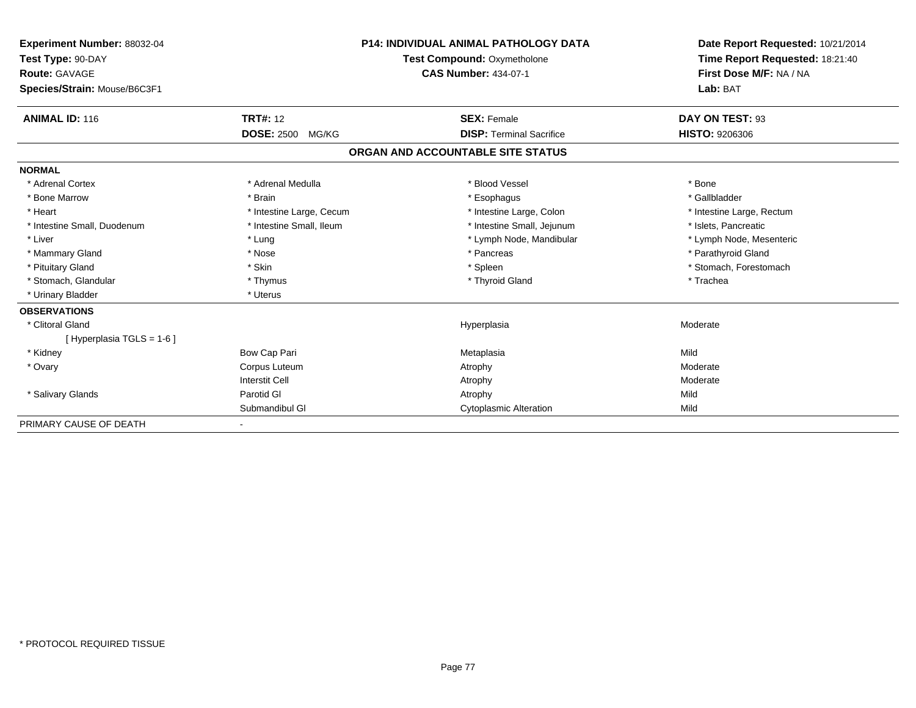**Experiment Number:** 88032-04
**Test Type:** 90-DAY
**Route:** GAVAGE
**Species/Strain:** Mouse/B6C3F1

**P14: INDIVIDUAL ANIMAL PATHOLOGY DATA**
**Test Compound:** Oxymetholone
**CAS Number:** 434-07-1

**Date Report Requested:** 10/21/2014
**Time Report Requested:** 18:21:40
**First Dose M/F:** NA / NA
**Lab:** BAT

| **ANIMAL ID:** 116 | **TRT#:** 12 | **SEX:** Female | **DAY ON TEST:** 93 |
|---|---|---|---|
| | **DOSE:** 2500 MG/KG | **DISP:** Terminal Sacrifice | **HISTO:** 9206306 |

## ORGAN AND ACCOUNTABLE SITE STATUS

**NORMAL**

| | | | |
|---|---|---|---|
| * Adrenal Cortex | * Adrenal Medulla | * Blood Vessel | * Bone |
| * Bone Marrow | * Brain | * Esophagus | * Gallbladder |
| * Heart | * Intestine Large, Cecum | * Intestine Large, Colon | * Intestine Large, Rectum |
| * Intestine Small, Duodenum | * Intestine Small, Ileum | * Intestine Small, Jejunum | * Islets, Pancreatic |
| * Liver | * Lung | * Lymph Node, Mandibular | * Lymph Node, Mesenteric |
| * Mammary Gland | * Nose | * Pancreas | * Parathyroid Gland |
| * Pituitary Gland | * Skin | * Spleen | * Stomach, Forestomach |
| * Stomach, Glandular | * Thymus | * Thyroid Gland | * Trachea |
| * Urinary Bladder | * Uterus | | |

**OBSERVATIONS**

| | | | |
|---|---|---|---|
| * Clitoral Gland | | Hyperplasia | Moderate |
| [ Hyperplasia TGLS = 1-6 ] | | | |
| * Kidney | Bow Cap Pari | Metaplasia | Mild |
| * Ovary | Corpus Luteum | Atrophy | Moderate |
| | Interstit Cell | Atrophy | Moderate |
| * Salivary Glands | Parotid Gl | Atrophy | Mild |
| | Submandibul Gl | Cytoplasmic Alteration | Mild |

PRIMARY CAUSE OF DEATH -

\* PROTOCOL REQUIRED TISSUE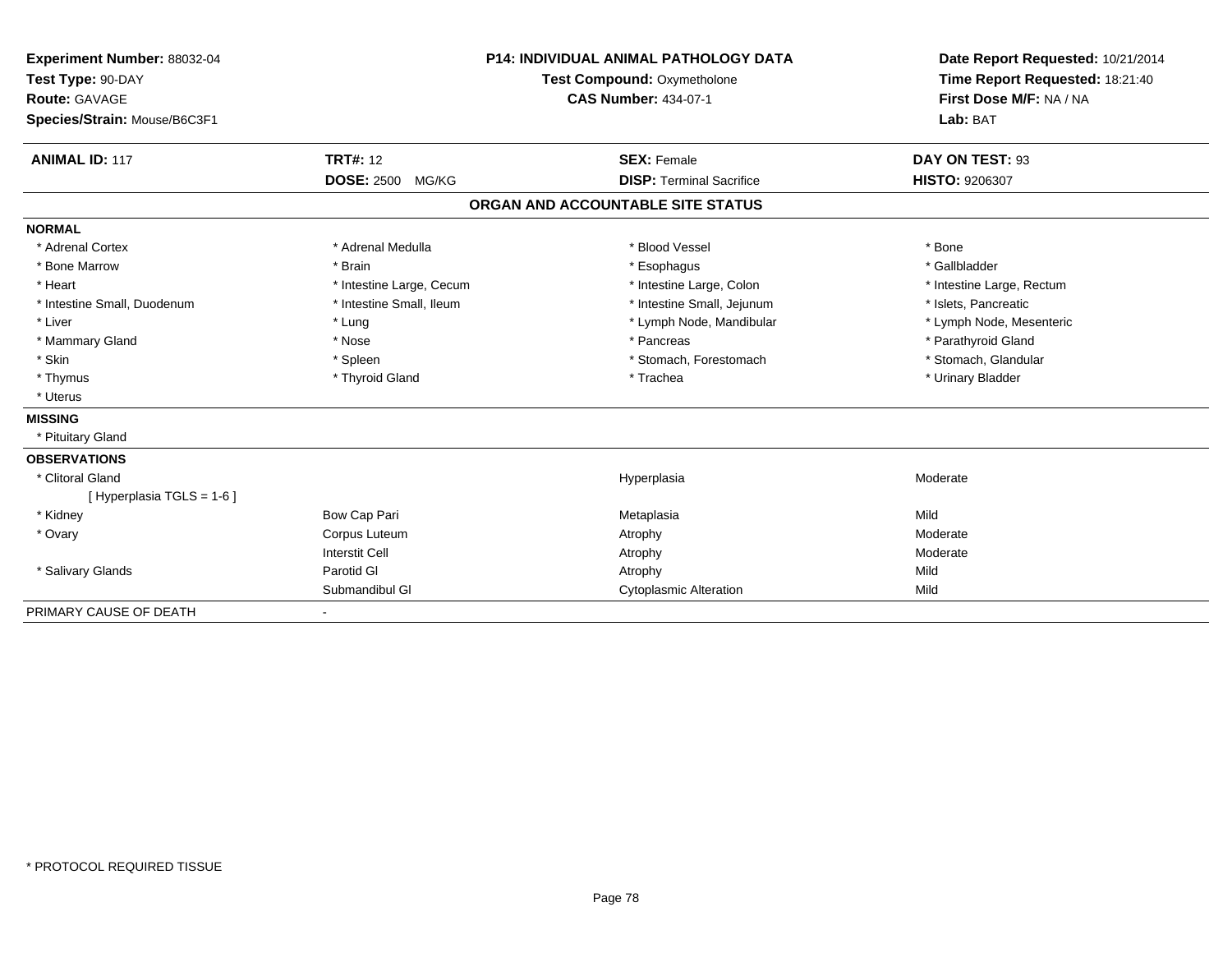**Experiment Number:** 88032-04
**Test Type:** 90-DAY
**Route:** GAVAGE
**Species/Strain:** Mouse/B6C3F1

**P14: INDIVIDUAL ANIMAL PATHOLOGY DATA**
**Test Compound:** Oxymetholone
**CAS Number:** 434-07-1

**Date Report Requested:** 10/21/2014
**Time Report Requested:** 18:21:40
**First Dose M/F:** NA / NA
**Lab:** BAT

| **ANIMAL ID:** 117 | **TRT#:** 12 | **SEX:** Female | **DAY ON TEST:** 93 |
|---|---|---|---|
| | **DOSE:** 2500 MG/KG | **DISP:** Terminal Sacrifice | **HISTO:** 9206307 |

## ORGAN AND ACCOUNTABLE SITE STATUS

**NORMAL**

| | | | |
|---|---|---|---|
| * Adrenal Cortex | * Adrenal Medulla | * Blood Vessel | * Bone |
| * Bone Marrow | * Brain | * Esophagus | * Gallbladder |
| * Heart | * Intestine Large, Cecum | * Intestine Large, Colon | * Intestine Large, Rectum |
| * Intestine Small, Duodenum | * Intestine Small, Ileum | * Intestine Small, Jejunum | * Islets, Pancreatic |
| * Liver | * Lung | * Lymph Node, Mandibular | * Lymph Node, Mesenteric |
| * Mammary Gland | * Nose | * Pancreas | * Parathyroid Gland |
| * Skin | * Spleen | * Stomach, Forestomach | * Stomach, Glandular |
| * Thymus | * Thyroid Gland | * Trachea | * Urinary Bladder |
| * Uterus | | | |

**MISSING**

* Pituitary Gland

**OBSERVATIONS**

| | | | |
|---|---|---|---|
| * Clitoral Gland | | Hyperplasia | Moderate |
| [ Hyperplasia TGLS = 1-6 ] | | | |
| * Kidney | Bow Cap Pari | Metaplasia | Mild |
| * Ovary | Corpus Luteum | Atrophy | Moderate |
| | Interstit Cell | Atrophy | Moderate |
| * Salivary Glands | Parotid Gl | Atrophy | Mild |
| | Submandibul Gl | Cytoplasmic Alteration | Mild |

PRIMARY CAUSE OF DEATH -

* PROTOCOL REQUIRED TISSUE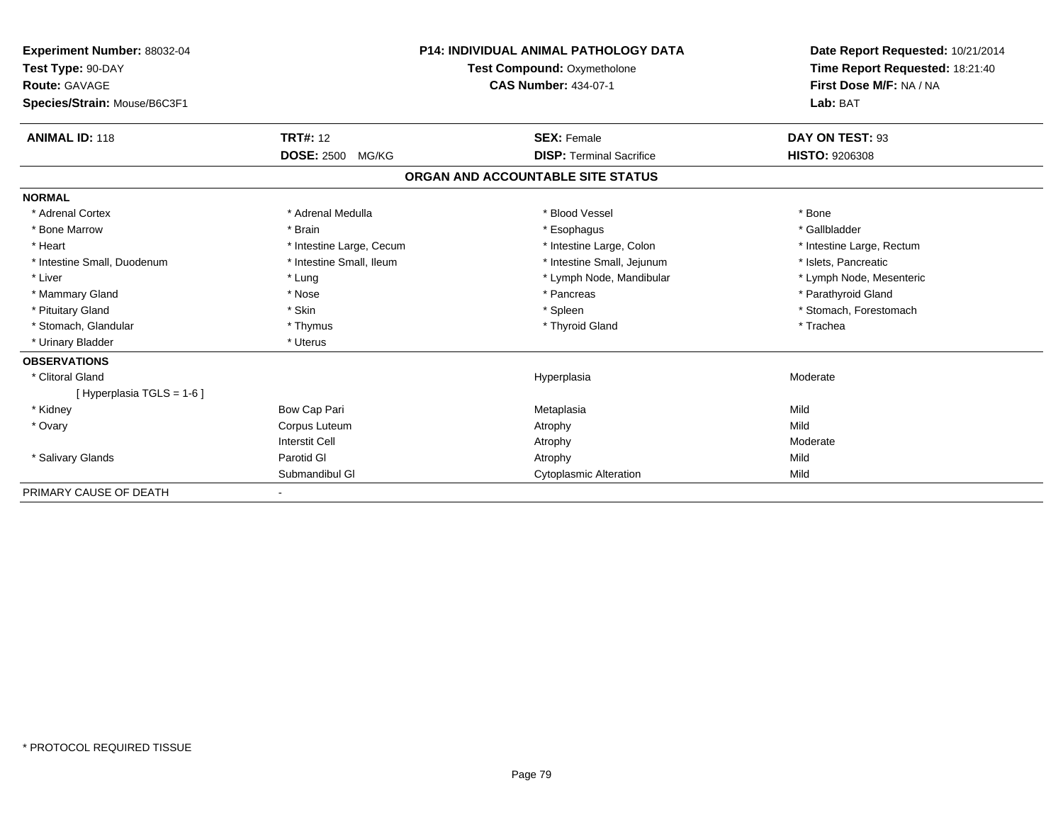**Experiment Number:** 88032-04
**Test Type:** 90-DAY
**Route:** GAVAGE
**Species/Strain:** Mouse/B6C3F1

**P14: INDIVIDUAL ANIMAL PATHOLOGY DATA**
**Test Compound:** Oxymetholone
**CAS Number:** 434-07-1

**Date Report Requested:** 10/21/2014
**Time Report Requested:** 18:21:40
**First Dose M/F:** NA / NA
**Lab:** BAT

| **ANIMAL ID:** 118 | **TRT#:** 12 | **SEX:** Female | **DAY ON TEST:** 93 |
|---|---|---|---|
| | **DOSE:** 2500 MG/KG | **DISP:** Terminal Sacrifice | **HISTO:** 9206308 |

## ORGAN AND ACCOUNTABLE SITE STATUS

| | | | |
|---|---|---|---|
| **NORMAL** | | | |
| * Adrenal Cortex | * Adrenal Medulla | * Blood Vessel | * Bone |
| * Bone Marrow | * Brain | * Esophagus | * Gallbladder |
| * Heart | * Intestine Large, Cecum | * Intestine Large, Colon | * Intestine Large, Rectum |
| * Intestine Small, Duodenum | * Intestine Small, Ileum | * Intestine Small, Jejunum | * Islets, Pancreatic |
| * Liver | * Lung | * Lymph Node, Mandibular | * Lymph Node, Mesenteric |
| * Mammary Gland | * Nose | * Pancreas | * Parathyroid Gland |
| * Pituitary Gland | * Skin | * Spleen | * Stomach, Forestomach |
| * Stomach, Glandular | * Thymus | * Thyroid Gland | * Trachea |
| * Urinary Bladder | * Uterus | | |
| **OBSERVATIONS** | | | |
| * Clitoral Gland | | Hyperplasia | Moderate |
| [ Hyperplasia TGLS = 1-6 ] | | | |
| * Kidney | Bow Cap Pari | Metaplasia | Mild |
| * Ovary | Corpus Luteum | Atrophy | Mild |
| | Interstit Cell | Atrophy | Moderate |
| * Salivary Glands | Parotid Gl | Atrophy | Mild |
| | Submandibul Gl | Cytoplasmic Alteration | Mild |
| PRIMARY CAUSE OF DEATH | - | | |

* PROTOCOL REQUIRED TISSUE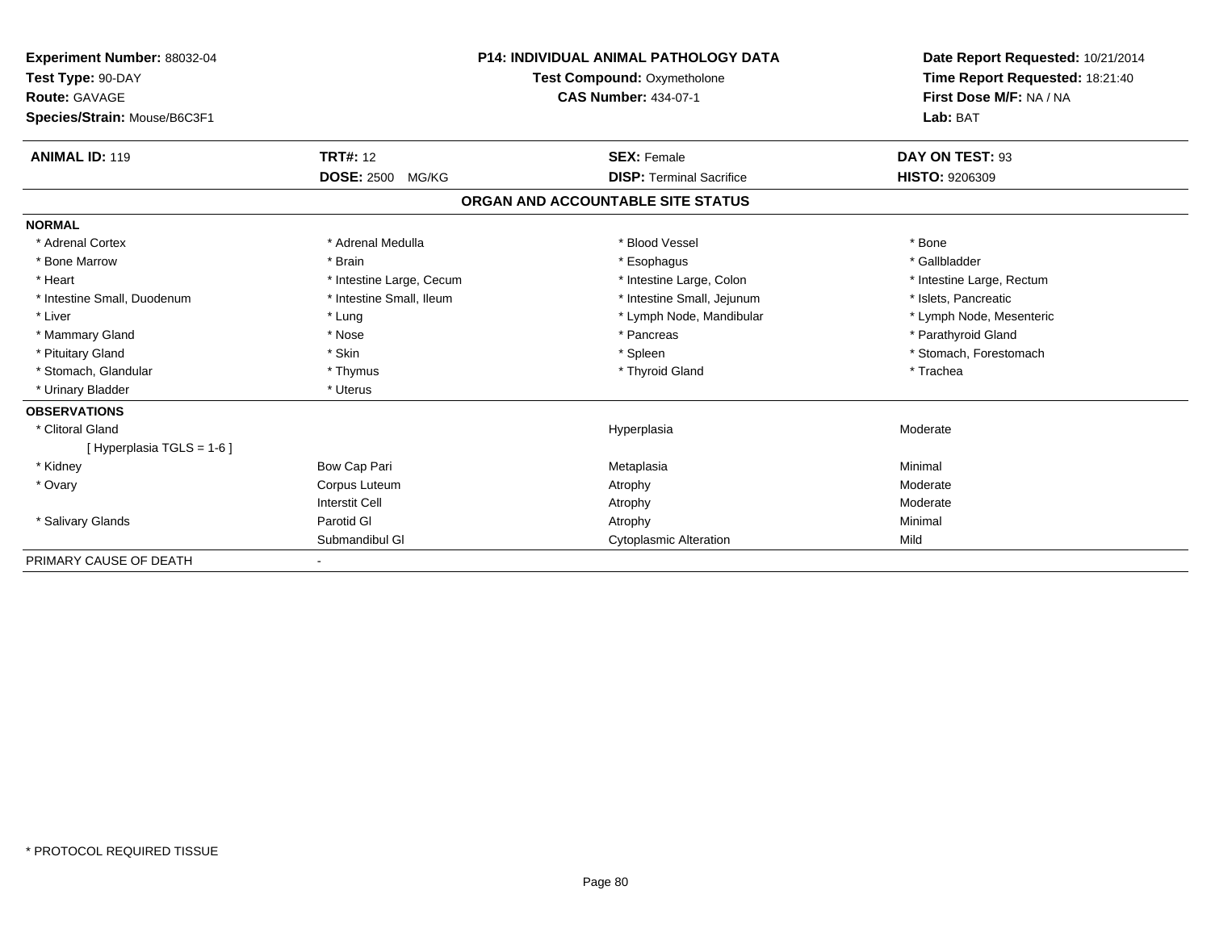**Experiment Number:** 88032-04
**Test Type:** 90-DAY
**Route:** GAVAGE
**Species/Strain:** Mouse/B6C3F1

**P14: INDIVIDUAL ANIMAL PATHOLOGY DATA**
**Test Compound:** Oxymetholone
**CAS Number:** 434-07-1

**Date Report Requested:** 10/21/2014
**Time Report Requested:** 18:21:40
**First Dose M/F:** NA / NA
**Lab:** BAT

| **ANIMAL ID:** 119 | **TRT#:** 12 | **SEX:** Female | **DAY ON TEST:** 93 |
|---|---|---|---|
| | **DOSE:** 2500 MG/KG | **DISP:** Terminal Sacrifice | **HISTO:** 9206309 |

## ORGAN AND ACCOUNTABLE SITE STATUS

| | | | |
|---|---|---|---|
| **NORMAL** | | | |
| * Adrenal Cortex | * Adrenal Medulla | * Blood Vessel | * Bone |
| * Bone Marrow | * Brain | * Esophagus | * Gallbladder |
| * Heart | * Intestine Large, Cecum | * Intestine Large, Colon | * Intestine Large, Rectum |
| * Intestine Small, Duodenum | * Intestine Small, Ileum | * Intestine Small, Jejunum | * Islets, Pancreatic |
| * Liver | * Lung | * Lymph Node, Mandibular | * Lymph Node, Mesenteric |
| * Mammary Gland | * Nose | * Pancreas | * Parathyroid Gland |
| * Pituitary Gland | * Skin | * Spleen | * Stomach, Forestomach |
| * Stomach, Glandular | * Thymus | * Thyroid Gland | * Trachea |
| * Urinary Bladder | * Uterus | | |
| **OBSERVATIONS** | | | |
| * Clitoral Gland | | Hyperplasia | Moderate |
| [ Hyperplasia TGLS = 1-6 ] | | | |
| * Kidney | Bow Cap Pari | Metaplasia | Minimal |
| * Ovary | Corpus Luteum | Atrophy | Moderate |
| | Interstit Cell | Atrophy | Moderate |
| * Salivary Glands | Parotid Gl | Atrophy | Minimal |
| | Submandibul Gl | Cytoplasmic Alteration | Mild |
| PRIMARY CAUSE OF DEATH | - | | |

* PROTOCOL REQUIRED TISSUE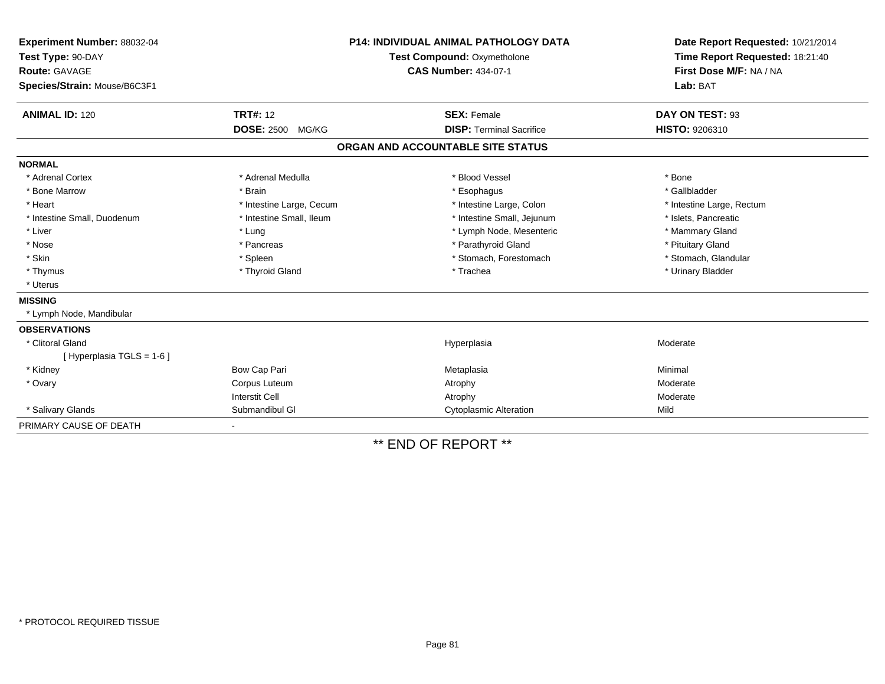**Experiment Number:** 88032-04
**Test Type:** 90-DAY
**Route:** GAVAGE
**Species/Strain:** Mouse/B6C3F1

**P14: INDIVIDUAL ANIMAL PATHOLOGY DATA**
**Test Compound:** Oxymetholone
**CAS Number:** 434-07-1

**Date Report Requested:** 10/21/2014
**Time Report Requested:** 18:21:40
**First Dose M/F:** NA / NA
**Lab:** BAT

| | | | |
|---|---|---|---|
| **ANIMAL ID:** 120 | **TRT#:** 12 | **SEX:** Female | **DAY ON TEST:** 93 |
| | **DOSE:** 2500 MG/KG | **DISP:** Terminal Sacrifice | **HISTO:** 9206310 |

## ORGAN AND ACCOUNTABLE SITE STATUS

**NORMAL**

| | | | |
|---|---|---|---|
| * Adrenal Cortex | * Adrenal Medulla | * Blood Vessel | * Bone |
| * Bone Marrow | * Brain | * Esophagus | * Gallbladder |
| * Heart | * Intestine Large, Cecum | * Intestine Large, Colon | * Intestine Large, Rectum |
| * Intestine Small, Duodenum | * Intestine Small, Ileum | * Intestine Small, Jejunum | * Islets, Pancreatic |
| * Liver | * Lung | * Lymph Node, Mesenteric | * Mammary Gland |
| * Nose | * Pancreas | * Parathyroid Gland | * Pituitary Gland |
| * Skin | * Spleen | * Stomach, Forestomach | * Stomach, Glandular |
| * Thymus | * Thyroid Gland | * Trachea | * Urinary Bladder |
| * Uterus | | | |

**MISSING**

* Lymph Node, Mandibular

**OBSERVATIONS**

| | | | |
|---|---|---|---|
| * Clitoral Gland | | Hyperplasia | Moderate |
| [ Hyperplasia TGLS = 1-6 ] | | | |
| * Kidney | Bow Cap Pari | Metaplasia | Minimal |
| * Ovary | Corpus Luteum | Atrophy | Moderate |
| | Interstit Cell | Atrophy | Moderate |
| * Salivary Glands | Submandibul Gl | Cytoplasmic Alteration | Mild |

PRIMARY CAUSE OF DEATH -

** END OF REPORT **

* PROTOCOL REQUIRED TISSUE